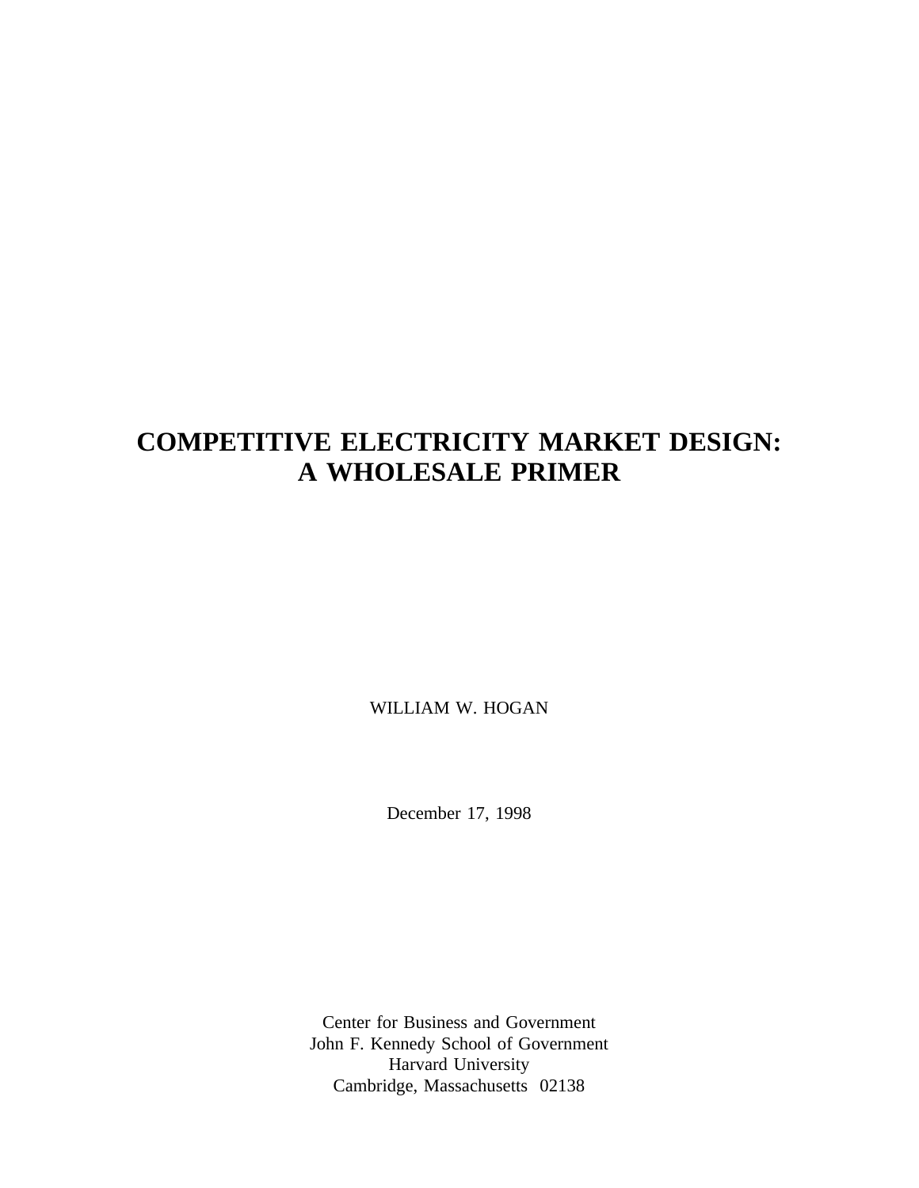# COMPETITIVE ELECTRICITY MARKET DESIGN: A WHOLESALE PRIMER

WILLIAM W. HOGAN

December 17, 1998

Center for Business and Government
John F. Kennedy School of Government
Harvard University
Cambridge, Massachusetts 02138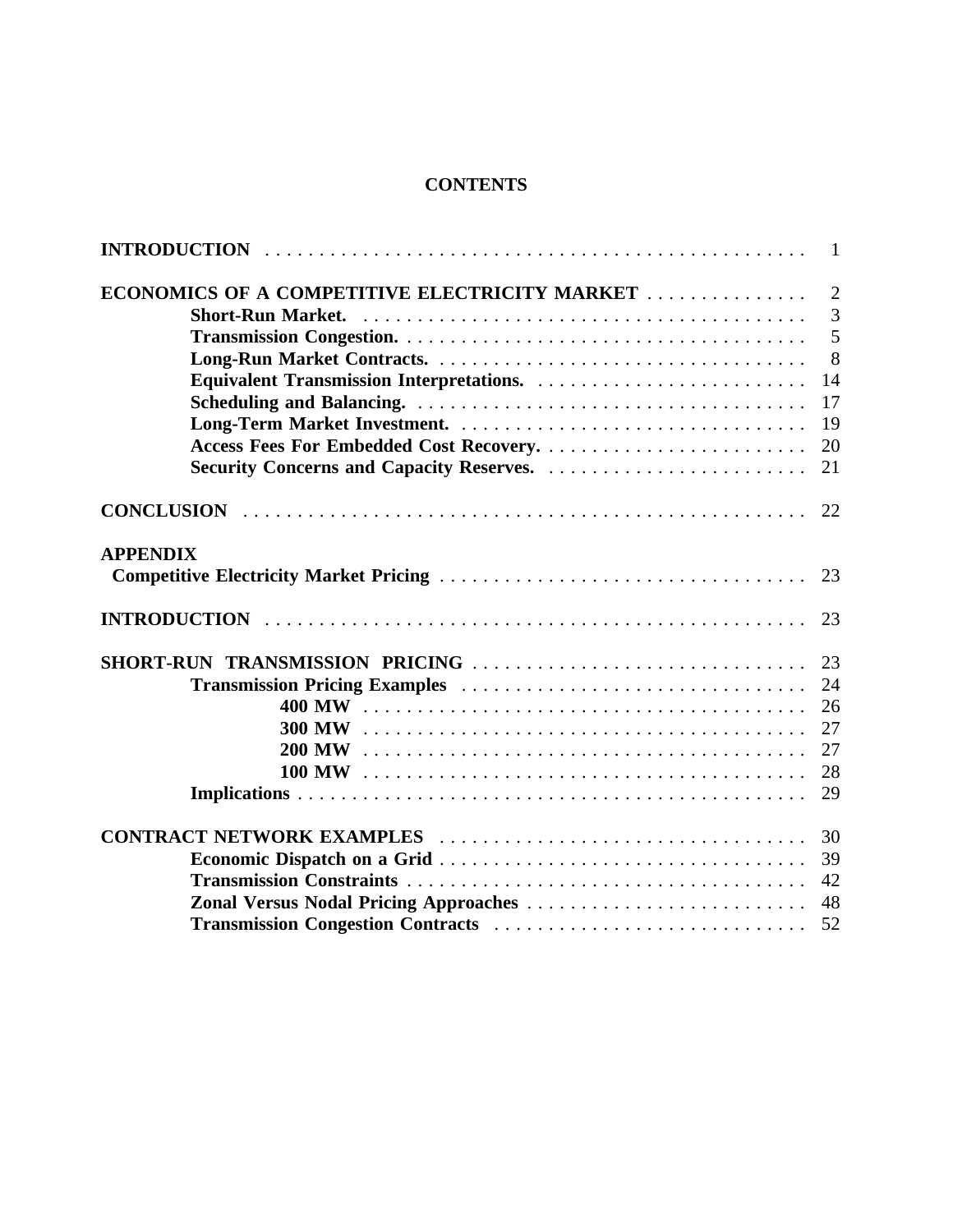# CONTENTS

| | |
|---|---|
| **INTRODUCTION** | 1 |
| **ECONOMICS OF A COMPETITIVE ELECTRICITY MARKET** | 2 |
| **Short-Run Market.** | 3 |
| **Transmission Congestion.** | 5 |
| **Long-Run Market Contracts.** | 8 |
| **Equivalent Transmission Interpretations.** | 14 |
| **Scheduling and Balancing.** | 17 |
| **Long-Term Market Investment.** | 19 |
| **Access Fees For Embedded Cost Recovery.** | 20 |
| **Security Concerns and Capacity Reserves.** | 21 |
| **CONCLUSION** | 22 |
| **APPENDIX** | |
| **Competitive Electricity Market Pricing** | 23 |
| **INTRODUCTION** | 23 |
| **SHORT-RUN TRANSMISSION PRICING** | 23 |
| **Transmission Pricing Examples** | 24 |
| **400 MW** | 26 |
| **300 MW** | 27 |
| **200 MW** | 27 |
| **100 MW** | 28 |
| **Implications** | 29 |
| **CONTRACT NETWORK EXAMPLES** | 30 |
| **Economic Dispatch on a Grid** | 39 |
| **Transmission Constraints** | 42 |
| **Zonal Versus Nodal Pricing Approaches** | 48 |
| **Transmission Congestion Contracts** | 52 |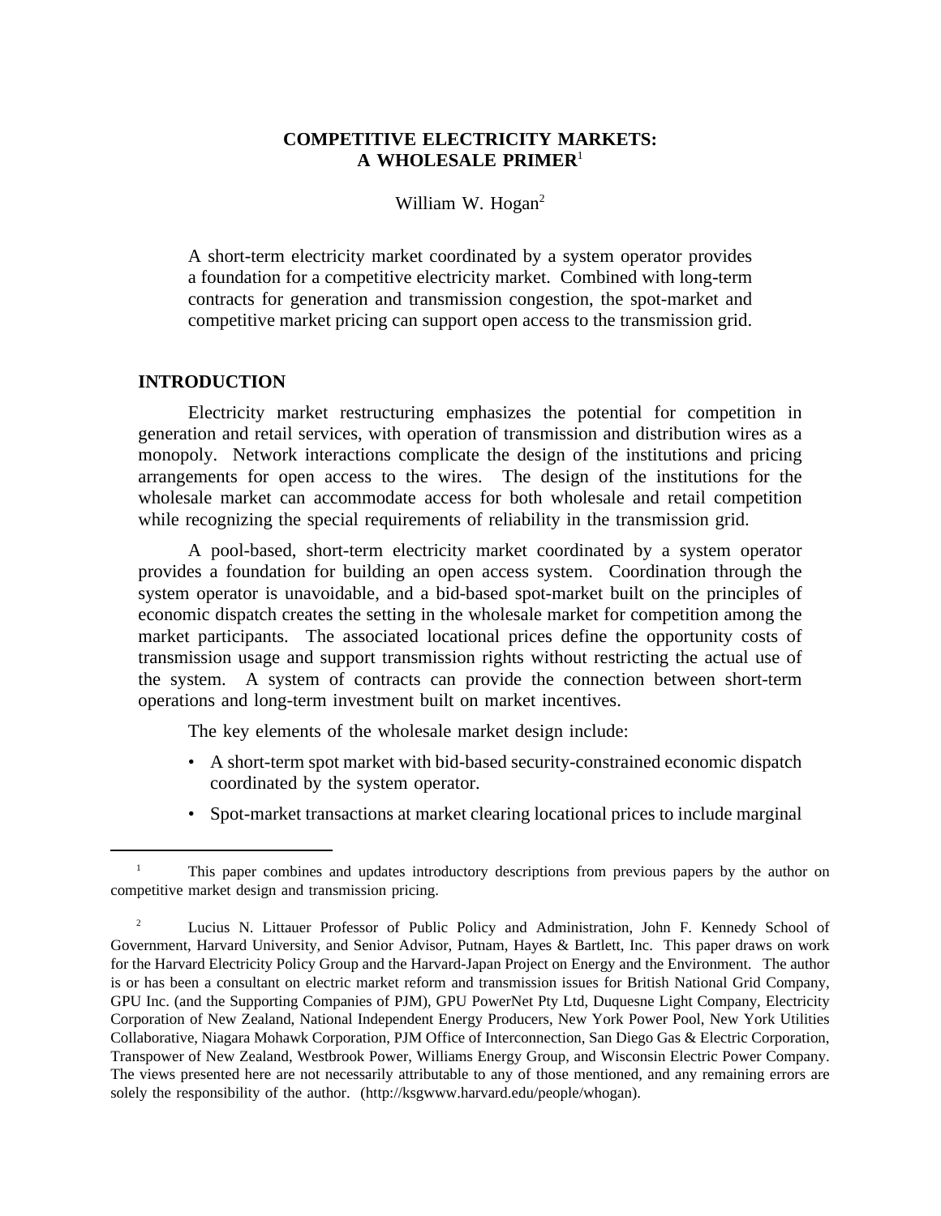# COMPETITIVE ELECTRICITY MARKETS: A WHOLESALE PRIMER[1]

William W. Hogan[2]

A short-term electricity market coordinated by a system operator provides a foundation for a competitive electricity market. Combined with long-term contracts for generation and transmission congestion, the spot-market and competitive market pricing can support open access to the transmission grid.

## INTRODUCTION

Electricity market restructuring emphasizes the potential for competition in generation and retail services, with operation of transmission and distribution wires as a monopoly. Network interactions complicate the design of the institutions and pricing arrangements for open access to the wires. The design of the institutions for the wholesale market can accommodate access for both wholesale and retail competition while recognizing the special requirements of reliability in the transmission grid.

A pool-based, short-term electricity market coordinated by a system operator provides a foundation for building an open access system. Coordination through the system operator is unavoidable, and a bid-based spot-market built on the principles of economic dispatch creates the setting in the wholesale market for competition among the market participants. The associated locational prices define the opportunity costs of transmission usage and support transmission rights without restricting the actual use of the system. A system of contracts can provide the connection between short-term operations and long-term investment built on market incentives.

The key elements of the wholesale market design include:

- A short-term spot market with bid-based security-constrained economic dispatch coordinated by the system operator.
- Spot-market transactions at market clearing locational prices to include marginal

---

[1] This paper combines and updates introductory descriptions from previous papers by the author on competitive market design and transmission pricing.

[2] Lucius N. Littauer Professor of Public Policy and Administration, John F. Kennedy School of Government, Harvard University, and Senior Advisor, Putnam, Hayes & Bartlett, Inc. This paper draws on work for the Harvard Electricity Policy Group and the Harvard-Japan Project on Energy and the Environment. The author is or has been a consultant on electric market reform and transmission issues for British National Grid Company, GPU Inc. (and the Supporting Companies of PJM), GPU PowerNet Pty Ltd, Duquesne Light Company, Electricity Corporation of New Zealand, National Independent Energy Producers, New York Power Pool, New York Utilities Collaborative, Niagara Mohawk Corporation, PJM Office of Interconnection, San Diego Gas & Electric Corporation, Transpower of New Zealand, Westbrook Power, Williams Energy Group, and Wisconsin Electric Power Company. The views presented here are not necessarily attributable to any of those mentioned, and any remaining errors are solely the responsibility of the author. (http://ksgwww.harvard.edu/people/whogan).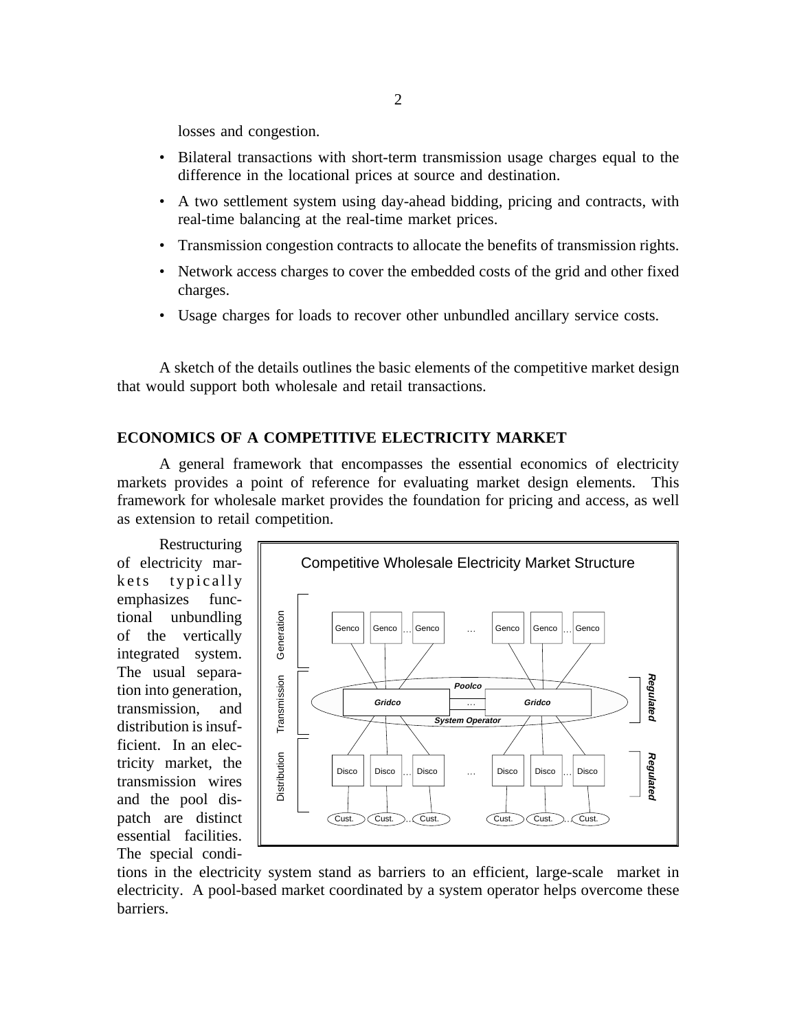losses and congestion.

- Bilateral transactions with short-term transmission usage charges equal to the difference in the locational prices at source and destination.
- A two settlement system using day-ahead bidding, pricing and contracts, with real-time balancing at the real-time market prices.
- Transmission congestion contracts to allocate the benefits of transmission rights.
- Network access charges to cover the embedded costs of the grid and other fixed charges.
- Usage charges for loads to recover other unbundled ancillary service costs.

A sketch of the details outlines the basic elements of the competitive market design that would support both wholesale and retail transactions.

## ECONOMICS OF A COMPETITIVE ELECTRICITY MARKET

A general framework that encompasses the essential economics of electricity markets provides a point of reference for evaluating market design elements. This framework for wholesale market provides the foundation for pricing and access, as well as extension to retail competition.

Restructuring of electricity markets typically emphasizes functional unbundling of the vertically integrated system. The usual separation into generation, transmission, and distribution is insufficient. In an electricity market, the transmission wires and the pool dispatch are distinct essential facilities. The special conditions in the electricity system stand as barriers to an efficient, large-scale market in electricity. A pool-based market coordinated by a system operator helps overcome these barriers.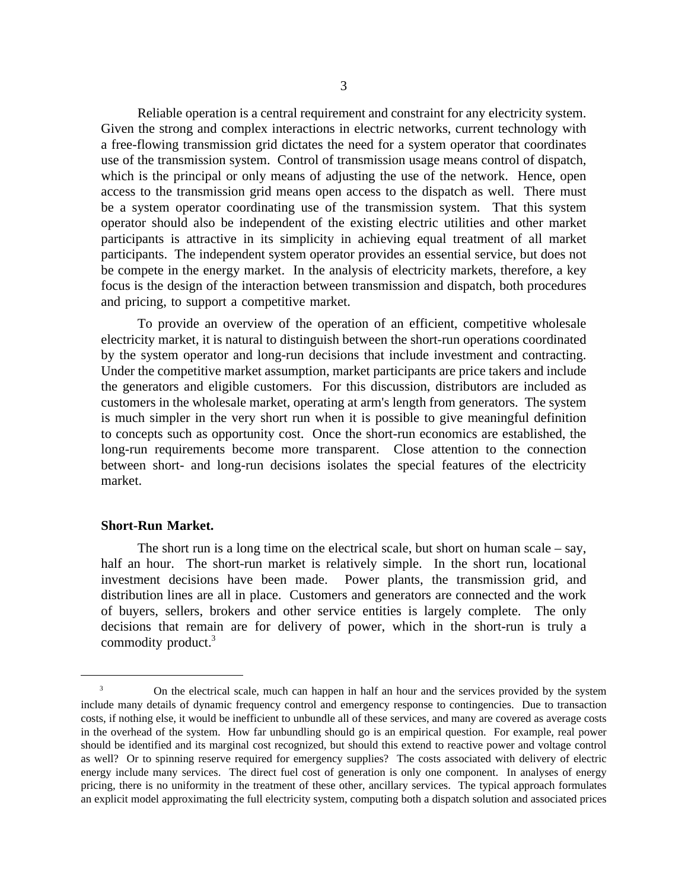Reliable operation is a central requirement and constraint for any electricity system. Given the strong and complex interactions in electric networks, current technology with a free-flowing transmission grid dictates the need for a system operator that coordinates use of the transmission system. Control of transmission usage means control of dispatch, which is the principal or only means of adjusting the use of the network. Hence, open access to the transmission grid means open access to the dispatch as well. There must be a system operator coordinating use of the transmission system. That this system operator should also be independent of the existing electric utilities and other market participants is attractive in its simplicity in achieving equal treatment of all market participants. The independent system operator provides an essential service, but does not be compete in the energy market. In the analysis of electricity markets, therefore, a key focus is the design of the interaction between transmission and dispatch, both procedures and pricing, to support a competitive market.

To provide an overview of the operation of an efficient, competitive wholesale electricity market, it is natural to distinguish between the short-run operations coordinated by the system operator and long-run decisions that include investment and contracting. Under the competitive market assumption, market participants are price takers and include the generators and eligible customers. For this discussion, distributors are included as customers in the wholesale market, operating at arm's length from generators. The system is much simpler in the very short run when it is possible to give meaningful definition to concepts such as opportunity cost. Once the short-run economics are established, the long-run requirements become more transparent. Close attention to the connection between short- and long-run decisions isolates the special features of the electricity market.

**Short-Run Market.**

The short run is a long time on the electrical scale, but short on human scale – say, half an hour. The short-run market is relatively simple. In the short run, locational investment decisions have been made. Power plants, the transmission grid, and distribution lines are all in place. Customers and generators are connected and the work of buyers, sellers, brokers and other service entities is largely complete. The only decisions that remain are for delivery of power, which in the short-run is truly a commodity product.[3]

---

[3] On the electrical scale, much can happen in half an hour and the services provided by the system include many details of dynamic frequency control and emergency response to contingencies. Due to transaction costs, if nothing else, it would be inefficient to unbundle all of these services, and many are covered as average costs in the overhead of the system. How far unbundling should go is an empirical question. For example, real power should be identified and its marginal cost recognized, but should this extend to reactive power and voltage control as well? Or to spinning reserve required for emergency supplies? The costs associated with delivery of electric energy include many services. The direct fuel cost of generation is only one component. In analyses of energy pricing, there is no uniformity in the treatment of these other, ancillary services. The typical approach formulates an explicit model approximating the full electricity system, computing both a dispatch solution and associated prices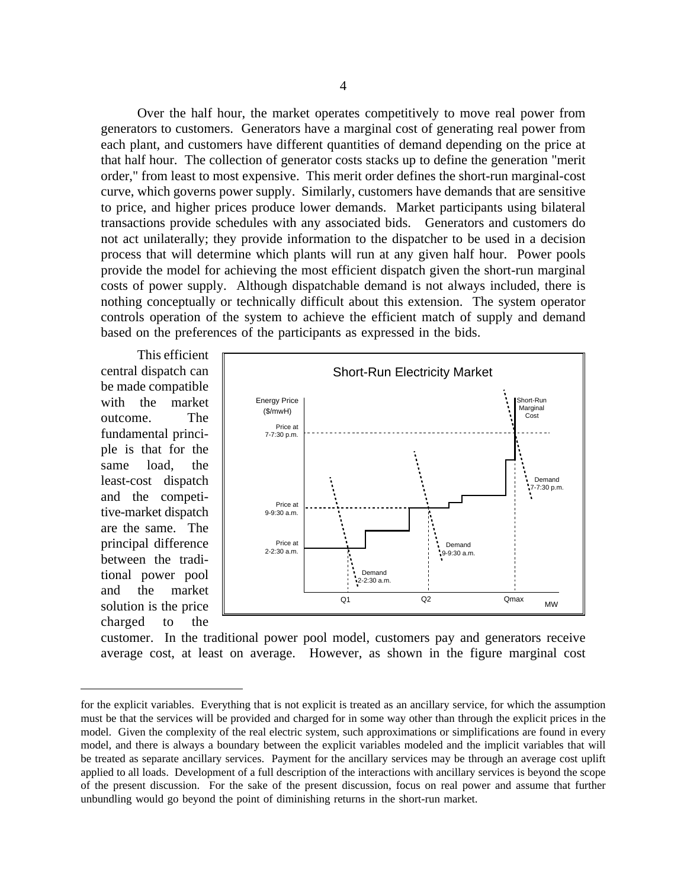Over the half hour, the market operates competitively to move real power from generators to customers. Generators have a marginal cost of generating real power from each plant, and customers have different quantities of demand depending on the price at that half hour. The collection of generator costs stacks up to define the generation "merit order," from least to most expensive. This merit order defines the short-run marginal-cost curve, which governs power supply. Similarly, customers have demands that are sensitive to price, and higher prices produce lower demands. Market participants using bilateral transactions provide schedules with any associated bids. Generators and customers do not act unilaterally; they provide information to the dispatcher to be used in a decision process that will determine which plants will run at any given half hour. Power pools provide the model for achieving the most efficient dispatch given the short-run marginal costs of power supply. Although dispatchable demand is not always included, there is nothing conceptually or technically difficult about this extension. The system operator controls operation of the system to achieve the efficient match of supply and demand based on the preferences of the participants as expressed in the bids.

This efficient central dispatch can be made compatible with the market outcome. The fundamental principle is that for the same load, the least-cost dispatch and the competitive-market dispatch are the same. The principal difference between the traditional power pool and the market solution is the price charged to the customer. In the traditional power pool model, customers pay and generators receive average cost, at least on average. However, as shown in the figure marginal cost

---

for the explicit variables. Everything that is not explicit is treated as an ancillary service, for which the assumption must be that the services will be provided and charged for in some way other than through the explicit prices in the model. Given the complexity of the real electric system, such approximations or simplifications are found in every model, and there is always a boundary between the explicit variables modeled and the implicit variables that will be treated as separate ancillary services. Payment for the ancillary services may be through an average cost uplift applied to all loads. Development of a full description of the interactions with ancillary services is beyond the scope of the present discussion. For the sake of the present discussion, focus on real power and assume that further unbundling would go beyond the point of diminishing returns in the short-run market.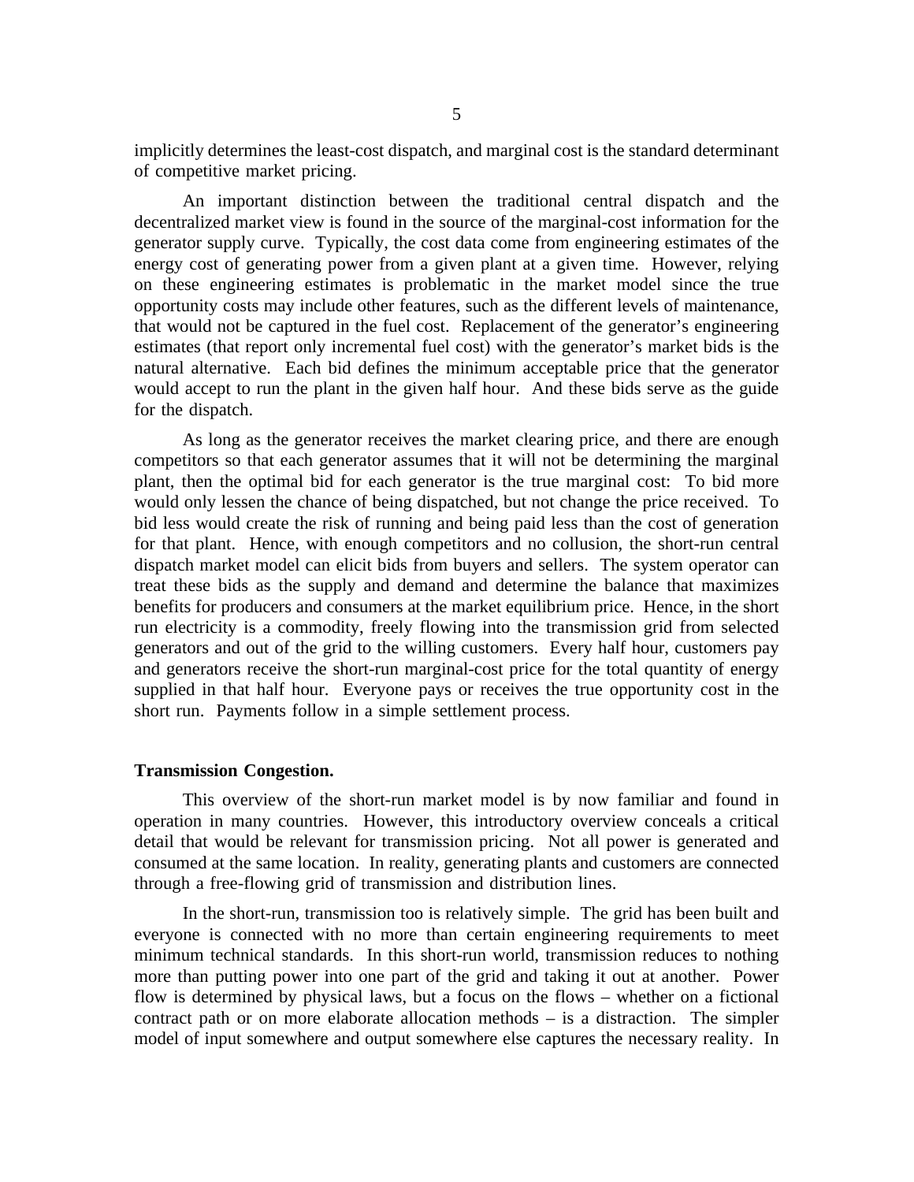implicitly determines the least-cost dispatch, and marginal cost is the standard determinant of competitive market pricing.

An important distinction between the traditional central dispatch and the decentralized market view is found in the source of the marginal-cost information for the generator supply curve. Typically, the cost data come from engineering estimates of the energy cost of generating power from a given plant at a given time. However, relying on these engineering estimates is problematic in the market model since the true opportunity costs may include other features, such as the different levels of maintenance, that would not be captured in the fuel cost. Replacement of the generator's engineering estimates (that report only incremental fuel cost) with the generator's market bids is the natural alternative. Each bid defines the minimum acceptable price that the generator would accept to run the plant in the given half hour. And these bids serve as the guide for the dispatch.

As long as the generator receives the market clearing price, and there are enough competitors so that each generator assumes that it will not be determining the marginal plant, then the optimal bid for each generator is the true marginal cost: To bid more would only lessen the chance of being dispatched, but not change the price received. To bid less would create the risk of running and being paid less than the cost of generation for that plant. Hence, with enough competitors and no collusion, the short-run central dispatch market model can elicit bids from buyers and sellers. The system operator can treat these bids as the supply and demand and determine the balance that maximizes benefits for producers and consumers at the market equilibrium price. Hence, in the short run electricity is a commodity, freely flowing into the transmission grid from selected generators and out of the grid to the willing customers. Every half hour, customers pay and generators receive the short-run marginal-cost price for the total quantity of energy supplied in that half hour. Everyone pays or receives the true opportunity cost in the short run. Payments follow in a simple settlement process.

**Transmission Congestion.**

This overview of the short-run market model is by now familiar and found in operation in many countries. However, this introductory overview conceals a critical detail that would be relevant for transmission pricing. Not all power is generated and consumed at the same location. In reality, generating plants and customers are connected through a free-flowing grid of transmission and distribution lines.

In the short-run, transmission too is relatively simple. The grid has been built and everyone is connected with no more than certain engineering requirements to meet minimum technical standards. In this short-run world, transmission reduces to nothing more than putting power into one part of the grid and taking it out at another. Power flow is determined by physical laws, but a focus on the flows – whether on a fictional contract path or on more elaborate allocation methods – is a distraction. The simpler model of input somewhere and output somewhere else captures the necessary reality. In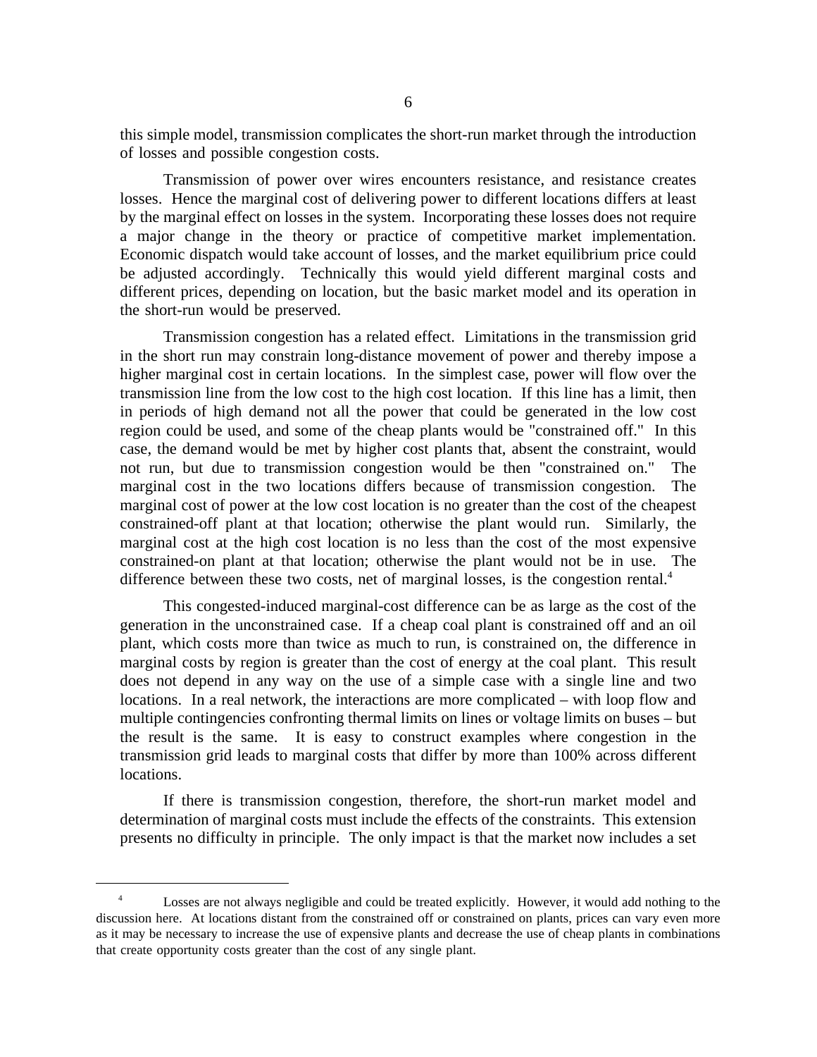this simple model, transmission complicates the short-run market through the introduction of losses and possible congestion costs.

Transmission of power over wires encounters resistance, and resistance creates losses. Hence the marginal cost of delivering power to different locations differs at least by the marginal effect on losses in the system. Incorporating these losses does not require a major change in the theory or practice of competitive market implementation. Economic dispatch would take account of losses, and the market equilibrium price could be adjusted accordingly. Technically this would yield different marginal costs and different prices, depending on location, but the basic market model and its operation in the short-run would be preserved.

Transmission congestion has a related effect. Limitations in the transmission grid in the short run may constrain long-distance movement of power and thereby impose a higher marginal cost in certain locations. In the simplest case, power will flow over the transmission line from the low cost to the high cost location. If this line has a limit, then in periods of high demand not all the power that could be generated in the low cost region could be used, and some of the cheap plants would be "constrained off." In this case, the demand would be met by higher cost plants that, absent the constraint, would not run, but due to transmission congestion would be then "constrained on." The marginal cost in the two locations differs because of transmission congestion. The marginal cost of power at the low cost location is no greater than the cost of the cheapest constrained-off plant at that location; otherwise the plant would run. Similarly, the marginal cost at the high cost location is no less than the cost of the most expensive constrained-on plant at that location; otherwise the plant would not be in use. The difference between these two costs, net of marginal losses, is the congestion rental.[4]

This congested-induced marginal-cost difference can be as large as the cost of the generation in the unconstrained case. If a cheap coal plant is constrained off and an oil plant, which costs more than twice as much to run, is constrained on, the difference in marginal costs by region is greater than the cost of energy at the coal plant. This result does not depend in any way on the use of a simple case with a single line and two locations. In a real network, the interactions are more complicated – with loop flow and multiple contingencies confronting thermal limits on lines or voltage limits on buses – but the result is the same. It is easy to construct examples where congestion in the transmission grid leads to marginal costs that differ by more than 100% across different locations.

If there is transmission congestion, therefore, the short-run market model and determination of marginal costs must include the effects of the constraints. This extension presents no difficulty in principle. The only impact is that the market now includes a set

---

[4] Losses are not always negligible and could be treated explicitly. However, it would add nothing to the discussion here. At locations distant from the constrained off or constrained on plants, prices can vary even more as it may be necessary to increase the use of expensive plants and decrease the use of cheap plants in combinations that create opportunity costs greater than the cost of any single plant.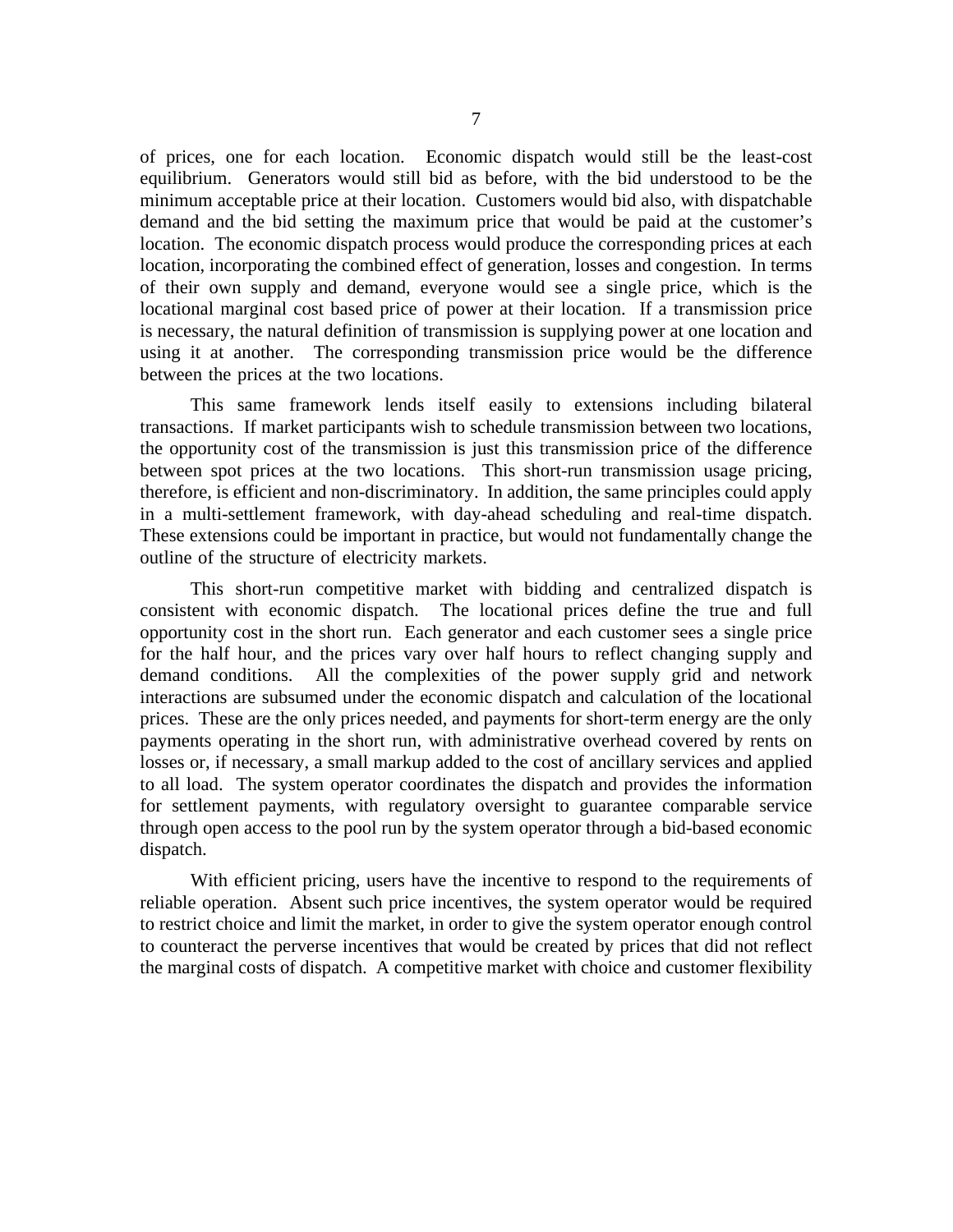of prices, one for each location. Economic dispatch would still be the least-cost equilibrium. Generators would still bid as before, with the bid understood to be the minimum acceptable price at their location. Customers would bid also, with dispatchable demand and the bid setting the maximum price that would be paid at the customer's location. The economic dispatch process would produce the corresponding prices at each location, incorporating the combined effect of generation, losses and congestion. In terms of their own supply and demand, everyone would see a single price, which is the locational marginal cost based price of power at their location. If a transmission price is necessary, the natural definition of transmission is supplying power at one location and using it at another. The corresponding transmission price would be the difference between the prices at the two locations.

This same framework lends itself easily to extensions including bilateral transactions. If market participants wish to schedule transmission between two locations, the opportunity cost of the transmission is just this transmission price of the difference between spot prices at the two locations. This short-run transmission usage pricing, therefore, is efficient and non-discriminatory. In addition, the same principles could apply in a multi-settlement framework, with day-ahead scheduling and real-time dispatch. These extensions could be important in practice, but would not fundamentally change the outline of the structure of electricity markets.

This short-run competitive market with bidding and centralized dispatch is consistent with economic dispatch. The locational prices define the true and full opportunity cost in the short run. Each generator and each customer sees a single price for the half hour, and the prices vary over half hours to reflect changing supply and demand conditions. All the complexities of the power supply grid and network interactions are subsumed under the economic dispatch and calculation of the locational prices. These are the only prices needed, and payments for short-term energy are the only payments operating in the short run, with administrative overhead covered by rents on losses or, if necessary, a small markup added to the cost of ancillary services and applied to all load. The system operator coordinates the dispatch and provides the information for settlement payments, with regulatory oversight to guarantee comparable service through open access to the pool run by the system operator through a bid-based economic dispatch.

With efficient pricing, users have the incentive to respond to the requirements of reliable operation. Absent such price incentives, the system operator would be required to restrict choice and limit the market, in order to give the system operator enough control to counteract the perverse incentives that would be created by prices that did not reflect the marginal costs of dispatch. A competitive market with choice and customer flexibility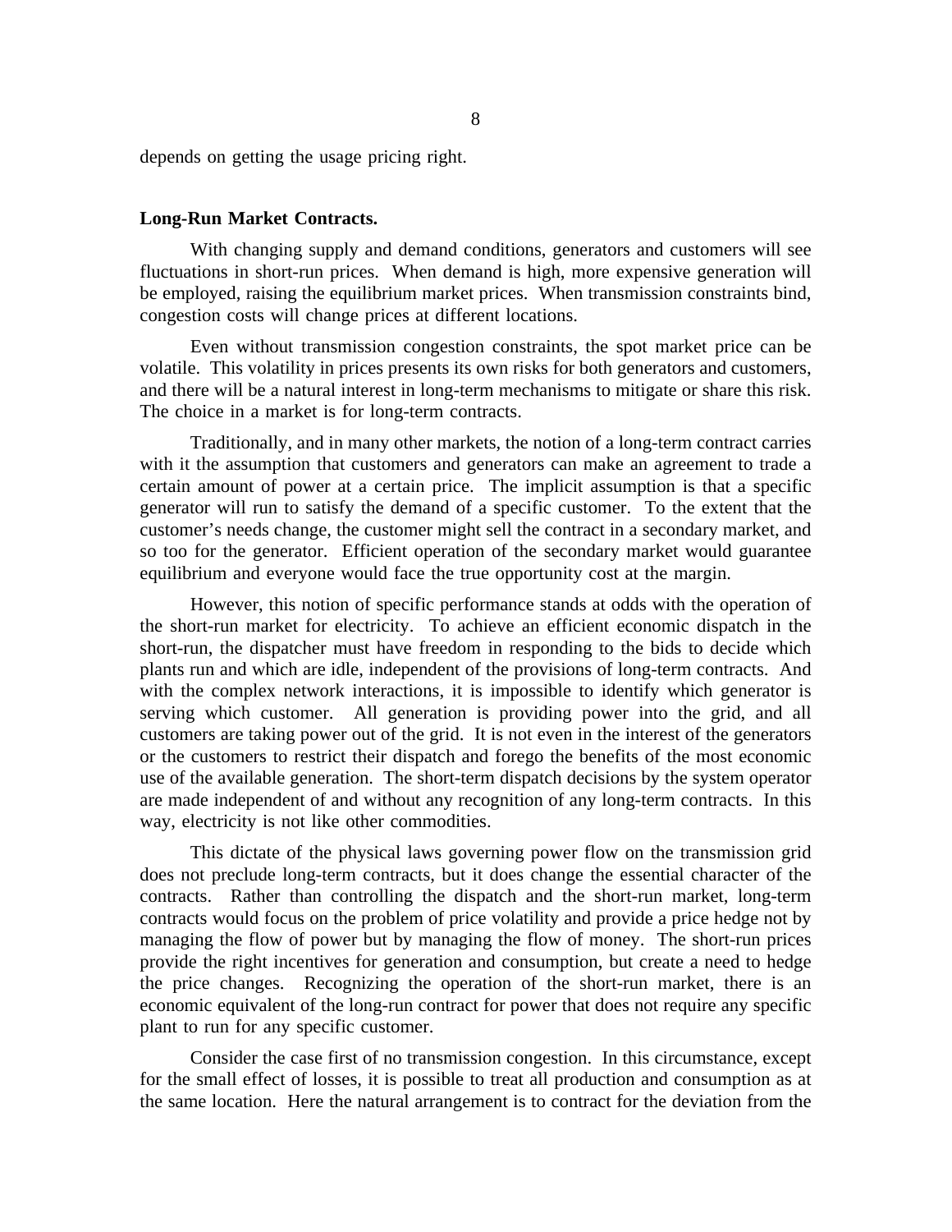depends on getting the usage pricing right.

**Long-Run Market Contracts.**

With changing supply and demand conditions, generators and customers will see fluctuations in short-run prices. When demand is high, more expensive generation will be employed, raising the equilibrium market prices. When transmission constraints bind, congestion costs will change prices at different locations.

Even without transmission congestion constraints, the spot market price can be volatile. This volatility in prices presents its own risks for both generators and customers, and there will be a natural interest in long-term mechanisms to mitigate or share this risk. The choice in a market is for long-term contracts.

Traditionally, and in many other markets, the notion of a long-term contract carries with it the assumption that customers and generators can make an agreement to trade a certain amount of power at a certain price. The implicit assumption is that a specific generator will run to satisfy the demand of a specific customer. To the extent that the customer's needs change, the customer might sell the contract in a secondary market, and so too for the generator. Efficient operation of the secondary market would guarantee equilibrium and everyone would face the true opportunity cost at the margin.

However, this notion of specific performance stands at odds with the operation of the short-run market for electricity. To achieve an efficient economic dispatch in the short-run, the dispatcher must have freedom in responding to the bids to decide which plants run and which are idle, independent of the provisions of long-term contracts. And with the complex network interactions, it is impossible to identify which generator is serving which customer. All generation is providing power into the grid, and all customers are taking power out of the grid. It is not even in the interest of the generators or the customers to restrict their dispatch and forego the benefits of the most economic use of the available generation. The short-term dispatch decisions by the system operator are made independent of and without any recognition of any long-term contracts. In this way, electricity is not like other commodities.

This dictate of the physical laws governing power flow on the transmission grid does not preclude long-term contracts, but it does change the essential character of the contracts. Rather than controlling the dispatch and the short-run market, long-term contracts would focus on the problem of price volatility and provide a price hedge not by managing the flow of power but by managing the flow of money. The short-run prices provide the right incentives for generation and consumption, but create a need to hedge the price changes. Recognizing the operation of the short-run market, there is an economic equivalent of the long-run contract for power that does not require any specific plant to run for any specific customer.

Consider the case first of no transmission congestion. In this circumstance, except for the small effect of losses, it is possible to treat all production and consumption as at the same location. Here the natural arrangement is to contract for the deviation from the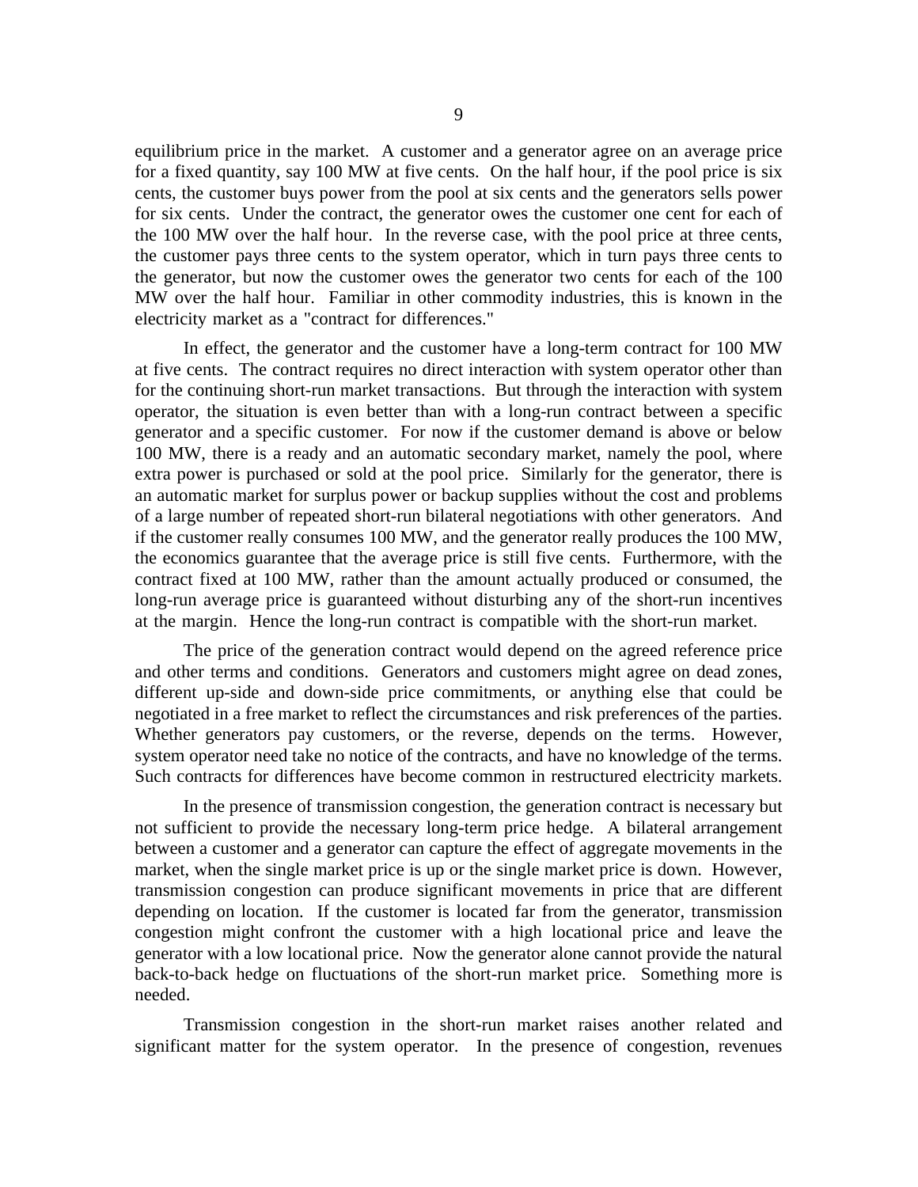equilibrium price in the market. A customer and a generator agree on an average price for a fixed quantity, say 100 MW at five cents. On the half hour, if the pool price is six cents, the customer buys power from the pool at six cents and the generators sells power for six cents. Under the contract, the generator owes the customer one cent for each of the 100 MW over the half hour. In the reverse case, with the pool price at three cents, the customer pays three cents to the system operator, which in turn pays three cents to the generator, but now the customer owes the generator two cents for each of the 100 MW over the half hour. Familiar in other commodity industries, this is known in the electricity market as a "contract for differences."

In effect, the generator and the customer have a long-term contract for 100 MW at five cents. The contract requires no direct interaction with system operator other than for the continuing short-run market transactions. But through the interaction with system operator, the situation is even better than with a long-run contract between a specific generator and a specific customer. For now if the customer demand is above or below 100 MW, there is a ready and an automatic secondary market, namely the pool, where extra power is purchased or sold at the pool price. Similarly for the generator, there is an automatic market for surplus power or backup supplies without the cost and problems of a large number of repeated short-run bilateral negotiations with other generators. And if the customer really consumes 100 MW, and the generator really produces the 100 MW, the economics guarantee that the average price is still five cents. Furthermore, with the contract fixed at 100 MW, rather than the amount actually produced or consumed, the long-run average price is guaranteed without disturbing any of the short-run incentives at the margin. Hence the long-run contract is compatible with the short-run market.

The price of the generation contract would depend on the agreed reference price and other terms and conditions. Generators and customers might agree on dead zones, different up-side and down-side price commitments, or anything else that could be negotiated in a free market to reflect the circumstances and risk preferences of the parties. Whether generators pay customers, or the reverse, depends on the terms. However, system operator need take no notice of the contracts, and have no knowledge of the terms. Such contracts for differences have become common in restructured electricity markets.

In the presence of transmission congestion, the generation contract is necessary but not sufficient to provide the necessary long-term price hedge. A bilateral arrangement between a customer and a generator can capture the effect of aggregate movements in the market, when the single market price is up or the single market price is down. However, transmission congestion can produce significant movements in price that are different depending on location. If the customer is located far from the generator, transmission congestion might confront the customer with a high locational price and leave the generator with a low locational price. Now the generator alone cannot provide the natural back-to-back hedge on fluctuations of the short-run market price. Something more is needed.

Transmission congestion in the short-run market raises another related and significant matter for the system operator. In the presence of congestion, revenues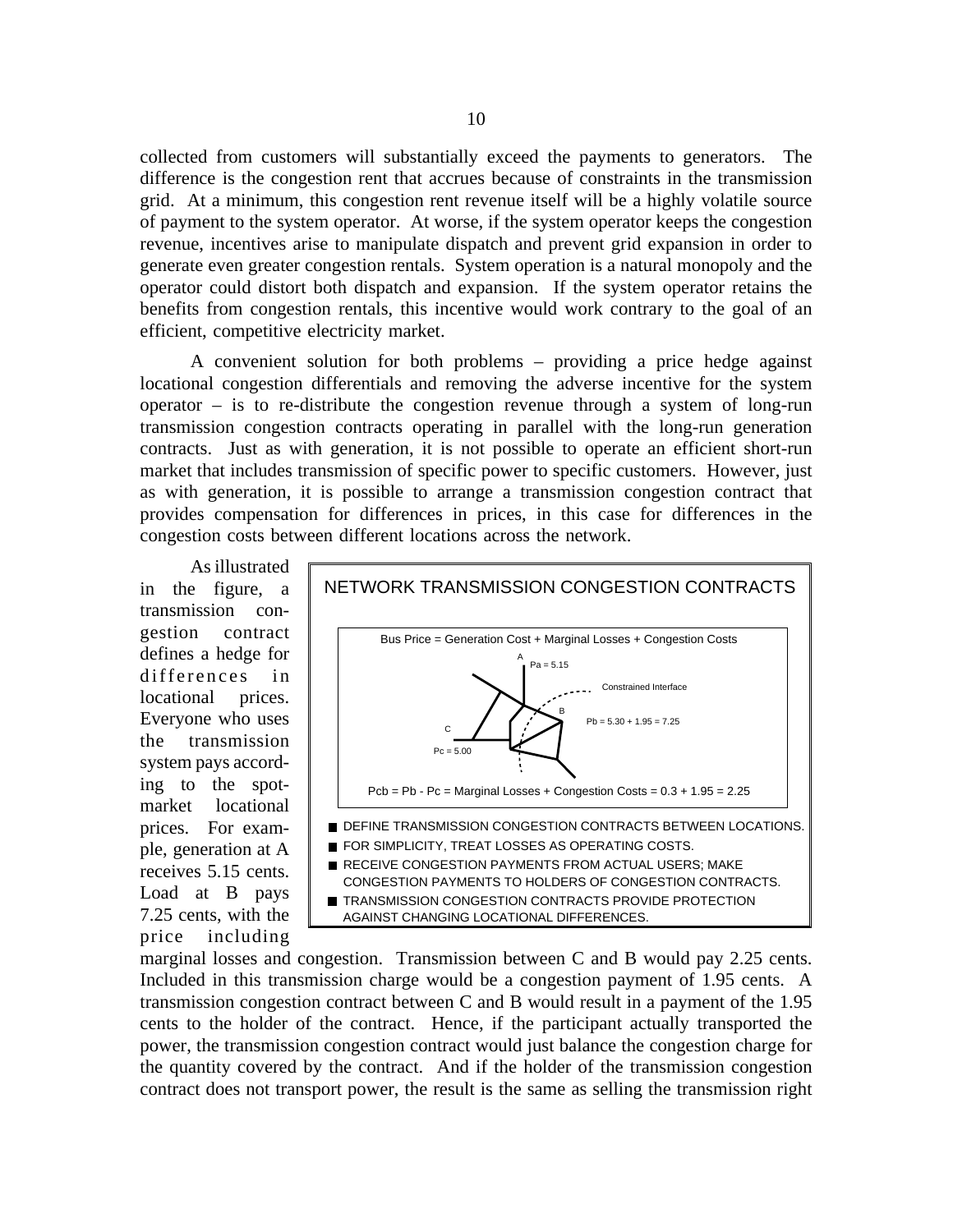collected from customers will substantially exceed the payments to generators. The difference is the congestion rent that accrues because of constraints in the transmission grid. At a minimum, this congestion rent revenue itself will be a highly volatile source of payment to the system operator. At worse, if the system operator keeps the congestion revenue, incentives arise to manipulate dispatch and prevent grid expansion in order to generate even greater congestion rentals. System operation is a natural monopoly and the operator could distort both dispatch and expansion. If the system operator retains the benefits from congestion rentals, this incentive would work contrary to the goal of an efficient, competitive electricity market.

A convenient solution for both problems – providing a price hedge against locational congestion differentials and removing the adverse incentive for the system operator – is to re-distribute the congestion revenue through a system of long-run transmission congestion contracts operating in parallel with the long-run generation contracts. Just as with generation, it is not possible to operate an efficient short-run market that includes transmission of specific power to specific customers. However, just as with generation, it is possible to arrange a transmission congestion contract that provides compensation for differences in prices, in this case for differences in the congestion costs between different locations across the network.

**NETWORK TRANSMISSION CONGESTION CONTRACTS**

Bus Price = Generation Cost + Marginal Losses + Congestion Costs

A: Pa = 5.15

Constrained Interface

B: Pb = 5.30 + 1.95 = 7.25

C: Pc = 5.00

Pcb = Pb - Pc = Marginal Losses + Congestion Costs = 0.3 + 1.95 = 2.25

- DEFINE TRANSMISSION CONGESTION CONTRACTS BETWEEN LOCATIONS.
- FOR SIMPLICITY, TREAT LOSSES AS OPERATING COSTS.
- RECEIVE CONGESTION PAYMENTS FROM ACTUAL USERS; MAKE CONGESTION PAYMENTS TO HOLDERS OF CONGESTION CONTRACTS.
- TRANSMISSION CONGESTION CONTRACTS PROVIDE PROTECTION AGAINST CHANGING LOCATIONAL DIFFERENCES.

As illustrated in the figure, a transmission congestion contract defines a hedge for differences in locational prices. Everyone who uses the transmission system pays according to the spot-market locational prices. For example, generation at A receives 5.15 cents. Load at B pays 7.25 cents, with the price including marginal losses and congestion. Transmission between C and B would pay 2.25 cents. Included in this transmission charge would be a congestion payment of 1.95 cents. A transmission congestion contract between C and B would result in a payment of the 1.95 cents to the holder of the contract. Hence, if the participant actually transported the power, the transmission congestion contract would just balance the congestion charge for the quantity covered by the contract. And if the holder of the transmission congestion contract does not transport power, the result is the same as selling the transmission right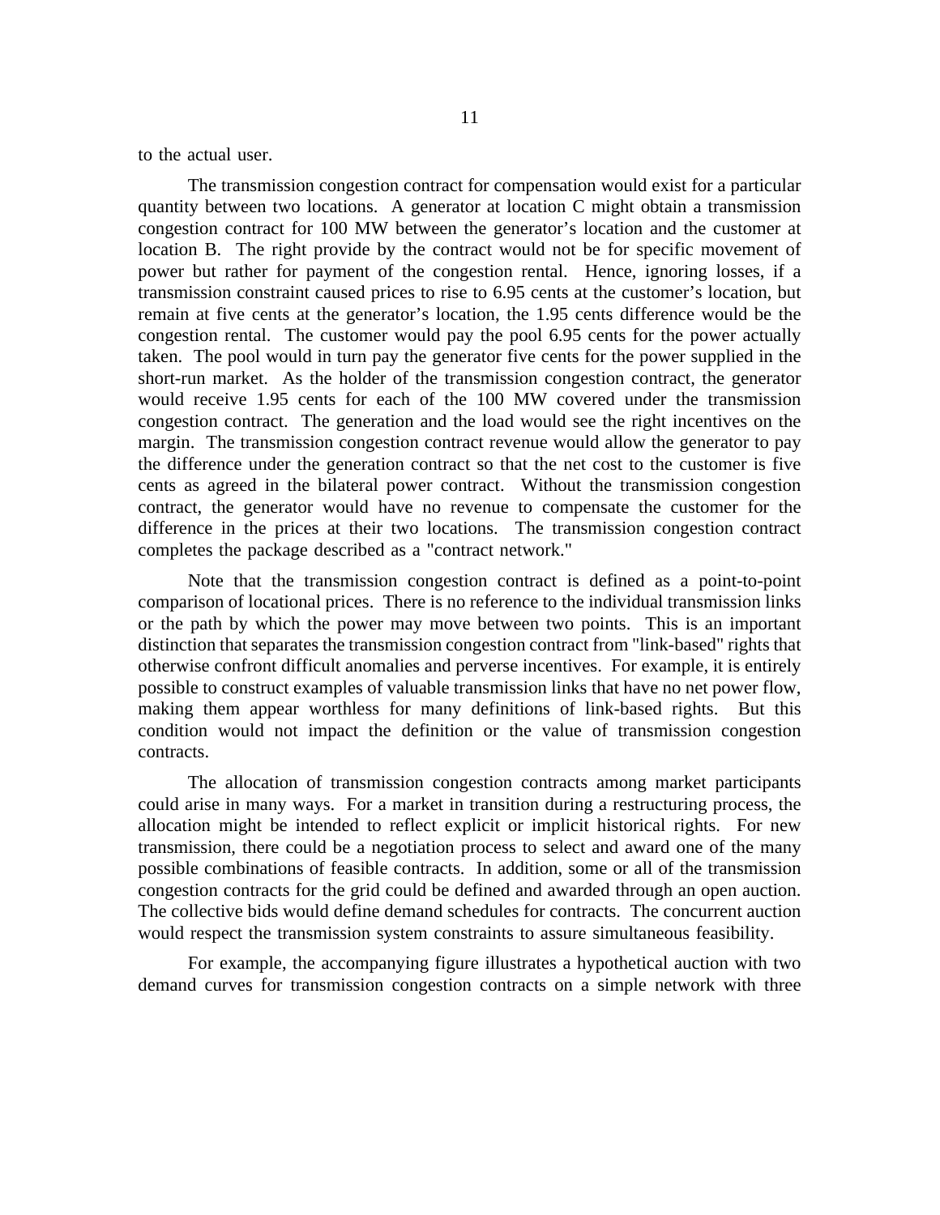to the actual user.

The transmission congestion contract for compensation would exist for a particular quantity between two locations. A generator at location C might obtain a transmission congestion contract for 100 MW between the generator's location and the customer at location B. The right provide by the contract would not be for specific movement of power but rather for payment of the congestion rental. Hence, ignoring losses, if a transmission constraint caused prices to rise to 6.95 cents at the customer's location, but remain at five cents at the generator's location, the 1.95 cents difference would be the congestion rental. The customer would pay the pool 6.95 cents for the power actually taken. The pool would in turn pay the generator five cents for the power supplied in the short-run market. As the holder of the transmission congestion contract, the generator would receive 1.95 cents for each of the 100 MW covered under the transmission congestion contract. The generation and the load would see the right incentives on the margin. The transmission congestion contract revenue would allow the generator to pay the difference under the generation contract so that the net cost to the customer is five cents as agreed in the bilateral power contract. Without the transmission congestion contract, the generator would have no revenue to compensate the customer for the difference in the prices at their two locations. The transmission congestion contract completes the package described as a "contract network."

Note that the transmission congestion contract is defined as a point-to-point comparison of locational prices. There is no reference to the individual transmission links or the path by which the power may move between two points. This is an important distinction that separates the transmission congestion contract from "link-based" rights that otherwise confront difficult anomalies and perverse incentives. For example, it is entirely possible to construct examples of valuable transmission links that have no net power flow, making them appear worthless for many definitions of link-based rights. But this condition would not impact the definition or the value of transmission congestion contracts.

The allocation of transmission congestion contracts among market participants could arise in many ways. For a market in transition during a restructuring process, the allocation might be intended to reflect explicit or implicit historical rights. For new transmission, there could be a negotiation process to select and award one of the many possible combinations of feasible contracts. In addition, some or all of the transmission congestion contracts for the grid could be defined and awarded through an open auction. The collective bids would define demand schedules for contracts. The concurrent auction would respect the transmission system constraints to assure simultaneous feasibility.

For example, the accompanying figure illustrates a hypothetical auction with two demand curves for transmission congestion contracts on a simple network with three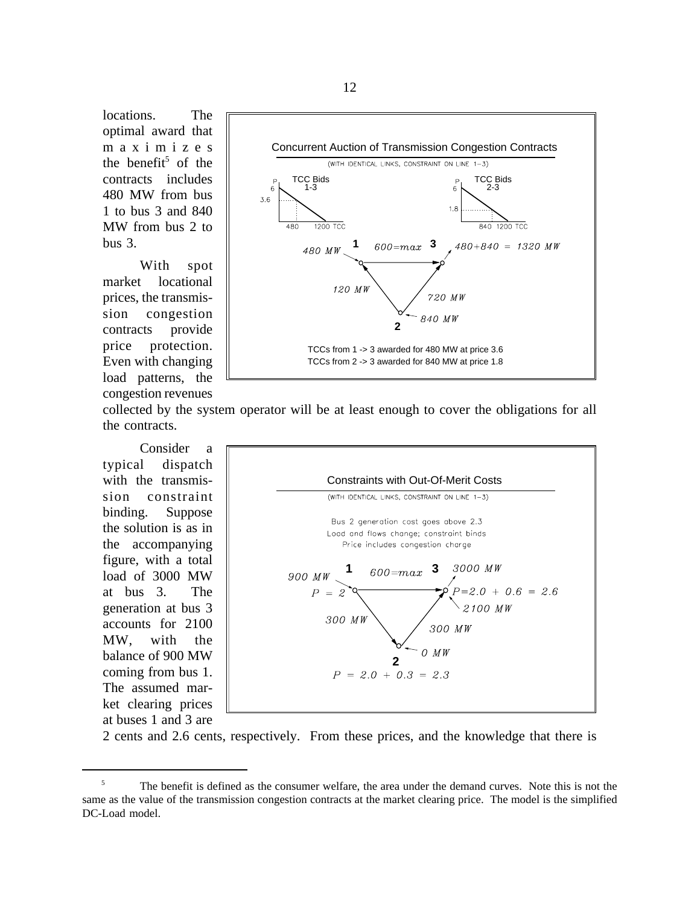locations. The optimal award that maximizes the benefit[5] of the contracts includes 480 MW from bus 1 to bus 3 and 840 MW from bus 2 to bus 3.

With spot market locational prices, the transmission congestion contracts provide price protection. Even with changing load patterns, the congestion revenues collected by the system operator will be at least enough to cover the obligations for all the contracts.

Concurrent Auction of Transmission Congestion Contracts

(WITH IDENTICAL LINKS, CONSTRAINT ON LINE 1–3)

TCCs from 1 -> 3 awarded for 480 MW at price 3.6

TCCs from 2 -> 3 awarded for 840 MW at price 1.8

Consider a typical dispatch with the transmission constraint binding. Suppose the solution is as in the accompanying figure, with a total load of 3000 MW at bus 3. The generation at bus 3 accounts for 2100 MW, with the balance of 900 MW coming from bus 1. The assumed market clearing prices at buses 1 and 3 are 2 cents and 2.6 cents, respectively. From these prices, and the knowledge that there is

Constraints with Out-Of-Merit Costs

(WITH IDENTICAL LINKS, CONSTRAINT ON LINE 1–3)

Bus 2 generation cost goes above 2.3

Load and flows change; constraint binds

Price includes congestion charge

[5] The benefit is defined as the consumer welfare, the area under the demand curves. Note this is not the same as the value of the transmission congestion contracts at the market clearing price. The model is the simplified DC-Load model.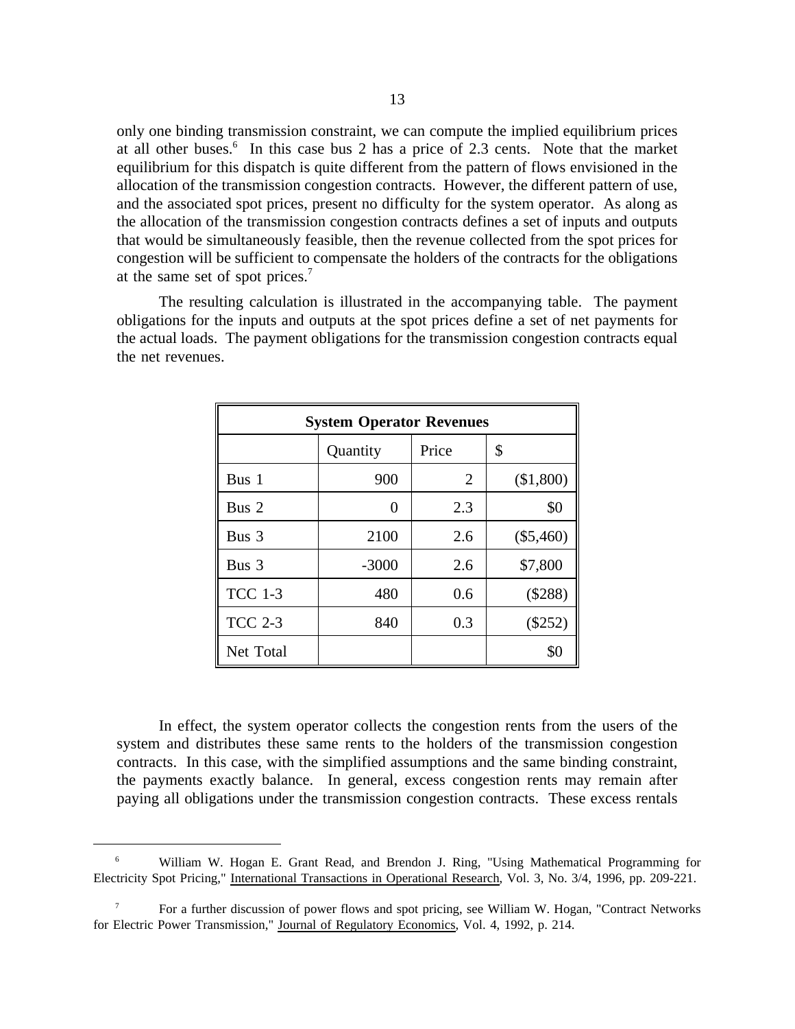only one binding transmission constraint, we can compute the implied equilibrium prices at all other buses.[6] In this case bus 2 has a price of 2.3 cents. Note that the market equilibrium for this dispatch is quite different from the pattern of flows envisioned in the allocation of the transmission congestion contracts. However, the different pattern of use, and the associated spot prices, present no difficulty for the system operator. As along as the allocation of the transmission congestion contracts defines a set of inputs and outputs that would be simultaneously feasible, then the revenue collected from the spot prices for congestion will be sufficient to compensate the holders of the contracts for the obligations at the same set of spot prices.[7]

The resulting calculation is illustrated in the accompanying table. The payment obligations for the inputs and outputs at the spot prices define a set of net payments for the actual loads. The payment obligations for the transmission congestion contracts equal the net revenues.

| **System Operator Revenues** | | | |
|---|---|---|---|
| | Quantity | Price | $ |
| Bus 1 | 900 | 2 | ($1,800) |
| Bus 2 | 0 | 2.3 | $0 |
| Bus 3 | 2100 | 2.6 | ($5,460) |
| Bus 3 | -3000 | 2.6 | $7,800 |
| TCC 1-3 | 480 | 0.6 | ($288) |
| TCC 2-3 | 840 | 0.3 | ($252) |
| Net Total | | | $0 |

In effect, the system operator collects the congestion rents from the users of the system and distributes these same rents to the holders of the transmission congestion contracts. In this case, with the simplified assumptions and the same binding constraint, the payments exactly balance. In general, excess congestion rents may remain after paying all obligations under the transmission congestion contracts. These excess rentals

[6] William W. Hogan E. Grant Read, and Brendon J. Ring, "Using Mathematical Programming for Electricity Spot Pricing," International Transactions in Operational Research, Vol. 3, No. 3/4, 1996, pp. 209-221.

[7] For a further discussion of power flows and spot pricing, see William W. Hogan, "Contract Networks for Electric Power Transmission," Journal of Regulatory Economics, Vol. 4, 1992, p. 214.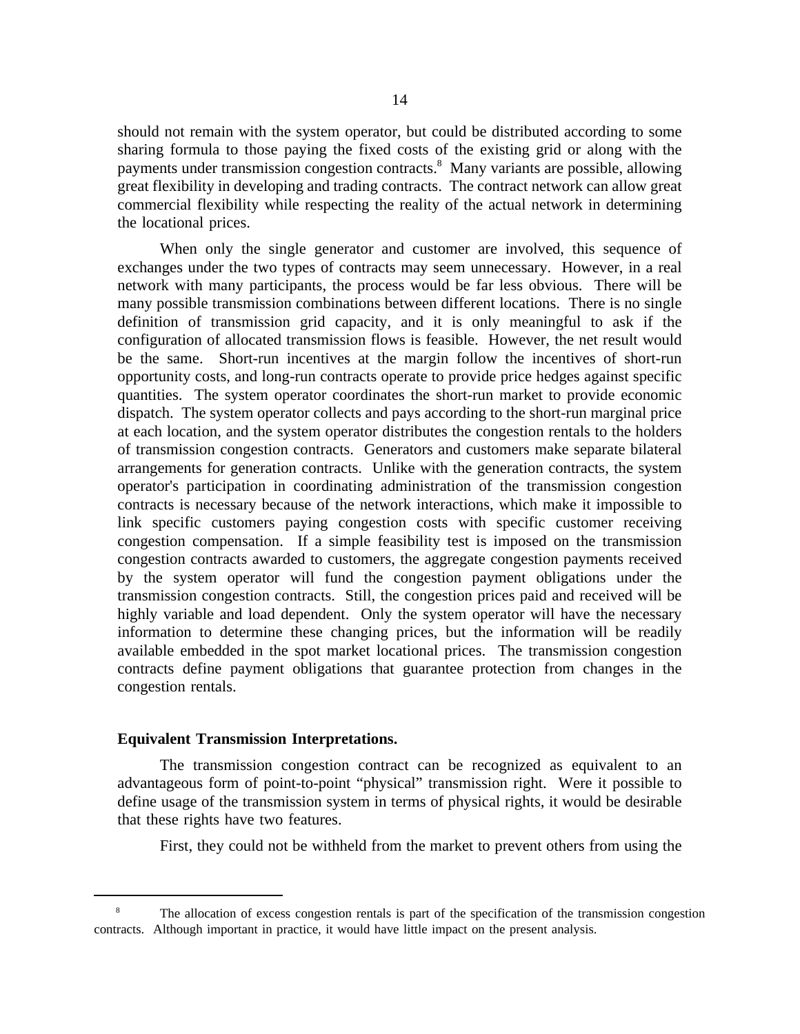should not remain with the system operator, but could be distributed according to some sharing formula to those paying the fixed costs of the existing grid or along with the payments under transmission congestion contracts.[8] Many variants are possible, allowing great flexibility in developing and trading contracts. The contract network can allow great commercial flexibility while respecting the reality of the actual network in determining the locational prices.

When only the single generator and customer are involved, this sequence of exchanges under the two types of contracts may seem unnecessary. However, in a real network with many participants, the process would be far less obvious. There will be many possible transmission combinations between different locations. There is no single definition of transmission grid capacity, and it is only meaningful to ask if the configuration of allocated transmission flows is feasible. However, the net result would be the same. Short-run incentives at the margin follow the incentives of short-run opportunity costs, and long-run contracts operate to provide price hedges against specific quantities. The system operator coordinates the short-run market to provide economic dispatch. The system operator collects and pays according to the short-run marginal price at each location, and the system operator distributes the congestion rentals to the holders of transmission congestion contracts. Generators and customers make separate bilateral arrangements for generation contracts. Unlike with the generation contracts, the system operator's participation in coordinating administration of the transmission congestion contracts is necessary because of the network interactions, which make it impossible to link specific customers paying congestion costs with specific customer receiving congestion compensation. If a simple feasibility test is imposed on the transmission congestion contracts awarded to customers, the aggregate congestion payments received by the system operator will fund the congestion payment obligations under the transmission congestion contracts. Still, the congestion prices paid and received will be highly variable and load dependent. Only the system operator will have the necessary information to determine these changing prices, but the information will be readily available embedded in the spot market locational prices. The transmission congestion contracts define payment obligations that guarantee protection from changes in the congestion rentals.

**Equivalent Transmission Interpretations.**

The transmission congestion contract can be recognized as equivalent to an advantageous form of point-to-point "physical" transmission right. Were it possible to define usage of the transmission system in terms of physical rights, it would be desirable that these rights have two features.

First, they could not be withheld from the market to prevent others from using the

[8] The allocation of excess congestion rentals is part of the specification of the transmission congestion contracts. Although important in practice, it would have little impact on the present analysis.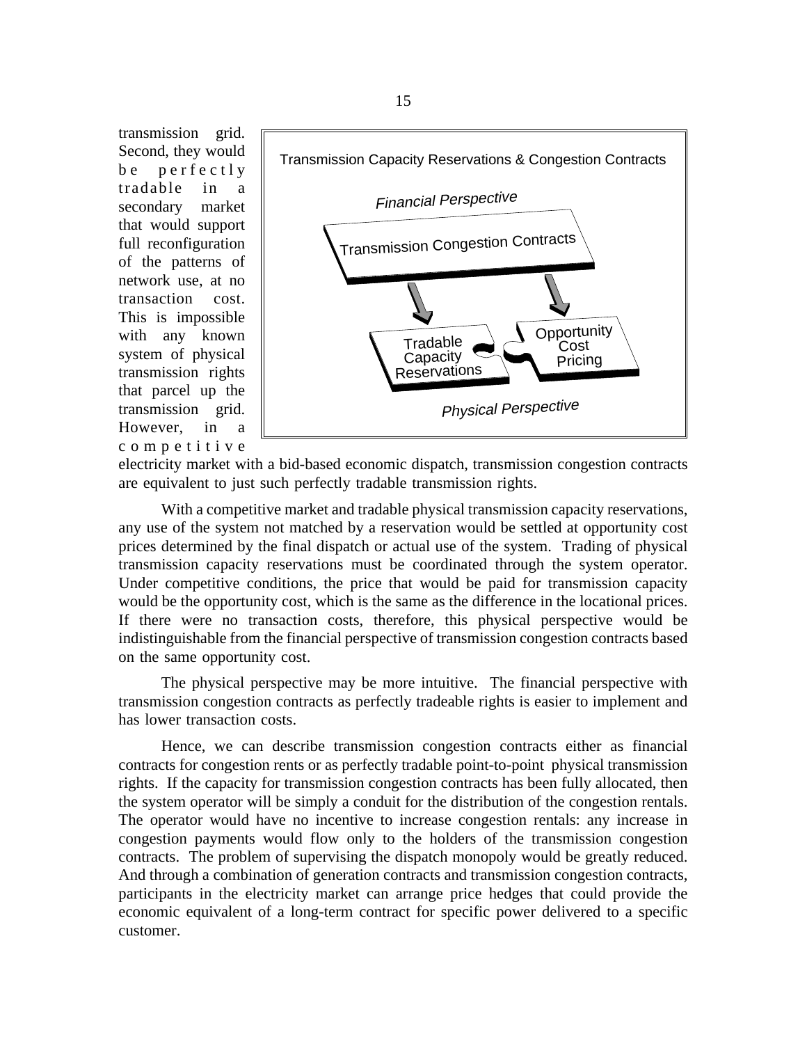transmission grid. Second, they would be perfectly tradable in a secondary market that would support full reconfiguration of the patterns of network use, at no transaction cost. This is impossible with any known system of physical transmission rights that parcel up the transmission grid. However, in a competitive electricity market with a bid-based economic dispatch, transmission congestion contracts are equivalent to just such perfectly tradable transmission rights.

Transmission Capacity Reservations & Congestion Contracts

*Financial Perspective*

Transmission Congestion Contracts

Tradable Capacity Reservations

Opportunity Cost Pricing

*Physical Perspective*

With a competitive market and tradable physical transmission capacity reservations, any use of the system not matched by a reservation would be settled at opportunity cost prices determined by the final dispatch or actual use of the system. Trading of physical transmission capacity reservations must be coordinated through the system operator. Under competitive conditions, the price that would be paid for transmission capacity would be the opportunity cost, which is the same as the difference in the locational prices. If there were no transaction costs, therefore, this physical perspective would be indistinguishable from the financial perspective of transmission congestion contracts based on the same opportunity cost.

The physical perspective may be more intuitive. The financial perspective with transmission congestion contracts as perfectly tradeable rights is easier to implement and has lower transaction costs.

Hence, we can describe transmission congestion contracts either as financial contracts for congestion rents or as perfectly tradable point-to-point physical transmission rights. If the capacity for transmission congestion contracts has been fully allocated, then the system operator will be simply a conduit for the distribution of the congestion rentals. The operator would have no incentive to increase congestion rentals: any increase in congestion payments would flow only to the holders of the transmission congestion contracts. The problem of supervising the dispatch monopoly would be greatly reduced. And through a combination of generation contracts and transmission congestion contracts, participants in the electricity market can arrange price hedges that could provide the economic equivalent of a long-term contract for specific power delivered to a specific customer.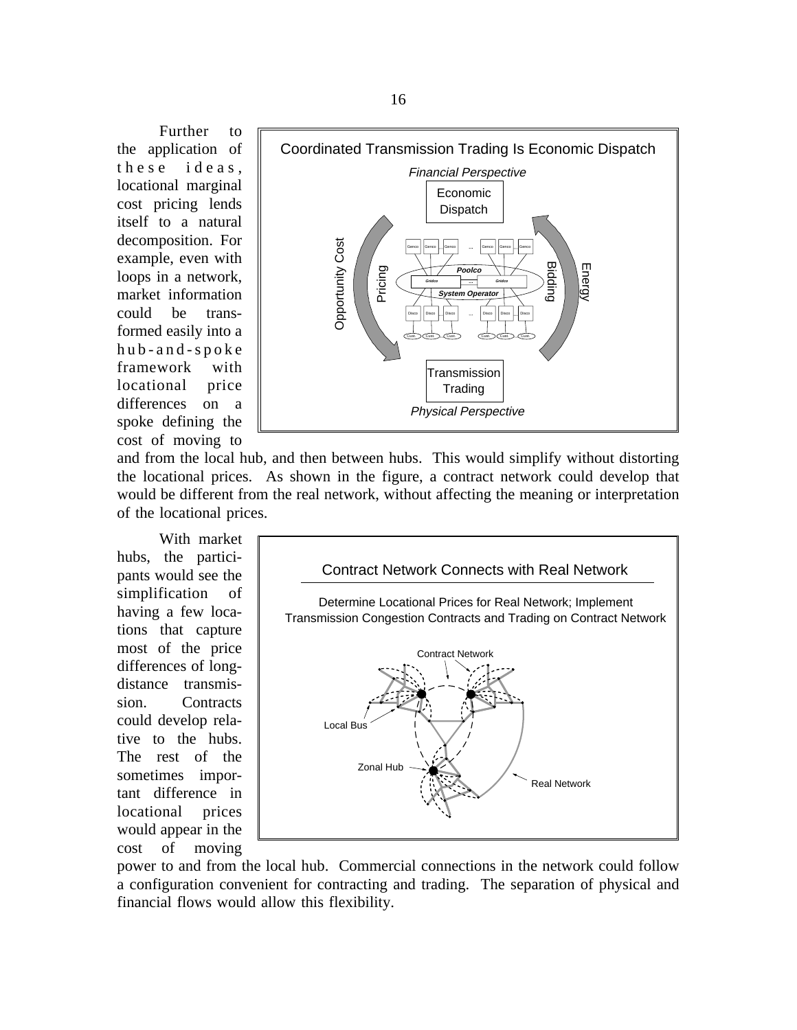Further to the application of these ideas, locational marginal cost pricing lends itself to a natural decomposition. For example, even with loops in a network, market information could be transformed easily into a hub-and-spoke framework with locational price differences on a spoke defining the cost of moving to and from the local hub, and then between hubs. This would simplify without distorting the locational prices. As shown in the figure, a contract network could develop that would be different from the real network, without affecting the meaning or interpretation of the locational prices.

With market hubs, the participants would see the simplification of having a few locations that capture most of the price differences of long-distance transmission. Contracts could develop relative to the hubs. The rest of the sometimes important difference in locational prices would appear in the cost of moving power to and from the local hub. Commercial connections in the network could follow a configuration convenient for contracting and trading. The separation of physical and financial flows would allow this flexibility.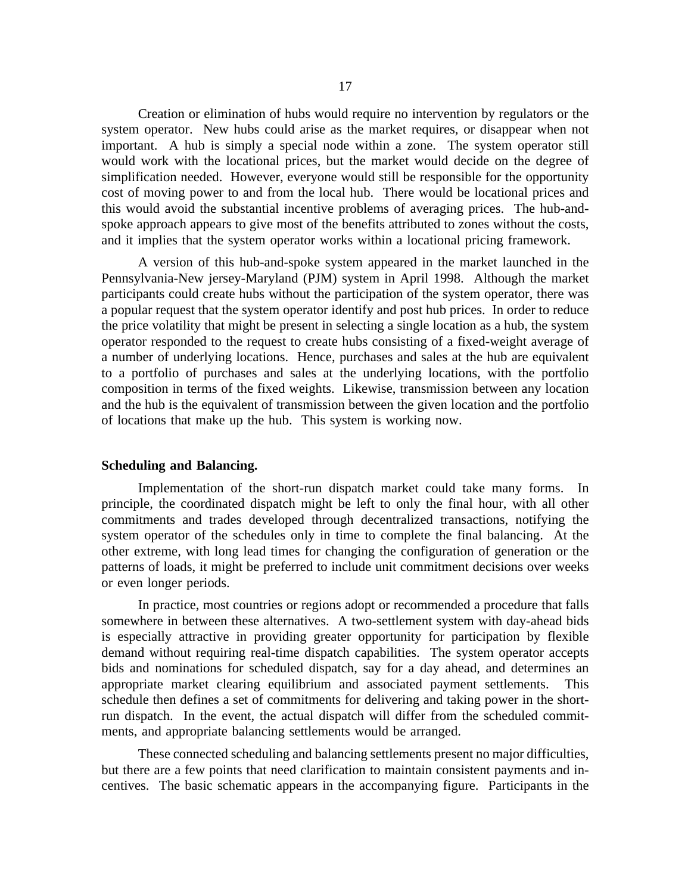Creation or elimination of hubs would require no intervention by regulators or the system operator. New hubs could arise as the market requires, or disappear when not important. A hub is simply a special node within a zone. The system operator still would work with the locational prices, but the market would decide on the degree of simplification needed. However, everyone would still be responsible for the opportunity cost of moving power to and from the local hub. There would be locational prices and this would avoid the substantial incentive problems of averaging prices. The hub-and-spoke approach appears to give most of the benefits attributed to zones without the costs, and it implies that the system operator works within a locational pricing framework.

A version of this hub-and-spoke system appeared in the market launched in the Pennsylvania-New jersey-Maryland (PJM) system in April 1998. Although the market participants could create hubs without the participation of the system operator, there was a popular request that the system operator identify and post hub prices. In order to reduce the price volatility that might be present in selecting a single location as a hub, the system operator responded to the request to create hubs consisting of a fixed-weight average of a number of underlying locations. Hence, purchases and sales at the hub are equivalent to a portfolio of purchases and sales at the underlying locations, with the portfolio composition in terms of the fixed weights. Likewise, transmission between any location and the hub is the equivalent of transmission between the given location and the portfolio of locations that make up the hub. This system is working now.

**Scheduling and Balancing.**

Implementation of the short-run dispatch market could take many forms. In principle, the coordinated dispatch might be left to only the final hour, with all other commitments and trades developed through decentralized transactions, notifying the system operator of the schedules only in time to complete the final balancing. At the other extreme, with long lead times for changing the configuration of generation or the patterns of loads, it might be preferred to include unit commitment decisions over weeks or even longer periods.

In practice, most countries or regions adopt or recommended a procedure that falls somewhere in between these alternatives. A two-settlement system with day-ahead bids is especially attractive in providing greater opportunity for participation by flexible demand without requiring real-time dispatch capabilities. The system operator accepts bids and nominations for scheduled dispatch, say for a day ahead, and determines an appropriate market clearing equilibrium and associated payment settlements. This schedule then defines a set of commitments for delivering and taking power in the short-run dispatch. In the event, the actual dispatch will differ from the scheduled commitments, and appropriate balancing settlements would be arranged.

These connected scheduling and balancing settlements present no major difficulties, but there are a few points that need clarification to maintain consistent payments and incentives. The basic schematic appears in the accompanying figure. Participants in the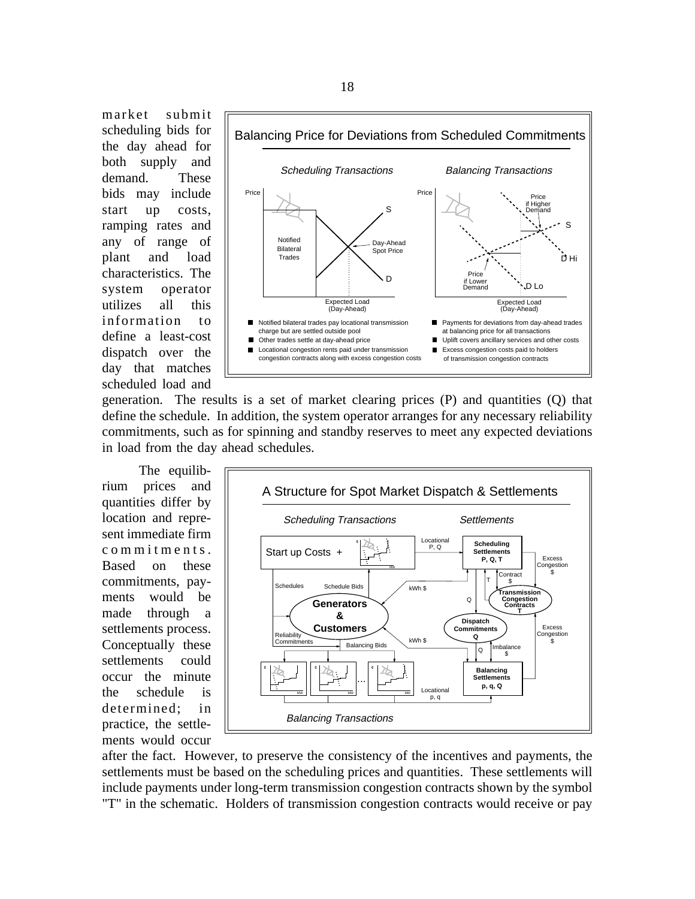market submit scheduling bids for the day ahead for both supply and demand. These bids may include start up costs, ramping rates and any of range of plant and load characteristics. The system operator utilizes all this information to define a least-cost dispatch over the day that matches scheduled load and generation. The results is a set of market clearing prices (P) and quantities (Q) that define the schedule. In addition, the system operator arranges for any necessary reliability commitments, such as for spinning and standby reserves to meet any expected deviations in load from the day ahead schedules.

**Balancing Price for Deviations from Scheduled Commitments**

*Scheduling Transactions*

- Notified bilateral trades pay locational transmission charge but are settled outside pool
- Other trades settle at day-ahead price
- Locational congestion rents paid under transmission congestion contracts along with excess congestion costs

*Balancing Transactions*

- Payments for deviations from day-ahead trades at balancing price for all transactions
- Uplift covers ancillary services and other costs
- Excess congestion costs paid to holders of transmission congestion contracts

The equilibrium prices and quantities differ by location and represent immediate firm commitments. Based on these commitments, payments would be made through a settlements process. Conceptually these settlements could occur the minute the schedule is determined; in practice, the settlements would occur after the fact. However, to preserve the consistency of the incentives and payments, the settlements must be based on the scheduling prices and quantities. These settlements will include payments under long-term transmission congestion contracts shown by the symbol "T" in the schematic. Holders of transmission congestion contracts would receive or pay

**A Structure for Spot Market Dispatch & Settlements**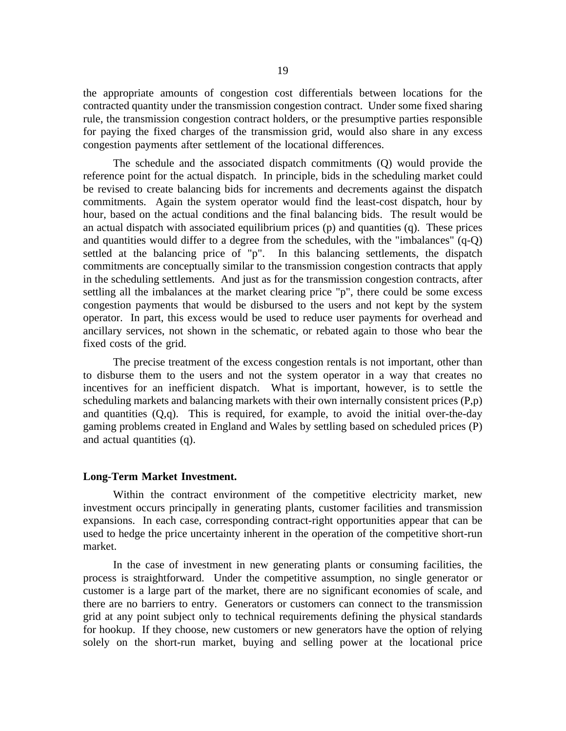the appropriate amounts of congestion cost differentials between locations for the contracted quantity under the transmission congestion contract. Under some fixed sharing rule, the transmission congestion contract holders, or the presumptive parties responsible for paying the fixed charges of the transmission grid, would also share in any excess congestion payments after settlement of the locational differences.

The schedule and the associated dispatch commitments (Q) would provide the reference point for the actual dispatch. In principle, bids in the scheduling market could be revised to create balancing bids for increments and decrements against the dispatch commitments. Again the system operator would find the least-cost dispatch, hour by hour, based on the actual conditions and the final balancing bids. The result would be an actual dispatch with associated equilibrium prices (p) and quantities (q). These prices and quantities would differ to a degree from the schedules, with the "imbalances" (q-Q) settled at the balancing price of "p". In this balancing settlements, the dispatch commitments are conceptually similar to the transmission congestion contracts that apply in the scheduling settlements. And just as for the transmission congestion contracts, after settling all the imbalances at the market clearing price "p", there could be some excess congestion payments that would be disbursed to the users and not kept by the system operator. In part, this excess would be used to reduce user payments for overhead and ancillary services, not shown in the schematic, or rebated again to those who bear the fixed costs of the grid.

The precise treatment of the excess congestion rentals is not important, other than to disburse them to the users and not the system operator in a way that creates no incentives for an inefficient dispatch. What is important, however, is to settle the scheduling markets and balancing markets with their own internally consistent prices (P,p) and quantities (Q,q). This is required, for example, to avoid the initial over-the-day gaming problems created in England and Wales by settling based on scheduled prices (P) and actual quantities (q).

**Long-Term Market Investment.**

Within the contract environment of the competitive electricity market, new investment occurs principally in generating plants, customer facilities and transmission expansions. In each case, corresponding contract-right opportunities appear that can be used to hedge the price uncertainty inherent in the operation of the competitive short-run market.

In the case of investment in new generating plants or consuming facilities, the process is straightforward. Under the competitive assumption, no single generator or customer is a large part of the market, there are no significant economies of scale, and there are no barriers to entry. Generators or customers can connect to the transmission grid at any point subject only to technical requirements defining the physical standards for hookup. If they choose, new customers or new generators have the option of relying solely on the short-run market, buying and selling power at the locational price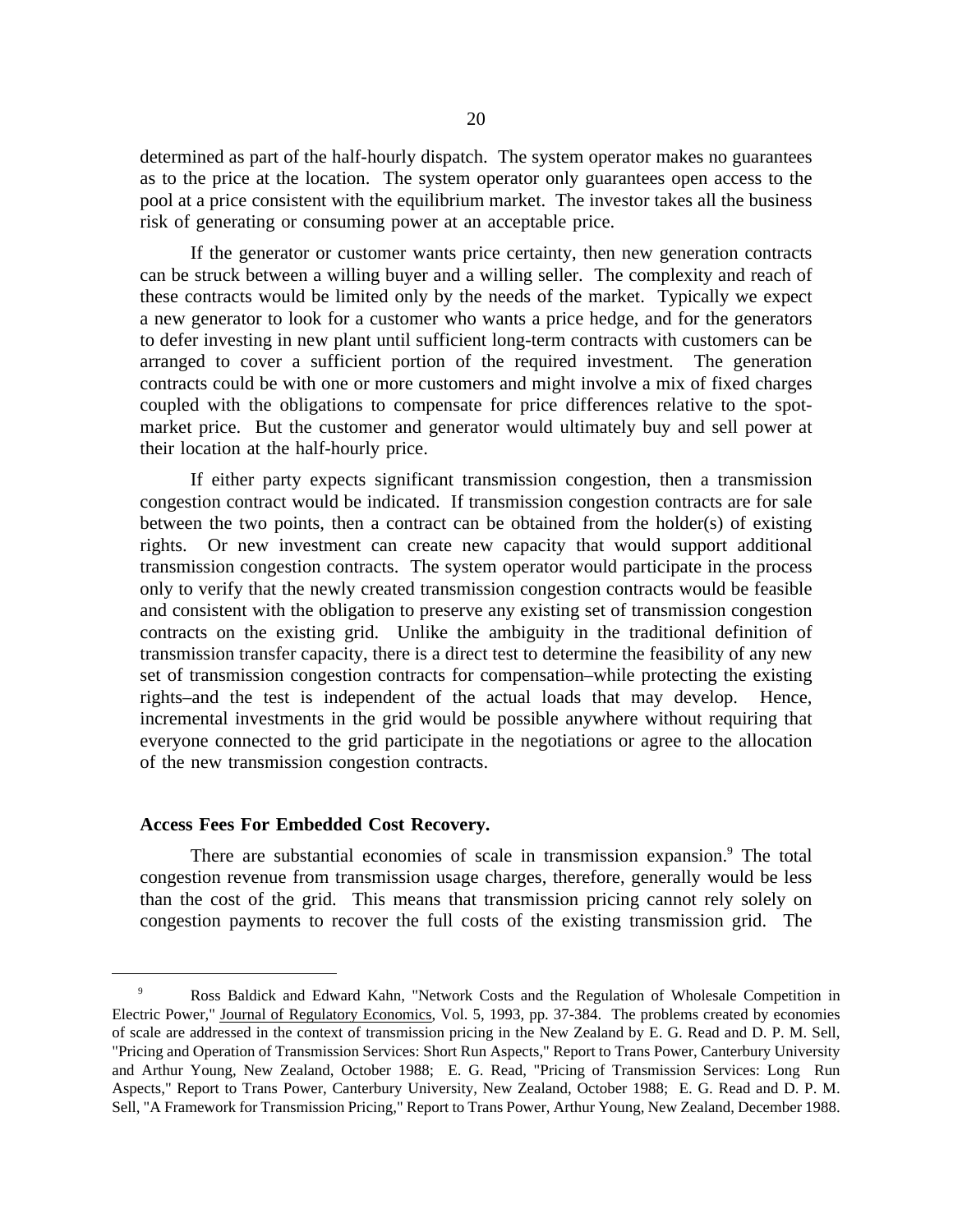determined as part of the half-hourly dispatch. The system operator makes no guarantees as to the price at the location. The system operator only guarantees open access to the pool at a price consistent with the equilibrium market. The investor takes all the business risk of generating or consuming power at an acceptable price.

If the generator or customer wants price certainty, then new generation contracts can be struck between a willing buyer and a willing seller. The complexity and reach of these contracts would be limited only by the needs of the market. Typically we expect a new generator to look for a customer who wants a price hedge, and for the generators to defer investing in new plant until sufficient long-term contracts with customers can be arranged to cover a sufficient portion of the required investment. The generation contracts could be with one or more customers and might involve a mix of fixed charges coupled with the obligations to compensate for price differences relative to the spot-market price. But the customer and generator would ultimately buy and sell power at their location at the half-hourly price.

If either party expects significant transmission congestion, then a transmission congestion contract would be indicated. If transmission congestion contracts are for sale between the two points, then a contract can be obtained from the holder(s) of existing rights. Or new investment can create new capacity that would support additional transmission congestion contracts. The system operator would participate in the process only to verify that the newly created transmission congestion contracts would be feasible and consistent with the obligation to preserve any existing set of transmission congestion contracts on the existing grid. Unlike the ambiguity in the traditional definition of transmission transfer capacity, there is a direct test to determine the feasibility of any new set of transmission congestion contracts for compensation–while protecting the existing rights–and the test is independent of the actual loads that may develop. Hence, incremental investments in the grid would be possible anywhere without requiring that everyone connected to the grid participate in the negotiations or agree to the allocation of the new transmission congestion contracts.

**Access Fees For Embedded Cost Recovery.**

There are substantial economies of scale in transmission expansion.[9] The total congestion revenue from transmission usage charges, therefore, generally would be less than the cost of the grid. This means that transmission pricing cannot rely solely on congestion payments to recover the full costs of the existing transmission grid. The

---

[9] Ross Baldick and Edward Kahn, "Network Costs and the Regulation of Wholesale Competition in Electric Power," Journal of Regulatory Economics, Vol. 5, 1993, pp. 37-384. The problems created by economies of scale are addressed in the context of transmission pricing in the New Zealand by E. G. Read and D. P. M. Sell, "Pricing and Operation of Transmission Services: Short Run Aspects," Report to Trans Power, Canterbury University and Arthur Young, New Zealand, October 1988; E. G. Read, "Pricing of Transmission Services: Long Run Aspects," Report to Trans Power, Canterbury University, New Zealand, October 1988; E. G. Read and D. P. M. Sell, "A Framework for Transmission Pricing," Report to Trans Power, Arthur Young, New Zealand, December 1988.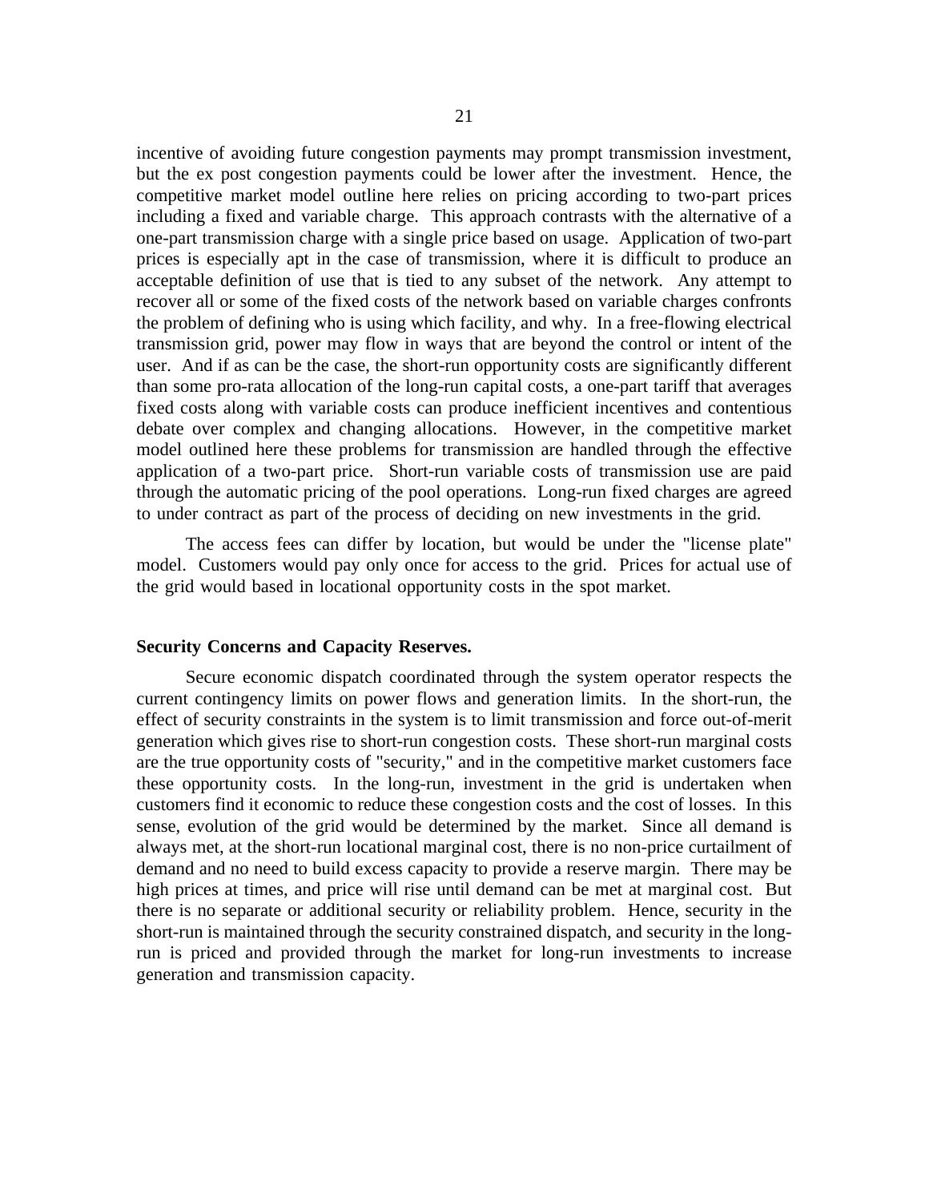incentive of avoiding future congestion payments may prompt transmission investment, but the ex post congestion payments could be lower after the investment. Hence, the competitive market model outline here relies on pricing according to two-part prices including a fixed and variable charge. This approach contrasts with the alternative of a one-part transmission charge with a single price based on usage. Application of two-part prices is especially apt in the case of transmission, where it is difficult to produce an acceptable definition of use that is tied to any subset of the network. Any attempt to recover all or some of the fixed costs of the network based on variable charges confronts the problem of defining who is using which facility, and why. In a free-flowing electrical transmission grid, power may flow in ways that are beyond the control or intent of the user. And if as can be the case, the short-run opportunity costs are significantly different than some pro-rata allocation of the long-run capital costs, a one-part tariff that averages fixed costs along with variable costs can produce inefficient incentives and contentious debate over complex and changing allocations. However, in the competitive market model outlined here these problems for transmission are handled through the effective application of a two-part price. Short-run variable costs of transmission use are paid through the automatic pricing of the pool operations. Long-run fixed charges are agreed to under contract as part of the process of deciding on new investments in the grid.

The access fees can differ by location, but would be under the "license plate" model. Customers would pay only once for access to the grid. Prices for actual use of the grid would based in locational opportunity costs in the spot market.

**Security Concerns and Capacity Reserves.**

Secure economic dispatch coordinated through the system operator respects the current contingency limits on power flows and generation limits. In the short-run, the effect of security constraints in the system is to limit transmission and force out-of-merit generation which gives rise to short-run congestion costs. These short-run marginal costs are the true opportunity costs of "security," and in the competitive market customers face these opportunity costs. In the long-run, investment in the grid is undertaken when customers find it economic to reduce these congestion costs and the cost of losses. In this sense, evolution of the grid would be determined by the market. Since all demand is always met, at the short-run locational marginal cost, there is no non-price curtailment of demand and no need to build excess capacity to provide a reserve margin. There may be high prices at times, and price will rise until demand can be met at marginal cost. But there is no separate or additional security or reliability problem. Hence, security in the short-run is maintained through the security constrained dispatch, and security in the long-run is priced and provided through the market for long-run investments to increase generation and transmission capacity.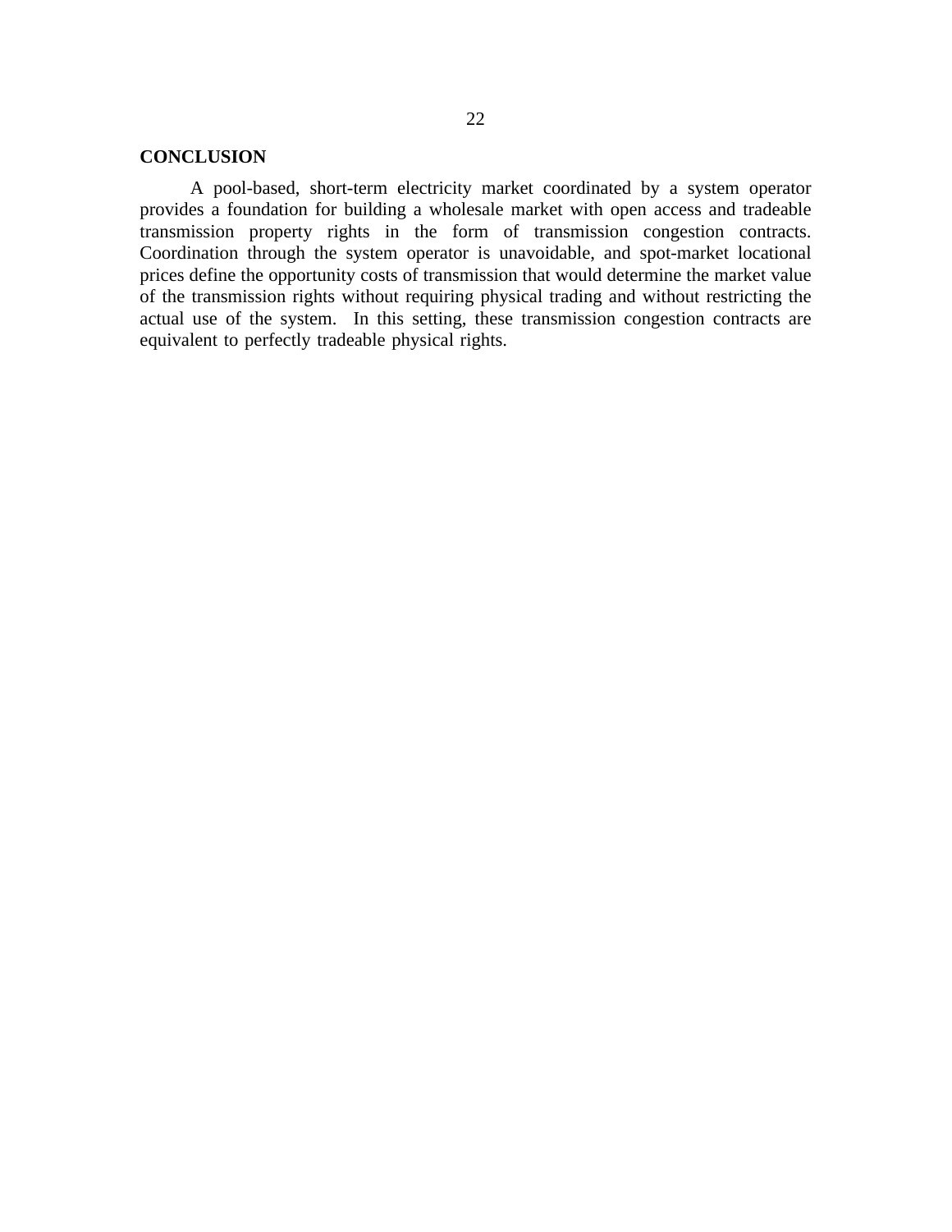## CONCLUSION

A pool-based, short-term electricity market coordinated by a system operator provides a foundation for building a wholesale market with open access and tradeable transmission property rights in the form of transmission congestion contracts. Coordination through the system operator is unavoidable, and spot-market locational prices define the opportunity costs of transmission that would determine the market value of the transmission rights without requiring physical trading and without restricting the actual use of the system. In this setting, these transmission congestion contracts are equivalent to perfectly tradeable physical rights.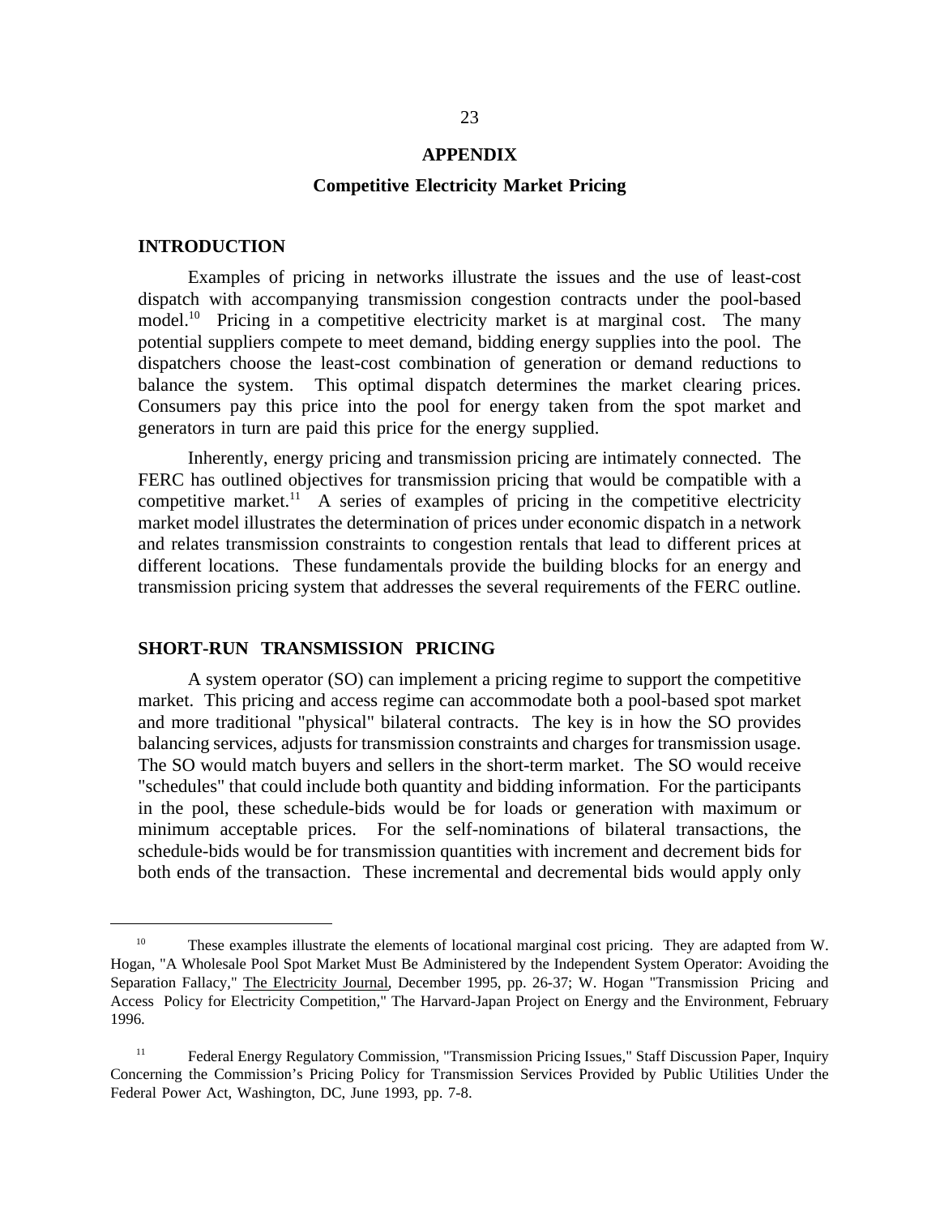# APPENDIX

## Competitive Electricity Market Pricing

### INTRODUCTION

Examples of pricing in networks illustrate the issues and the use of least-cost dispatch with accompanying transmission congestion contracts under the pool-based model.[10] Pricing in a competitive electricity market is at marginal cost. The many potential suppliers compete to meet demand, bidding energy supplies into the pool. The dispatchers choose the least-cost combination of generation or demand reductions to balance the system. This optimal dispatch determines the market clearing prices. Consumers pay this price into the pool for energy taken from the spot market and generators in turn are paid this price for the energy supplied.

Inherently, energy pricing and transmission pricing are intimately connected. The FERC has outlined objectives for transmission pricing that would be compatible with a competitive market.[11] A series of examples of pricing in the competitive electricity market model illustrates the determination of prices under economic dispatch in a network and relates transmission constraints to congestion rentals that lead to different prices at different locations. These fundamentals provide the building blocks for an energy and transmission pricing system that addresses the several requirements of the FERC outline.

### SHORT-RUN TRANSMISSION PRICING

A system operator (SO) can implement a pricing regime to support the competitive market. This pricing and access regime can accommodate both a pool-based spot market and more traditional "physical" bilateral contracts. The key is in how the SO provides balancing services, adjusts for transmission constraints and charges for transmission usage. The SO would match buyers and sellers in the short-term market. The SO would receive "schedules" that could include both quantity and bidding information. For the participants in the pool, these schedule-bids would be for loads or generation with maximum or minimum acceptable prices. For the self-nominations of bilateral transactions, the schedule-bids would be for transmission quantities with increment and decrement bids for both ends of the transaction. These incremental and decremental bids would apply only

---

[10] These examples illustrate the elements of locational marginal cost pricing. They are adapted from W. Hogan, "A Wholesale Pool Spot Market Must Be Administered by the Independent System Operator: Avoiding the Separation Fallacy," The Electricity Journal, December 1995, pp. 26-37; W. Hogan "Transmission Pricing and Access Policy for Electricity Competition," The Harvard-Japan Project on Energy and the Environment, February 1996.

[11] Federal Energy Regulatory Commission, "Transmission Pricing Issues," Staff Discussion Paper, Inquiry Concerning the Commission's Pricing Policy for Transmission Services Provided by Public Utilities Under the Federal Power Act, Washington, DC, June 1993, pp. 7-8.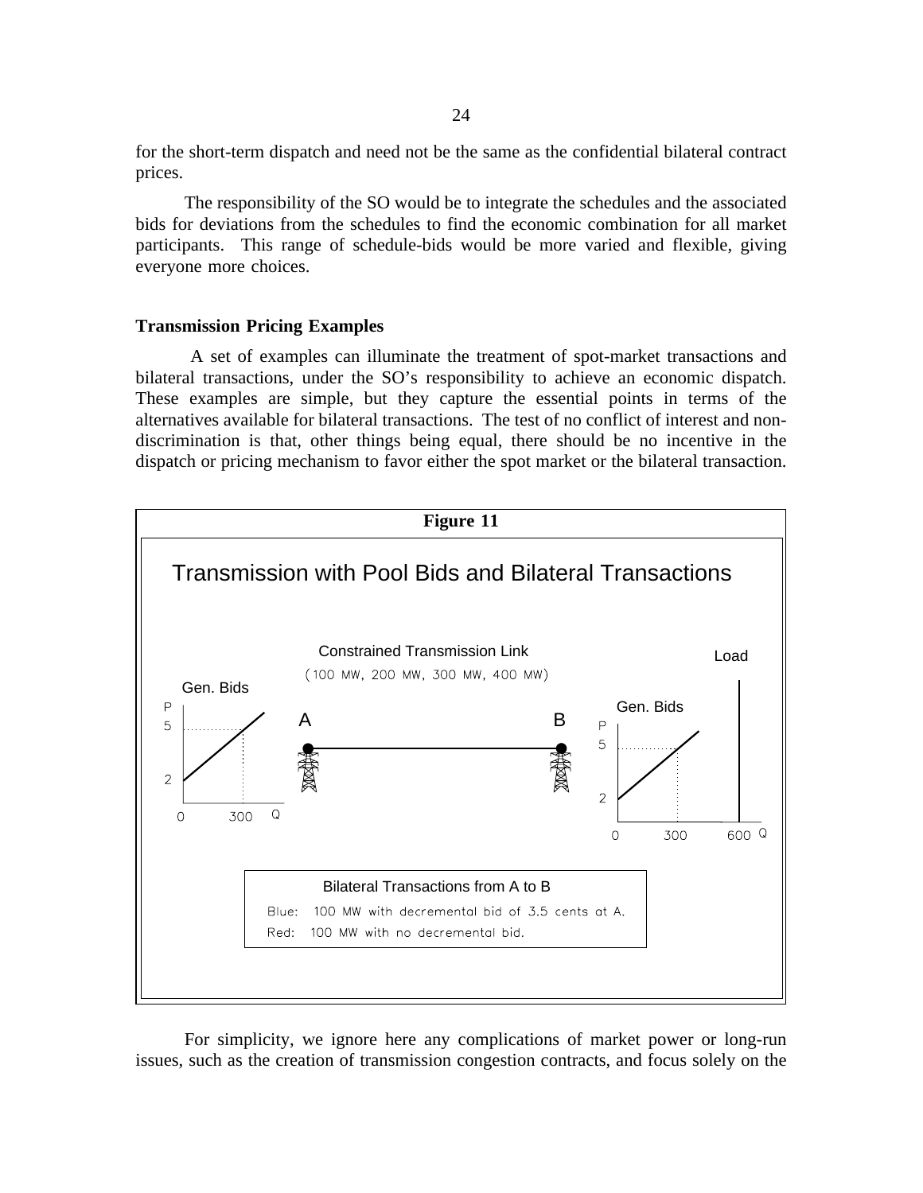for the short-term dispatch and need not be the same as the confidential bilateral contract prices.

The responsibility of the SO would be to integrate the schedules and the associated bids for deviations from the schedules to find the economic combination for all market participants. This range of schedule-bids would be more varied and flexible, giving everyone more choices.

**Transmission Pricing Examples**

A set of examples can illuminate the treatment of spot-market transactions and bilateral transactions, under the SO's responsibility to achieve an economic dispatch. These examples are simple, but they capture the essential points in terms of the alternatives available for bilateral transactions. The test of no conflict of interest and non-discrimination is that, other things being equal, there should be no incentive in the dispatch or pricing mechanism to favor either the spot market or the bilateral transaction.

**Figure 11**

Transmission with Pool Bids and Bilateral Transactions

Constrained Transmission Link

(100 MW, 200 MW, 300 MW, 400 MW)

Bilateral Transactions from A to B

Blue: 100 MW with decremental bid of 3.5 cents at A.

Red: 100 MW with no decremental bid.

For simplicity, we ignore here any complications of market power or long-run issues, such as the creation of transmission congestion contracts, and focus solely on the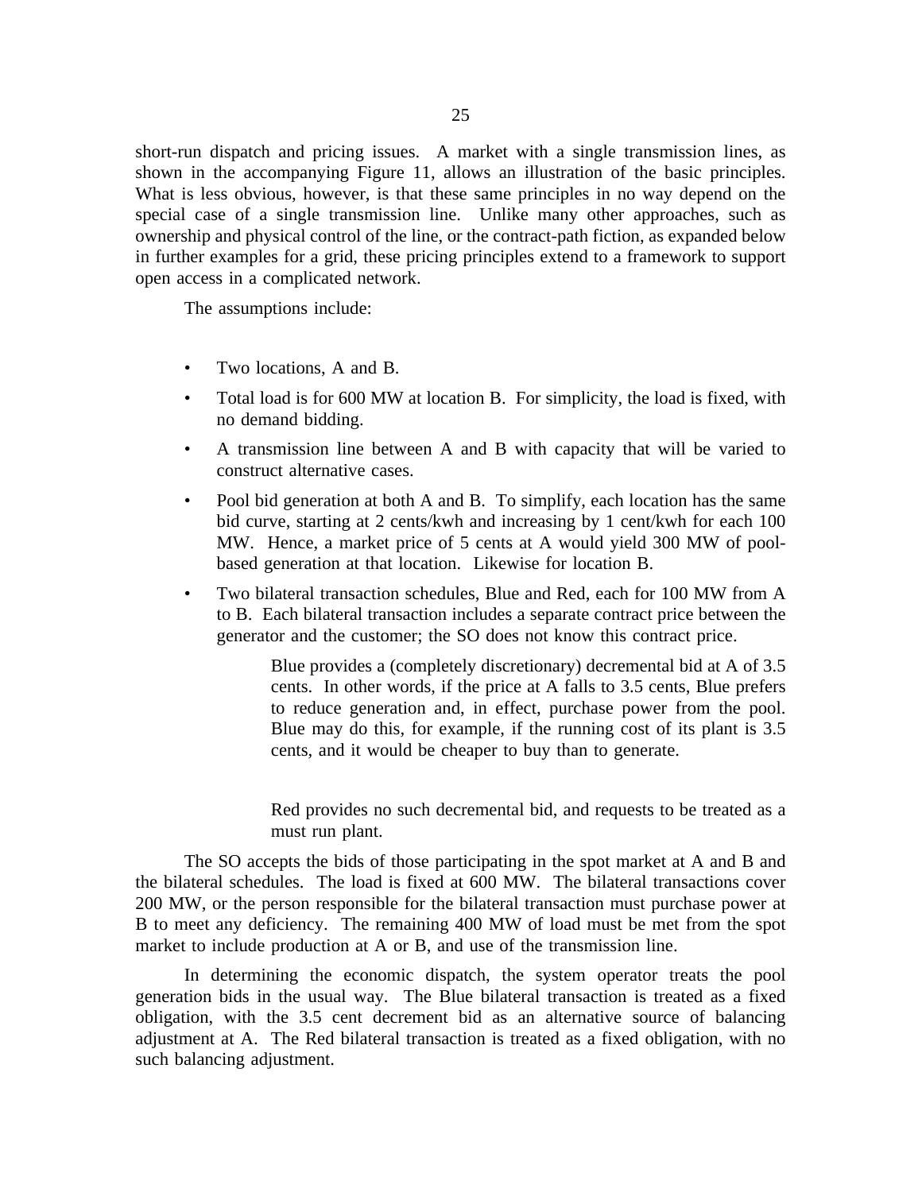short-run dispatch and pricing issues. A market with a single transmission lines, as shown in the accompanying Figure 11, allows an illustration of the basic principles. What is less obvious, however, is that these same principles in no way depend on the special case of a single transmission line. Unlike many other approaches, such as ownership and physical control of the line, or the contract-path fiction, as expanded below in further examples for a grid, these pricing principles extend to a framework to support open access in a complicated network.

The assumptions include:

- Two locations, A and B.
- Total load is for 600 MW at location B. For simplicity, the load is fixed, with no demand bidding.
- A transmission line between A and B with capacity that will be varied to construct alternative cases.
- Pool bid generation at both A and B. To simplify, each location has the same bid curve, starting at 2 cents/kwh and increasing by 1 cent/kwh for each 100 MW. Hence, a market price of 5 cents at A would yield 300 MW of pool-based generation at that location. Likewise for location B.
- Two bilateral transaction schedules, Blue and Red, each for 100 MW from A to B. Each bilateral transaction includes a separate contract price between the generator and the customer; the SO does not know this contract price.

  Blue provides a (completely discretionary) decremental bid at A of 3.5 cents. In other words, if the price at A falls to 3.5 cents, Blue prefers to reduce generation and, in effect, purchase power from the pool. Blue may do this, for example, if the running cost of its plant is 3.5 cents, and it would be cheaper to buy than to generate.

  Red provides no such decremental bid, and requests to be treated as a must run plant.

The SO accepts the bids of those participating in the spot market at A and B and the bilateral schedules. The load is fixed at 600 MW. The bilateral transactions cover 200 MW, or the person responsible for the bilateral transaction must purchase power at B to meet any deficiency. The remaining 400 MW of load must be met from the spot market to include production at A or B, and use of the transmission line.

In determining the economic dispatch, the system operator treats the pool generation bids in the usual way. The Blue bilateral transaction is treated as a fixed obligation, with the 3.5 cent decrement bid as an alternative source of balancing adjustment at A. The Red bilateral transaction is treated as a fixed obligation, with no such balancing adjustment.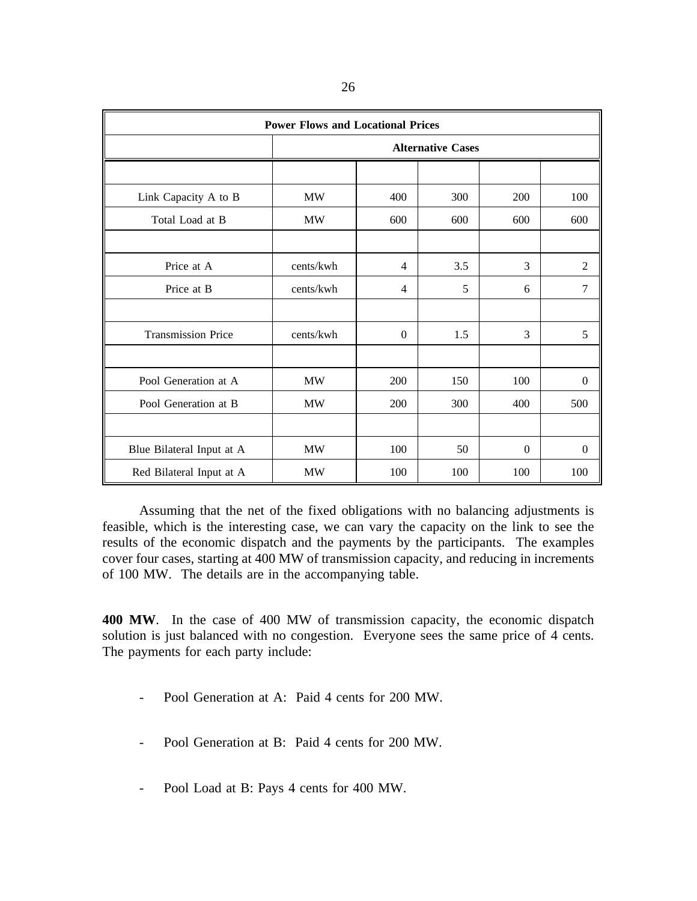| Power Flows and Locational Prices | | | | | |
|---|---|---|---|---|---|
| | Alternative Cases | | | | |
| | | | | | |
| Link Capacity A to B | MW | 400 | 300 | 200 | 100 |
| Total Load at B | MW | 600 | 600 | 600 | 600 |
| | | | | | |
| Price at A | cents/kwh | 4 | 3.5 | 3 | 2 |
| Price at B | cents/kwh | 4 | 5 | 6 | 7 |
| | | | | | |
| Transmission Price | cents/kwh | 0 | 1.5 | 3 | 5 |
| | | | | | |
| Pool Generation at A | MW | 200 | 150 | 100 | 0 |
| Pool Generation at B | MW | 200 | 300 | 400 | 500 |
| | | | | | |
| Blue Bilateral Input at A | MW | 100 | 50 | 0 | 0 |
| Red Bilateral Input at A | MW | 100 | 100 | 100 | 100 |

Assuming that the net of the fixed obligations with no balancing adjustments is feasible, which is the interesting case, we can vary the capacity on the link to see the results of the economic dispatch and the payments by the participants. The examples cover four cases, starting at 400 MW of transmission capacity, and reducing in increments of 100 MW. The details are in the accompanying table.

**400 MW**. In the case of 400 MW of transmission capacity, the economic dispatch solution is just balanced with no congestion. Everyone sees the same price of 4 cents. The payments for each party include:

- Pool Generation at A: Paid 4 cents for 200 MW.

- Pool Generation at B: Paid 4 cents for 200 MW.

- Pool Load at B: Pays 4 cents for 400 MW.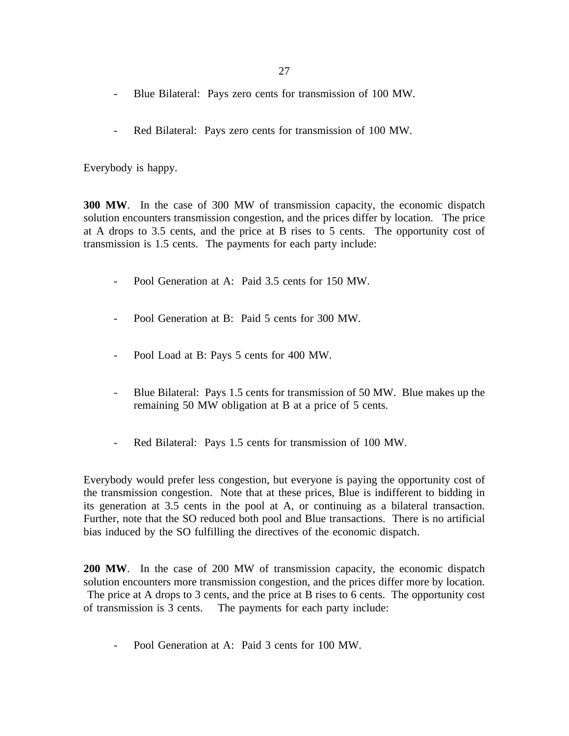- Blue Bilateral: Pays zero cents for transmission of 100 MW.

- Red Bilateral: Pays zero cents for transmission of 100 MW.

Everybody is happy.

**300 MW**. In the case of 300 MW of transmission capacity, the economic dispatch solution encounters transmission congestion, and the prices differ by location. The price at A drops to 3.5 cents, and the price at B rises to 5 cents. The opportunity cost of transmission is 1.5 cents. The payments for each party include:

- Pool Generation at A: Paid 3.5 cents for 150 MW.

- Pool Generation at B: Paid 5 cents for 300 MW.

- Pool Load at B: Pays 5 cents for 400 MW.

- Blue Bilateral: Pays 1.5 cents for transmission of 50 MW. Blue makes up the remaining 50 MW obligation at B at a price of 5 cents.

- Red Bilateral: Pays 1.5 cents for transmission of 100 MW.

Everybody would prefer less congestion, but everyone is paying the opportunity cost of the transmission congestion. Note that at these prices, Blue is indifferent to bidding in its generation at 3.5 cents in the pool at A, or continuing as a bilateral transaction. Further, note that the SO reduced both pool and Blue transactions. There is no artificial bias induced by the SO fulfilling the directives of the economic dispatch.

**200 MW**. In the case of 200 MW of transmission capacity, the economic dispatch solution encounters more transmission congestion, and the prices differ more by location. The price at A drops to 3 cents, and the price at B rises to 6 cents. The opportunity cost of transmission is 3 cents. The payments for each party include:

- Pool Generation at A: Paid 3 cents for 100 MW.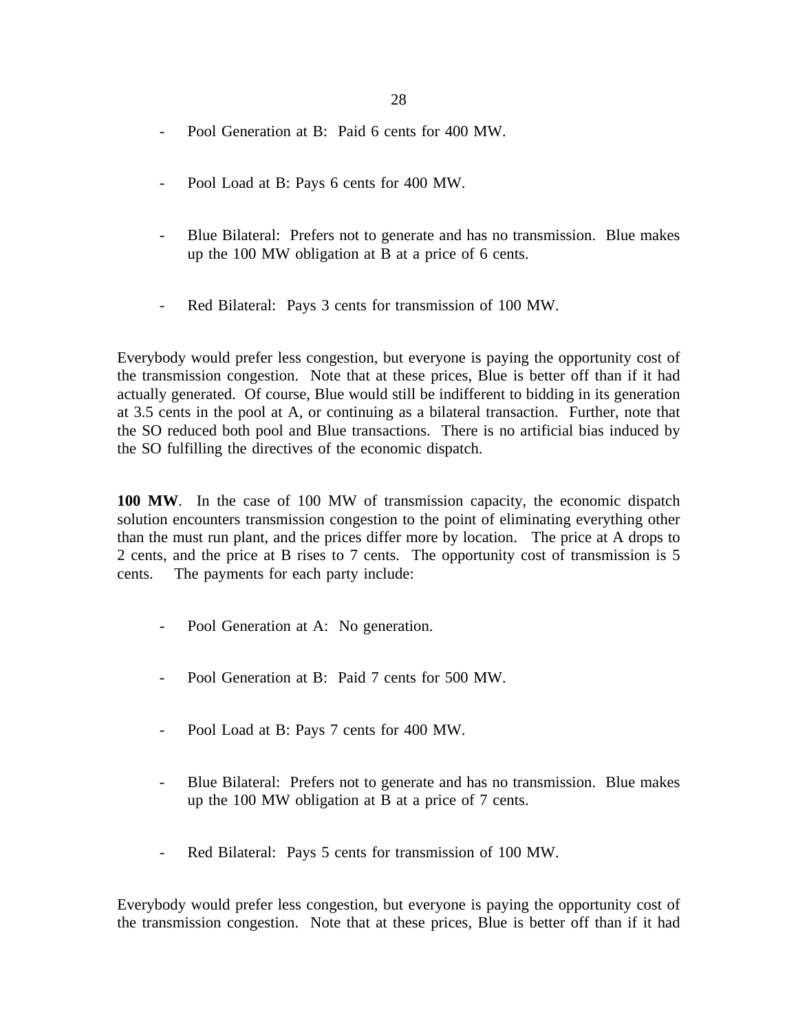- Pool Generation at B: Paid 6 cents for 400 MW.

- Pool Load at B: Pays 6 cents for 400 MW.

- Blue Bilateral: Prefers not to generate and has no transmission. Blue makes up the 100 MW obligation at B at a price of 6 cents.

- Red Bilateral: Pays 3 cents for transmission of 100 MW.

Everybody would prefer less congestion, but everyone is paying the opportunity cost of the transmission congestion. Note that at these prices, Blue is better off than if it had actually generated. Of course, Blue would still be indifferent to bidding in its generation at 3.5 cents in the pool at A, or continuing as a bilateral transaction. Further, note that the SO reduced both pool and Blue transactions. There is no artificial bias induced by the SO fulfilling the directives of the economic dispatch.

**100 MW**. In the case of 100 MW of transmission capacity, the economic dispatch solution encounters transmission congestion to the point of eliminating everything other than the must run plant, and the prices differ more by location. The price at A drops to 2 cents, and the price at B rises to 7 cents. The opportunity cost of transmission is 5 cents. The payments for each party include:

- Pool Generation at A: No generation.

- Pool Generation at B: Paid 7 cents for 500 MW.

- Pool Load at B: Pays 7 cents for 400 MW.

- Blue Bilateral: Prefers not to generate and has no transmission. Blue makes up the 100 MW obligation at B at a price of 7 cents.

- Red Bilateral: Pays 5 cents for transmission of 100 MW.

Everybody would prefer less congestion, but everyone is paying the opportunity cost of the transmission congestion. Note that at these prices, Blue is better off than if it had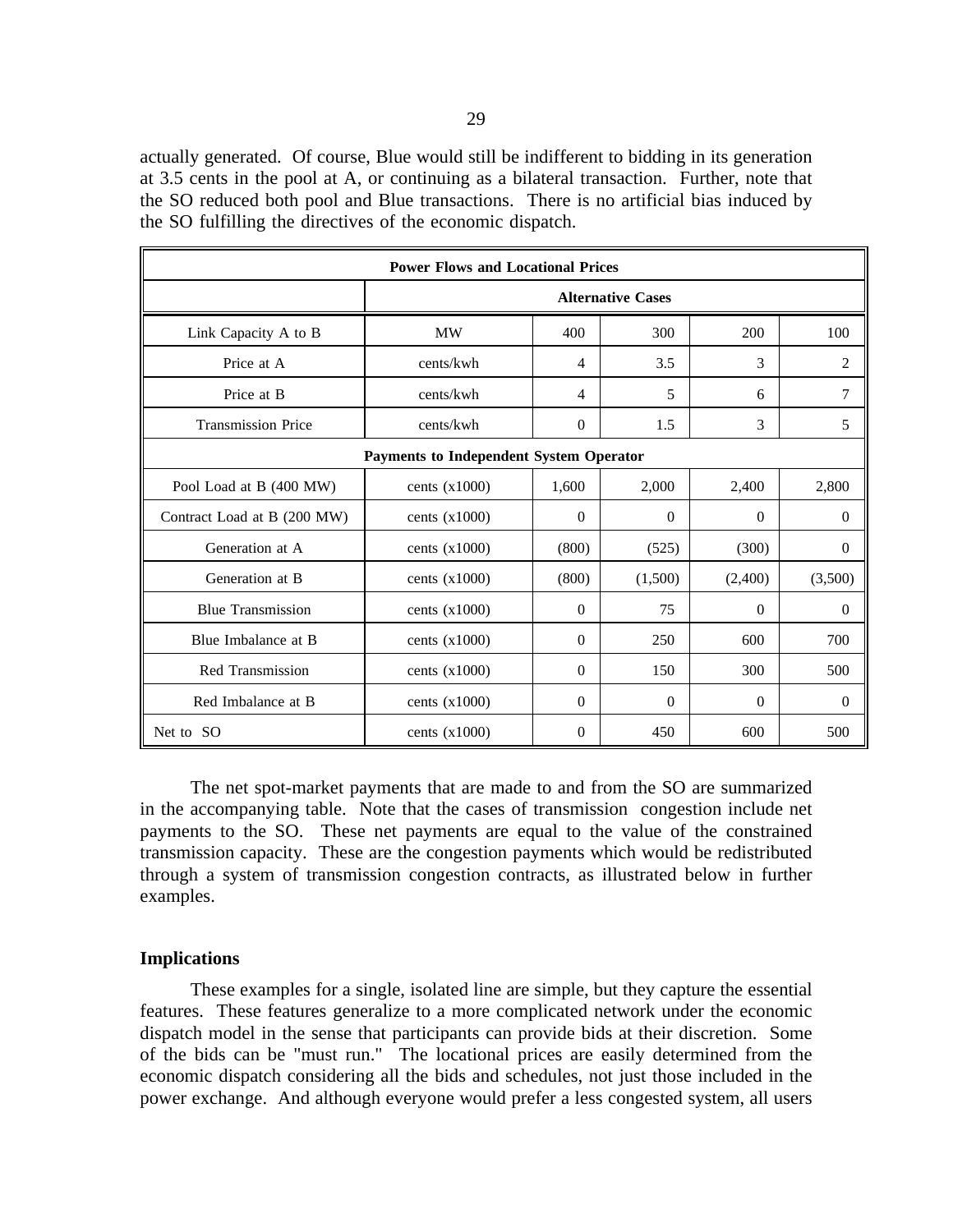actually generated. Of course, Blue would still be indifferent to bidding in its generation at 3.5 cents in the pool at A, or continuing as a bilateral transaction. Further, note that the SO reduced both pool and Blue transactions. There is no artificial bias induced by the SO fulfilling the directives of the economic dispatch.

| Power Flows and Locational Prices | | | | | |
|---|---|---|---|---|---|
| | Alternative Cases | | | | |
| Link Capacity A to B | MW | 400 | 300 | 200 | 100 |
| Price at A | cents/kwh | 4 | 3.5 | 3 | 2 |
| Price at B | cents/kwh | 4 | 5 | 6 | 7 |
| Transmission Price | cents/kwh | 0 | 1.5 | 3 | 5 |
| **Payments to Independent System Operator** | | | | | |
| Pool Load at B (400 MW) | cents (x1000) | 1,600 | 2,000 | 2,400 | 2,800 |
| Contract Load at B (200 MW) | cents (x1000) | 0 | 0 | 0 | 0 |
| Generation at A | cents (x1000) | (800) | (525) | (300) | 0 |
| Generation at B | cents (x1000) | (800) | (1,500) | (2,400) | (3,500) |
| Blue Transmission | cents (x1000) | 0 | 75 | 0 | 0 |
| Blue Imbalance at B | cents (x1000) | 0 | 250 | 600 | 700 |
| Red Transmission | cents (x1000) | 0 | 150 | 300 | 500 |
| Red Imbalance at B | cents (x1000) | 0 | 0 | 0 | 0 |
| Net to SO | cents (x1000) | 0 | 450 | 600 | 500 |

The net spot-market payments that are made to and from the SO are summarized in the accompanying table. Note that the cases of transmission congestion include net payments to the SO. These net payments are equal to the value of the constrained transmission capacity. These are the congestion payments which would be redistributed through a system of transmission congestion contracts, as illustrated below in further examples.

### Implications

These examples for a single, isolated line are simple, but they capture the essential features. These features generalize to a more complicated network under the economic dispatch model in the sense that participants can provide bids at their discretion. Some of the bids can be "must run." The locational prices are easily determined from the economic dispatch considering all the bids and schedules, not just those included in the power exchange. And although everyone would prefer a less congested system, all users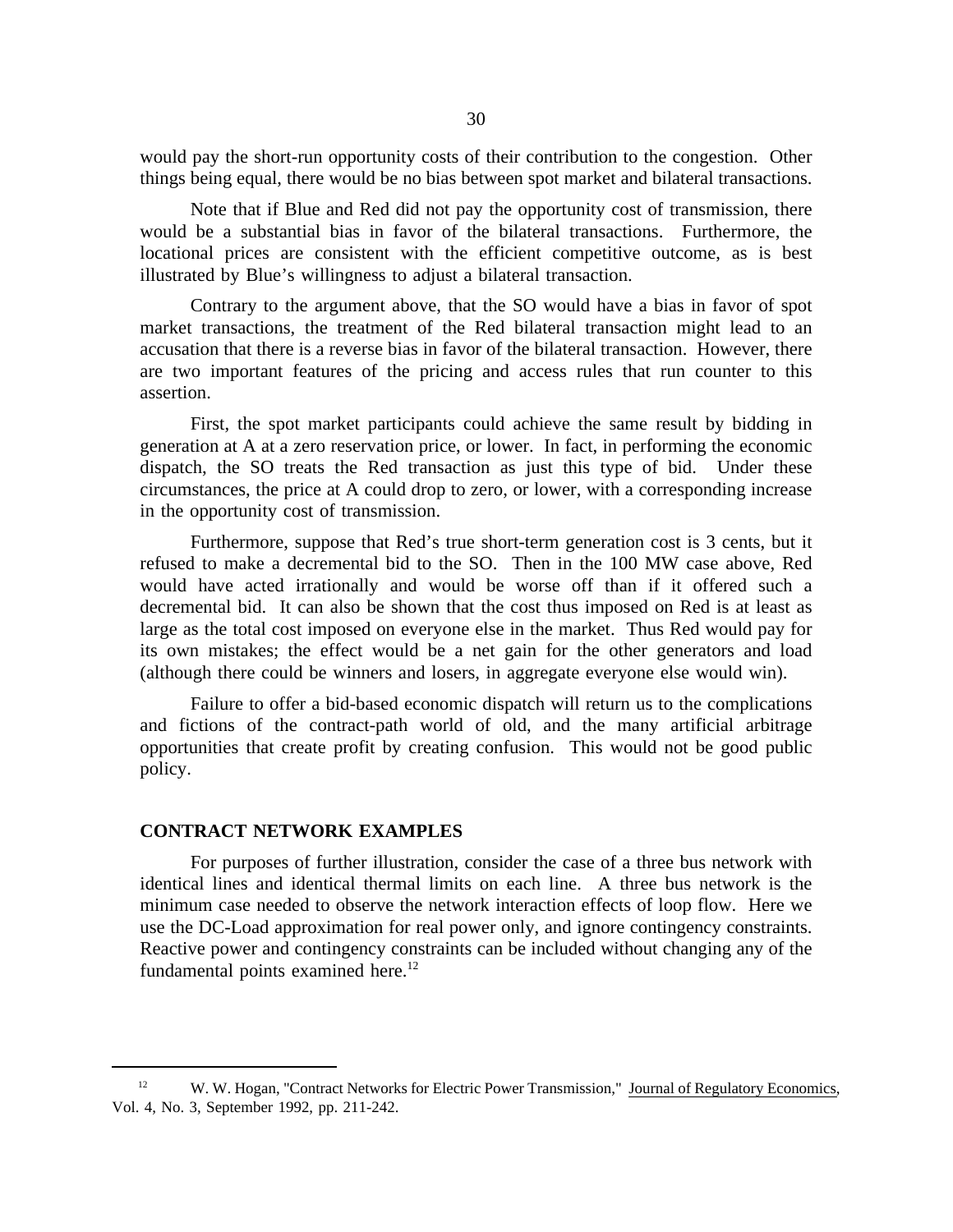would pay the short-run opportunity costs of their contribution to the congestion. Other things being equal, there would be no bias between spot market and bilateral transactions.

Note that if Blue and Red did not pay the opportunity cost of transmission, there would be a substantial bias in favor of the bilateral transactions. Furthermore, the locational prices are consistent with the efficient competitive outcome, as is best illustrated by Blue's willingness to adjust a bilateral transaction.

Contrary to the argument above, that the SO would have a bias in favor of spot market transactions, the treatment of the Red bilateral transaction might lead to an accusation that there is a reverse bias in favor of the bilateral transaction. However, there are two important features of the pricing and access rules that run counter to this assertion.

First, the spot market participants could achieve the same result by bidding in generation at A at a zero reservation price, or lower. In fact, in performing the economic dispatch, the SO treats the Red transaction as just this type of bid. Under these circumstances, the price at A could drop to zero, or lower, with a corresponding increase in the opportunity cost of transmission.

Furthermore, suppose that Red's true short-term generation cost is 3 cents, but it refused to make a decremental bid to the SO. Then in the 100 MW case above, Red would have acted irrationally and would be worse off than if it offered such a decremental bid. It can also be shown that the cost thus imposed on Red is at least as large as the total cost imposed on everyone else in the market. Thus Red would pay for its own mistakes; the effect would be a net gain for the other generators and load (although there could be winners and losers, in aggregate everyone else would win).

Failure to offer a bid-based economic dispatch will return us to the complications and fictions of the contract-path world of old, and the many artificial arbitrage opportunities that create profit by creating confusion. This would not be good public policy.

## CONTRACT NETWORK EXAMPLES

For purposes of further illustration, consider the case of a three bus network with identical lines and identical thermal limits on each line. A three bus network is the minimum case needed to observe the network interaction effects of loop flow. Here we use the DC-Load approximation for real power only, and ignore contingency constraints. Reactive power and contingency constraints can be included without changing any of the fundamental points examined here.[12]

---

[12] W. W. Hogan, "Contract Networks for Electric Power Transmission," Journal of Regulatory Economics, Vol. 4, No. 3, September 1992, pp. 211-242.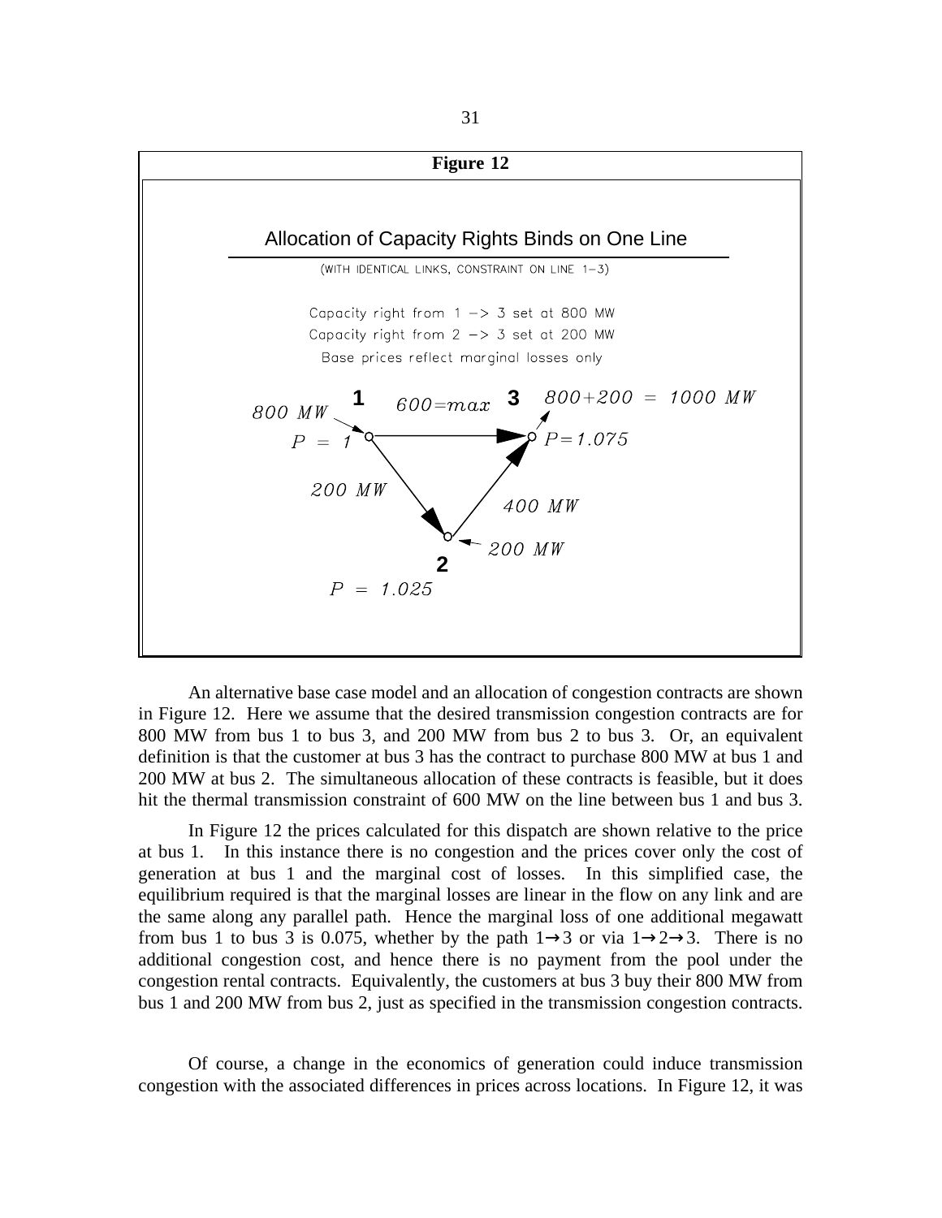**Figure 12**

Allocation of Capacity Rights Binds on One Line

(WITH IDENTICAL LINKS, CONSTRAINT ON LINE 1−3)

Capacity right from 1 −> 3 set at 800 MW

Capacity right from 2 −> 3 set at 200 MW

Base prices reflect marginal losses only

Bus 1: 800 MW, $P = 1$. Bus 2: 200 MW, $P = 1.025$. Bus 3: $800+200 = 1000$ MW, $P=1.075$.

Line flows: 1 → 3: $600=max$; 1 → 2: 200 MW; 2 → 3: 400 MW.

An alternative base case model and an allocation of congestion contracts are shown in Figure 12. Here we assume that the desired transmission congestion contracts are for 800 MW from bus 1 to bus 3, and 200 MW from bus 2 to bus 3. Or, an equivalent definition is that the customer at bus 3 has the contract to purchase 800 MW at bus 1 and 200 MW at bus 2. The simultaneous allocation of these contracts is feasible, but it does hit the thermal transmission constraint of 600 MW on the line between bus 1 and bus 3.

In Figure 12 the prices calculated for this dispatch are shown relative to the price at bus 1. In this instance there is no congestion and the prices cover only the cost of generation at bus 1 and the marginal cost of losses. In this simplified case, the equilibrium required is that the marginal losses are linear in the flow on any link and are the same along any parallel path. Hence the marginal loss of one additional megawatt from bus 1 to bus 3 is 0.075, whether by the path $1 \rightarrow 3$ or via $1 \rightarrow 2 \rightarrow 3$. There is no additional congestion cost, and hence there is no payment from the pool under the congestion rental contracts. Equivalently, the customers at bus 3 buy their 800 MW from bus 1 and 200 MW from bus 2, just as specified in the transmission congestion contracts.

Of course, a change in the economics of generation could induce transmission congestion with the associated differences in prices across locations. In Figure 12, it was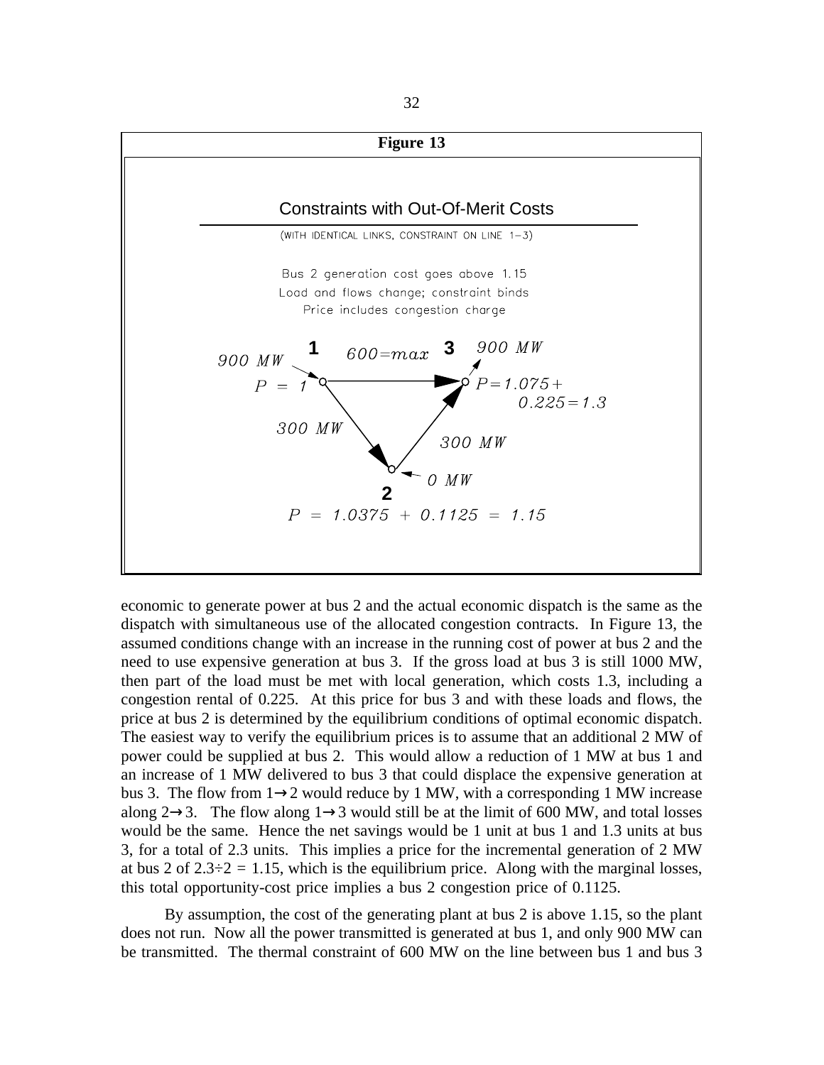**Figure 13**

Constraints with Out-Of-Merit Costs

(WITH IDENTICAL LINKS, CONSTRAINT ON LINE 1−3)

Bus 2 generation cost goes above 1.15
Load and flows change; constraint binds
Price includes congestion charge

economic to generate power at bus 2 and the actual economic dispatch is the same as the dispatch with simultaneous use of the allocated congestion contracts. In Figure 13, the assumed conditions change with an increase in the running cost of power at bus 2 and the need to use expensive generation at bus 3. If the gross load at bus 3 is still 1000 MW, then part of the load must be met with local generation, which costs 1.3, including a congestion rental of 0.225. At this price for bus 3 and with these loads and flows, the price at bus 2 is determined by the equilibrium conditions of optimal economic dispatch. The easiest way to verify the equilibrium prices is to assume that an additional 2 MW of power could be supplied at bus 2. This would allow a reduction of 1 MW at bus 1 and an increase of 1 MW delivered to bus 3 that could displace the expensive generation at bus 3. The flow from 1→2 would reduce by 1 MW, with a corresponding 1 MW increase along 2→3. The flow along 1→3 would still be at the limit of 600 MW, and total losses would be the same. Hence the net savings would be 1 unit at bus 1 and 1.3 units at bus 3, for a total of 2.3 units. This implies a price for the incremental generation of 2 MW at bus 2 of $2.3 \div 2 = 1.15$, which is the equilibrium price. Along with the marginal losses, this total opportunity-cost price implies a bus 2 congestion price of 0.1125.

By assumption, the cost of the generating plant at bus 2 is above 1.15, so the plant does not run. Now all the power transmitted is generated at bus 1, and only 900 MW can be transmitted. The thermal constraint of 600 MW on the line between bus 1 and bus 3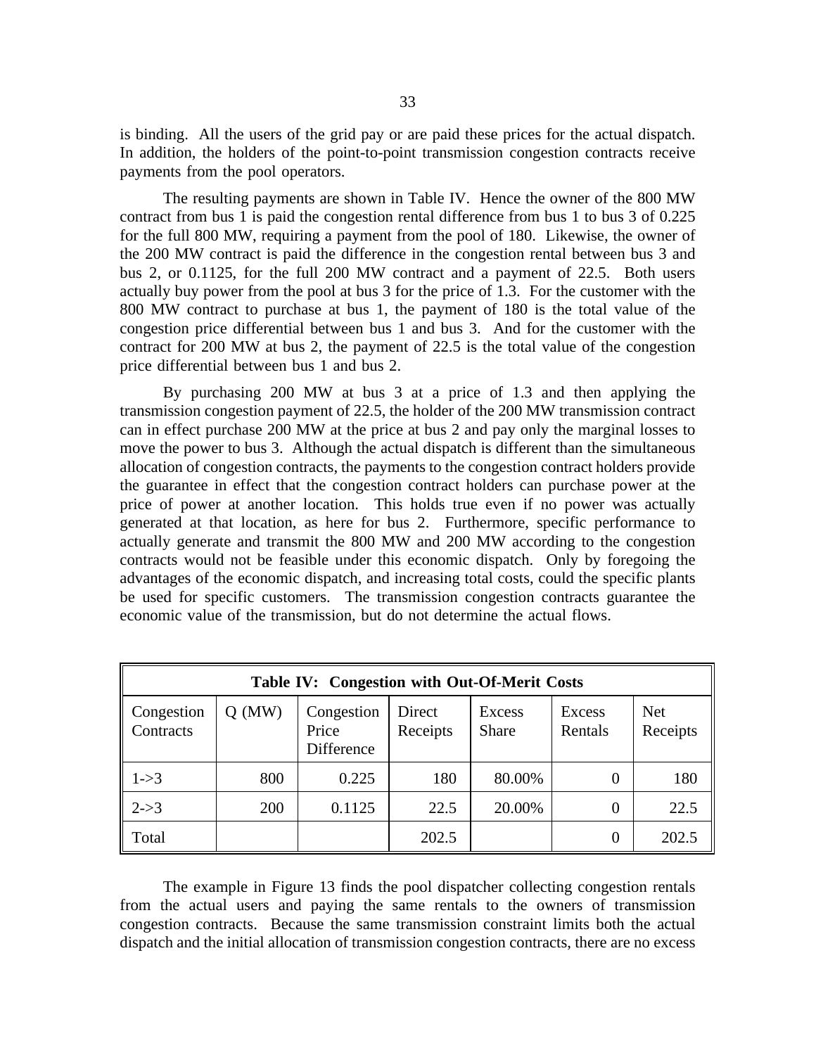is binding. All the users of the grid pay or are paid these prices for the actual dispatch. In addition, the holders of the point-to-point transmission congestion contracts receive payments from the pool operators.

The resulting payments are shown in Table IV. Hence the owner of the 800 MW contract from bus 1 is paid the congestion rental difference from bus 1 to bus 3 of 0.225 for the full 800 MW, requiring a payment from the pool of 180. Likewise, the owner of the 200 MW contract is paid the difference in the congestion rental between bus 3 and bus 2, or 0.1125, for the full 200 MW contract and a payment of 22.5. Both users actually buy power from the pool at bus 3 for the price of 1.3. For the customer with the 800 MW contract to purchase at bus 1, the payment of 180 is the total value of the congestion price differential between bus 1 and bus 3. And for the customer with the contract for 200 MW at bus 2, the payment of 22.5 is the total value of the congestion price differential between bus 1 and bus 2.

By purchasing 200 MW at bus 3 at a price of 1.3 and then applying the transmission congestion payment of 22.5, the holder of the 200 MW transmission contract can in effect purchase 200 MW at the price at bus 2 and pay only the marginal losses to move the power to bus 3. Although the actual dispatch is different than the simultaneous allocation of congestion contracts, the payments to the congestion contract holders provide the guarantee in effect that the congestion contract holders can purchase power at the price of power at another location. This holds true even if no power was actually generated at that location, as here for bus 2. Furthermore, specific performance to actually generate and transmit the 800 MW and 200 MW according to the congestion contracts would not be feasible under this economic dispatch. Only by foregoing the advantages of the economic dispatch, and increasing total costs, could the specific plants be used for specific customers. The transmission congestion contracts guarantee the economic value of the transmission, but do not determine the actual flows.

**Table IV: Congestion with Out-Of-Merit Costs**

| Congestion Contracts | Q (MW) | Congestion Price Difference | Direct Receipts | Excess Share | Excess Rentals | Net Receipts |
|---|---|---|---|---|---|---|
| 1->3 | 800 | 0.225 | 180 | 80.00% | 0 | 180 |
| 2->3 | 200 | 0.1125 | 22.5 | 20.00% | 0 | 22.5 |
| Total | | | 202.5 | | 0 | 202.5 |

The example in Figure 13 finds the pool dispatcher collecting congestion rentals from the actual users and paying the same rentals to the owners of transmission congestion contracts. Because the same transmission constraint limits both the actual dispatch and the initial allocation of transmission congestion contracts, there are no excess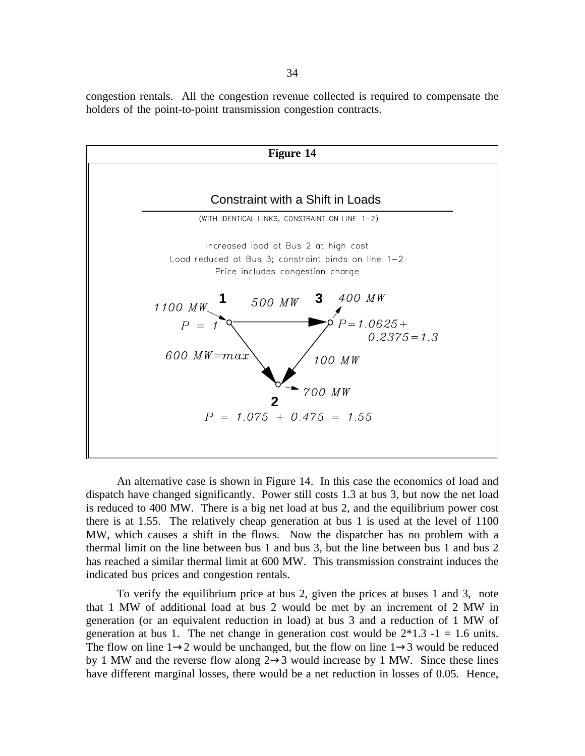congestion rentals. All the congestion revenue collected is required to compensate the holders of the point-to-point transmission congestion contracts.

**Figure 14**

Constraint with a Shift in Loads

(WITH IDENTICAL LINKS, CONSTRAINT ON LINE 1–2)

Increased load at Bus 2 at high cost
Load reduced at Bus 3; constraint binds on line 1–2
Price includes congestion charge

1100 MW, 1, P = 1; 500 MW; 3, 400 MW, P=1.0625+0.2375=1.3; 600 MW=max; 100 MW; 700 MW; 2, P = 1.075 + 0.475 = 1.55

An alternative case is shown in Figure 14. In this case the economics of load and dispatch have changed significantly. Power still costs 1.3 at bus 3, but now the net load is reduced to 400 MW. There is a big net load at bus 2, and the equilibrium power cost there is at 1.55. The relatively cheap generation at bus 1 is used at the level of 1100 MW, which causes a shift in the flows. Now the dispatcher has no problem with a thermal limit on the line between bus 1 and bus 3, but the line between bus 1 and bus 2 has reached a similar thermal limit at 600 MW. This transmission constraint induces the indicated bus prices and congestion rentals.

To verify the equilibrium price at bus 2, given the prices at buses 1 and 3, note that 1 MW of additional load at bus 2 would be met by an increment of 2 MW in generation (or an equivalent reduction in load) at bus 3 and a reduction of 1 MW of generation at bus 1. The net change in generation cost would be $2*1.3 - 1 = 1.6$ units. The flow on line $1 \rightarrow 2$ would be unchanged, but the flow on line $1 \rightarrow 3$ would be reduced by 1 MW and the reverse flow along $2 \rightarrow 3$ would increase by 1 MW. Since these lines have different marginal losses, there would be a net reduction in losses of 0.05. Hence,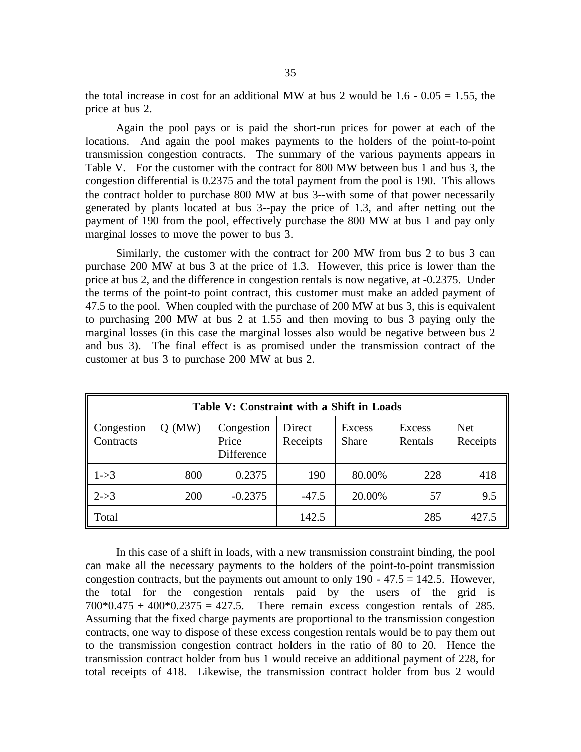the total increase in cost for an additional MW at bus 2 would be 1.6 - 0.05 = 1.55, the price at bus 2.

Again the pool pays or is paid the short-run prices for power at each of the locations. And again the pool makes payments to the holders of the point-to-point transmission congestion contracts. The summary of the various payments appears in Table V. For the customer with the contract for 800 MW between bus 1 and bus 3, the congestion differential is 0.2375 and the total payment from the pool is 190. This allows the contract holder to purchase 800 MW at bus 3--with some of that power necessarily generated by plants located at bus 3--pay the price of 1.3, and after netting out the payment of 190 from the pool, effectively purchase the 800 MW at bus 1 and pay only marginal losses to move the power to bus 3.

Similarly, the customer with the contract for 200 MW from bus 2 to bus 3 can purchase 200 MW at bus 3 at the price of 1.3. However, this price is lower than the price at bus 2, and the difference in congestion rentals is now negative, at -0.2375. Under the terms of the point-to point contract, this customer must make an added payment of 47.5 to the pool. When coupled with the purchase of 200 MW at bus 3, this is equivalent to purchasing 200 MW at bus 2 at 1.55 and then moving to bus 3 paying only the marginal losses (in this case the marginal losses also would be negative between bus 2 and bus 3). The final effect is as promised under the transmission contract of the customer at bus 3 to purchase 200 MW at bus 2.

**Table V: Constraint with a Shift in Loads**

| Congestion Contracts | Q (MW) | Congestion Price Difference | Direct Receipts | Excess Share | Excess Rentals | Net Receipts |
|---|---|---|---|---|---|---|
| 1->3 | 800 | 0.2375 | 190 | 80.00% | 228 | 418 |
| 2->3 | 200 | -0.2375 | -47.5 | 20.00% | 57 | 9.5 |
| Total | | | 142.5 | | 285 | 427.5 |

In this case of a shift in loads, with a new transmission constraint binding, the pool can make all the necessary payments to the holders of the point-to-point transmission congestion contracts, but the payments out amount to only 190 - 47.5 = 142.5. However, the total for the congestion rentals paid by the users of the grid is 700\*0.475 + 400\*0.2375 = 427.5. There remain excess congestion rentals of 285. Assuming that the fixed charge payments are proportional to the transmission congestion contracts, one way to dispose of these excess congestion rentals would be to pay them out to the transmission congestion contract holders in the ratio of 80 to 20. Hence the transmission contract holder from bus 1 would receive an additional payment of 228, for total receipts of 418. Likewise, the transmission contract holder from bus 2 would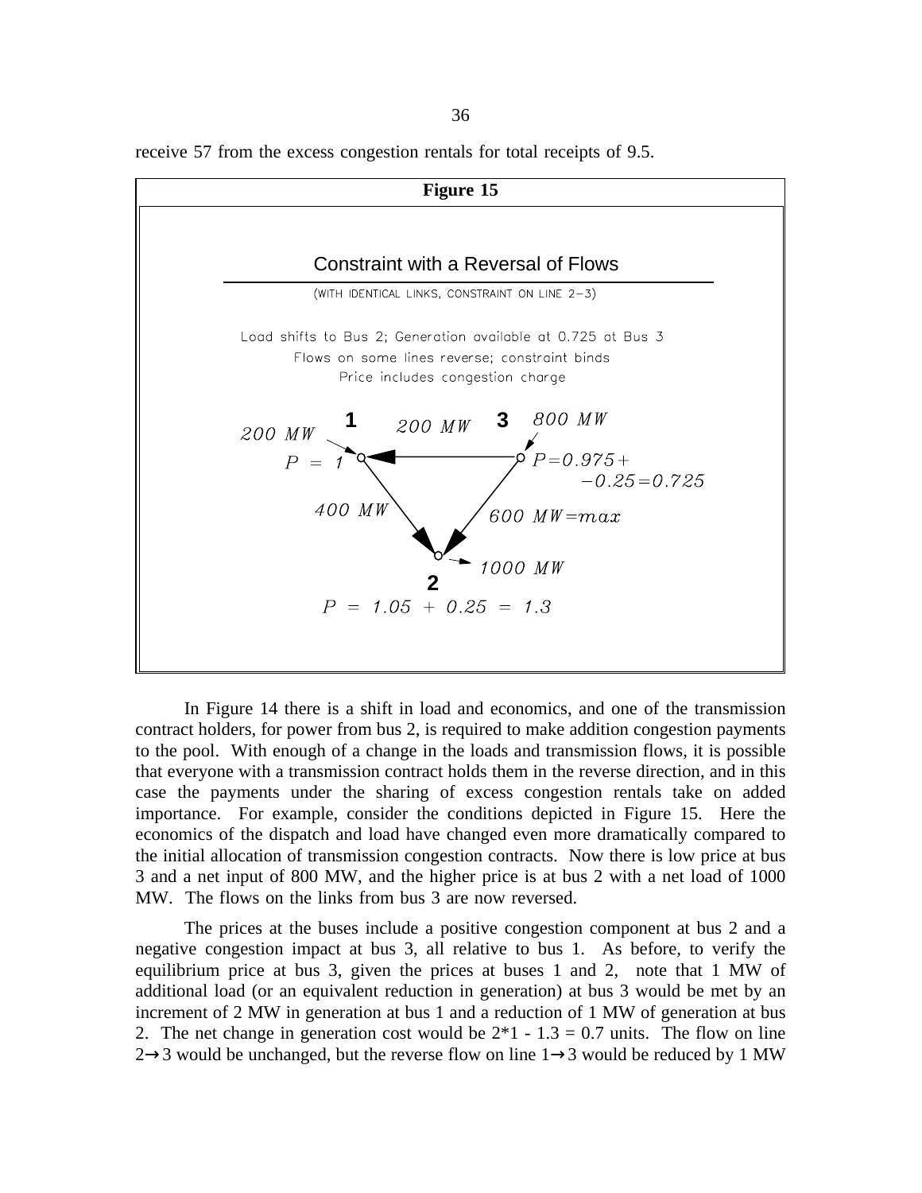receive 57 from the excess congestion rentals for total receipts of 9.5.

**Figure 15**

Constraint with a Reversal of Flows

(WITH IDENTICAL LINKS, CONSTRAINT ON LINE 2−3)

Load shifts to Bus 2; Generation available at 0.725 at Bus 3
Flows on some lines reverse; constraint binds
Price includes congestion charge

In Figure 14 there is a shift in load and economics, and one of the transmission contract holders, for power from bus 2, is required to make addition congestion payments to the pool. With enough of a change in the loads and transmission flows, it is possible that everyone with a transmission contract holds them in the reverse direction, and in this case the payments under the sharing of excess congestion rentals take on added importance. For example, consider the conditions depicted in Figure 15. Here the economics of the dispatch and load have changed even more dramatically compared to the initial allocation of transmission congestion contracts. Now there is low price at bus 3 and a net input of 800 MW, and the higher price is at bus 2 with a net load of 1000 MW. The flows on the links from bus 3 are now reversed.

The prices at the buses include a positive congestion component at bus 2 and a negative congestion impact at bus 3, all relative to bus 1. As before, to verify the equilibrium price at bus 3, given the prices at buses 1 and 2, note that 1 MW of additional load (or an equivalent reduction in generation) at bus 3 would be met by an increment of 2 MW in generation at bus 1 and a reduction of 1 MW of generation at bus 2. The net change in generation cost would be $2*1 - 1.3 = 0.7$ units. The flow on line $2\rightarrow3$ would be unchanged, but the reverse flow on line $1\rightarrow3$ would be reduced by 1 MW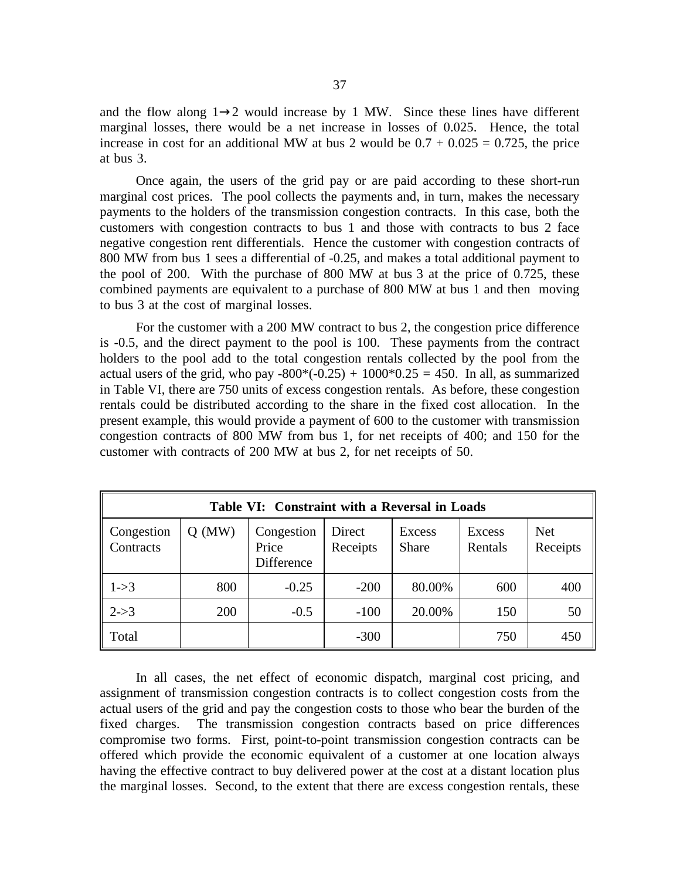and the flow along 1→2 would increase by 1 MW. Since these lines have different marginal losses, there would be a net increase in losses of 0.025. Hence, the total increase in cost for an additional MW at bus 2 would be $0.7 + 0.025 = 0.725$, the price at bus 3.

Once again, the users of the grid pay or are paid according to these short-run marginal cost prices. The pool collects the payments and, in turn, makes the necessary payments to the holders of the transmission congestion contracts. In this case, both the customers with congestion contracts to bus 1 and those with contracts to bus 2 face negative congestion rent differentials. Hence the customer with congestion contracts of 800 MW from bus 1 sees a differential of -0.25, and makes a total additional payment to the pool of 200. With the purchase of 800 MW at bus 3 at the price of 0.725, these combined payments are equivalent to a purchase of 800 MW at bus 1 and then moving to bus 3 at the cost of marginal losses.

For the customer with a 200 MW contract to bus 2, the congestion price difference is -0.5, and the direct payment to the pool is 100. These payments from the contract holders to the pool add to the total congestion rentals collected by the pool from the actual users of the grid, who pay $-800*(-0.25) + 1000*0.25 = 450$. In all, as summarized in Table VI, there are 750 units of excess congestion rentals. As before, these congestion rentals could be distributed according to the share in the fixed cost allocation. In the present example, this would provide a payment of 600 to the customer with transmission congestion contracts of 800 MW from bus 1, for net receipts of 400; and 150 for the customer with contracts of 200 MW at bus 2, for net receipts of 50.

**Table VI: Constraint with a Reversal in Loads**

| Congestion Contracts | Q (MW) | Congestion Price Difference | Direct Receipts | Excess Share | Excess Rentals | Net Receipts |
|---|---|---|---|---|---|---|
| 1->3 | 800 | -0.25 | -200 | 80.00% | 600 | 400 |
| 2->3 | 200 | -0.5 | -100 | 20.00% | 150 | 50 |
| Total | | | -300 | | 750 | 450 |

In all cases, the net effect of economic dispatch, marginal cost pricing, and assignment of transmission congestion contracts is to collect congestion costs from the actual users of the grid and pay the congestion costs to those who bear the burden of the fixed charges. The transmission congestion contracts based on price differences compromise two forms. First, point-to-point transmission congestion contracts can be offered which provide the economic equivalent of a customer at one location always having the effective contract to buy delivered power at the cost at a distant location plus the marginal losses. Second, to the extent that there are excess congestion rentals, these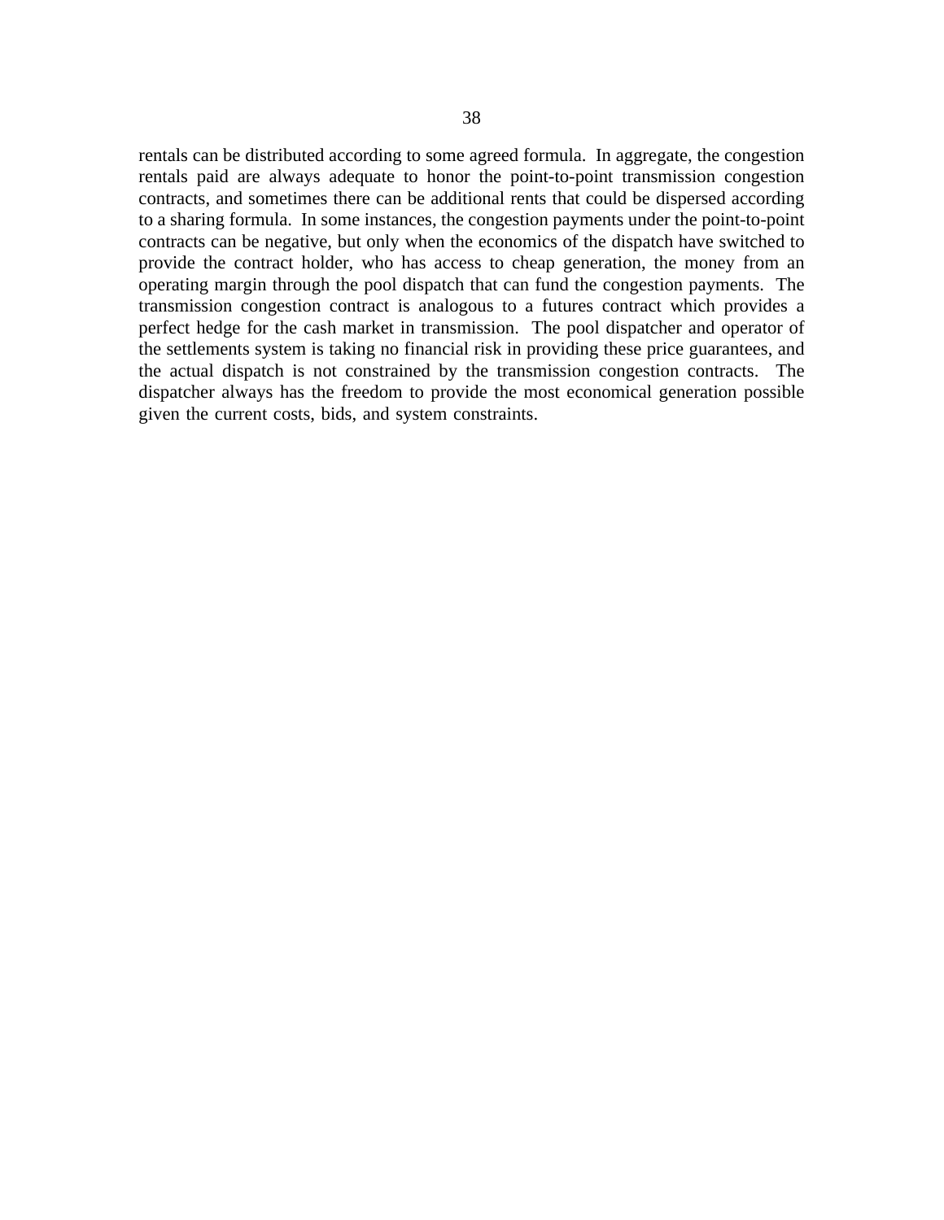rentals can be distributed according to some agreed formula. In aggregate, the congestion rentals paid are always adequate to honor the point-to-point transmission congestion contracts, and sometimes there can be additional rents that could be dispersed according to a sharing formula. In some instances, the congestion payments under the point-to-point contracts can be negative, but only when the economics of the dispatch have switched to provide the contract holder, who has access to cheap generation, the money from an operating margin through the pool dispatch that can fund the congestion payments. The transmission congestion contract is analogous to a futures contract which provides a perfect hedge for the cash market in transmission. The pool dispatcher and operator of the settlements system is taking no financial risk in providing these price guarantees, and the actual dispatch is not constrained by the transmission congestion contracts. The dispatcher always has the freedom to provide the most economical generation possible given the current costs, bids, and system constraints.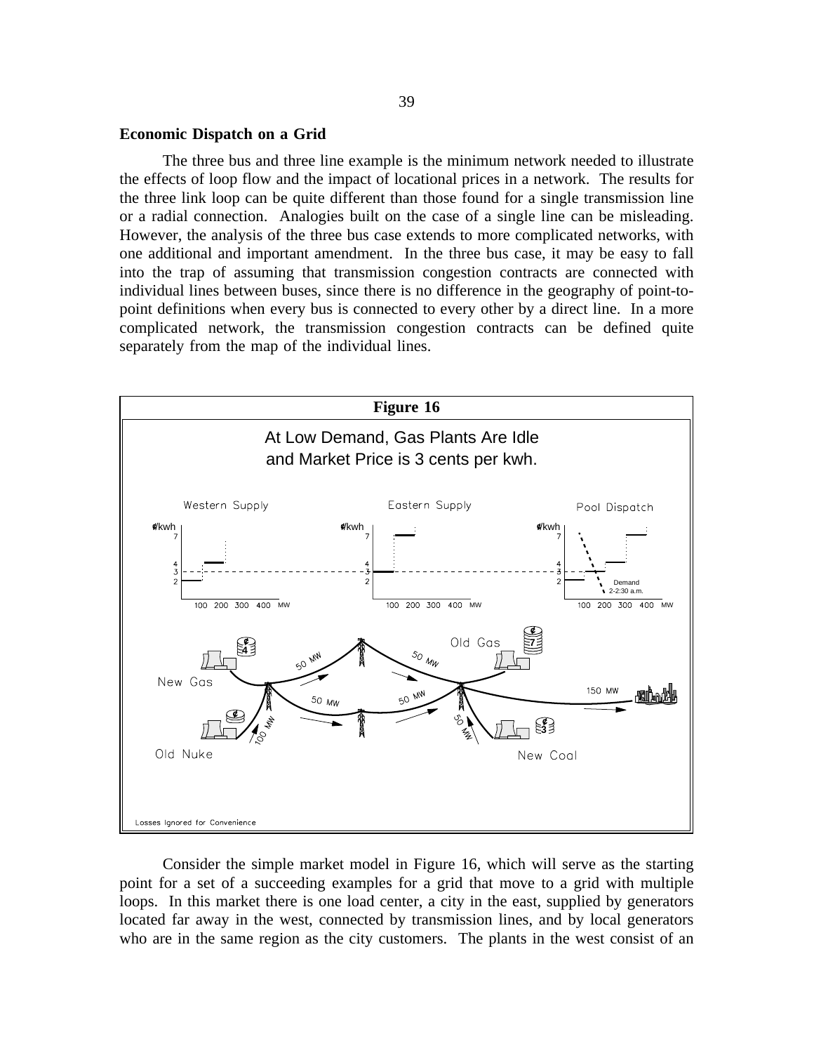## Economic Dispatch on a Grid

The three bus and three line example is the minimum network needed to illustrate the effects of loop flow and the impact of locational prices in a network. The results for the three link loop can be quite different than those found for a single transmission line or a radial connection. Analogies built on the case of a single line can be misleading. However, the analysis of the three bus case extends to more complicated networks, with one additional and important amendment. In the three bus case, it may be easy to fall into the trap of assuming that transmission congestion contracts are connected with individual lines between buses, since there is no difference in the geography of point-to-point definitions when every bus is connected to every other by a direct line. In a more complicated network, the transmission congestion contracts can be defined quite separately from the map of the individual lines.

**Figure 16**

At Low Demand, Gas Plants Are Idle and Market Price is 3 cents per kwh.

Losses Ignored for Convenience

Consider the simple market model in Figure 16, which will serve as the starting point for a set of a succeeding examples for a grid that move to a grid with multiple loops. In this market there is one load center, a city in the east, supplied by generators located far away in the west, connected by transmission lines, and by local generators who are in the same region as the city customers. The plants in the west consist of an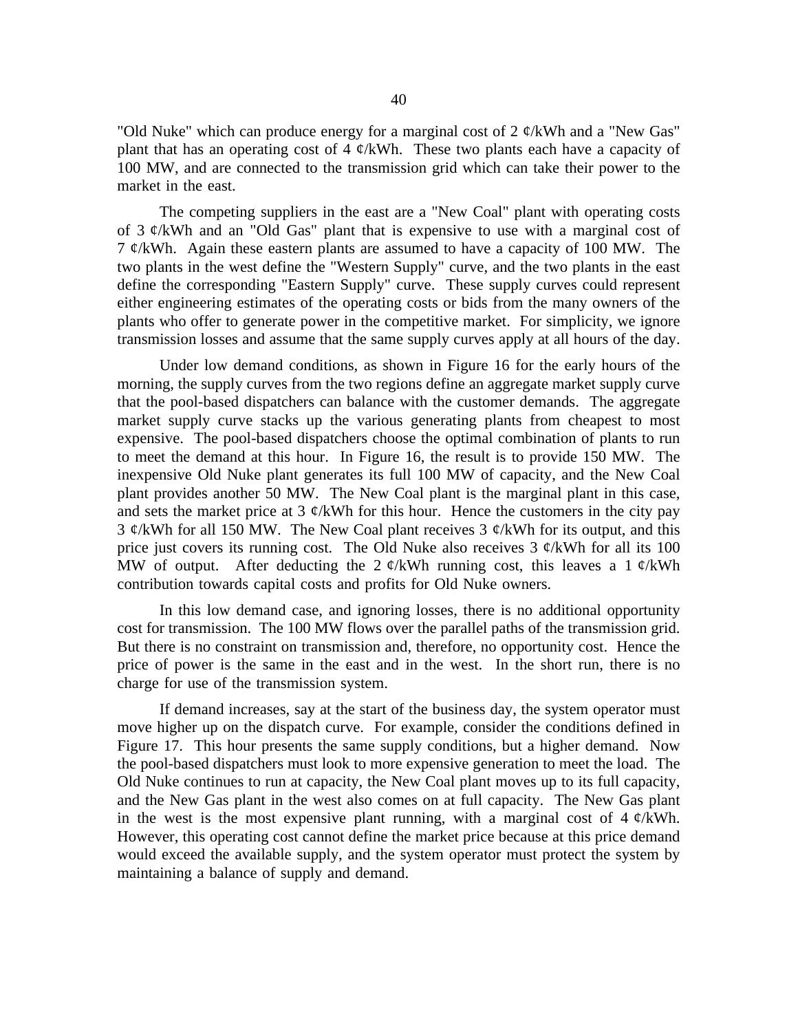"Old Nuke" which can produce energy for a marginal cost of 2 ¢/kWh and a "New Gas" plant that has an operating cost of 4 ¢/kWh. These two plants each have a capacity of 100 MW, and are connected to the transmission grid which can take their power to the market in the east.

The competing suppliers in the east are a "New Coal" plant with operating costs of 3 ¢/kWh and an "Old Gas" plant that is expensive to use with a marginal cost of 7 ¢/kWh. Again these eastern plants are assumed to have a capacity of 100 MW. The two plants in the west define the "Western Supply" curve, and the two plants in the east define the corresponding "Eastern Supply" curve. These supply curves could represent either engineering estimates of the operating costs or bids from the many owners of the plants who offer to generate power in the competitive market. For simplicity, we ignore transmission losses and assume that the same supply curves apply at all hours of the day.

Under low demand conditions, as shown in Figure 16 for the early hours of the morning, the supply curves from the two regions define an aggregate market supply curve that the pool-based dispatchers can balance with the customer demands. The aggregate market supply curve stacks up the various generating plants from cheapest to most expensive. The pool-based dispatchers choose the optimal combination of plants to run to meet the demand at this hour. In Figure 16, the result is to provide 150 MW. The inexpensive Old Nuke plant generates its full 100 MW of capacity, and the New Coal plant provides another 50 MW. The New Coal plant is the marginal plant in this case, and sets the market price at 3 ¢/kWh for this hour. Hence the customers in the city pay 3 ¢/kWh for all 150 MW. The New Coal plant receives 3 ¢/kWh for its output, and this price just covers its running cost. The Old Nuke also receives 3 ¢/kWh for all its 100 MW of output. After deducting the 2 ¢/kWh running cost, this leaves a 1 ¢/kWh contribution towards capital costs and profits for Old Nuke owners.

In this low demand case, and ignoring losses, there is no additional opportunity cost for transmission. The 100 MW flows over the parallel paths of the transmission grid. But there is no constraint on transmission and, therefore, no opportunity cost. Hence the price of power is the same in the east and in the west. In the short run, there is no charge for use of the transmission system.

If demand increases, say at the start of the business day, the system operator must move higher up on the dispatch curve. For example, consider the conditions defined in Figure 17. This hour presents the same supply conditions, but a higher demand. Now the pool-based dispatchers must look to more expensive generation to meet the load. The Old Nuke continues to run at capacity, the New Coal plant moves up to its full capacity, and the New Gas plant in the west also comes on at full capacity. The New Gas plant in the west is the most expensive plant running, with a marginal cost of 4 ¢/kWh. However, this operating cost cannot define the market price because at this price demand would exceed the available supply, and the system operator must protect the system by maintaining a balance of supply and demand.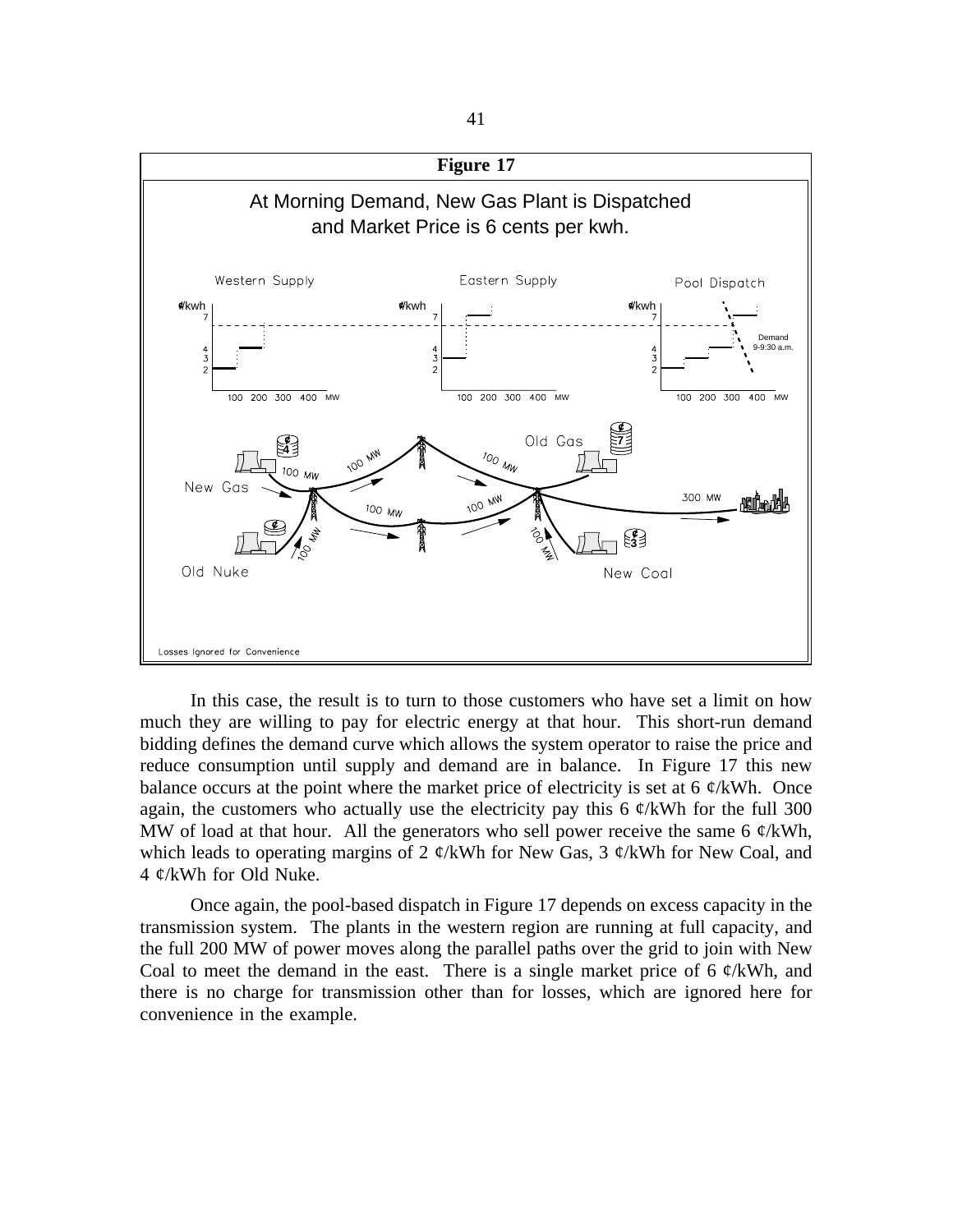**Figure 17**

At Morning Demand, New Gas Plant is Dispatched and Market Price is 6 cents per kwh.

Losses Ignored for Convenience

In this case, the result is to turn to those customers who have set a limit on how much they are willing to pay for electric energy at that hour. This short-run demand bidding defines the demand curve which allows the system operator to raise the price and reduce consumption until supply and demand are in balance. In Figure 17 this new balance occurs at the point where the market price of electricity is set at 6 ¢/kWh. Once again, the customers who actually use the electricity pay this 6 ¢/kWh for the full 300 MW of load at that hour. All the generators who sell power receive the same 6 ¢/kWh, which leads to operating margins of 2 ¢/kWh for New Gas, 3 ¢/kWh for New Coal, and 4 ¢/kWh for Old Nuke.

Once again, the pool-based dispatch in Figure 17 depends on excess capacity in the transmission system. The plants in the western region are running at full capacity, and the full 200 MW of power moves along the parallel paths over the grid to join with New Coal to meet the demand in the east. There is a single market price of 6 ¢/kWh, and there is no charge for transmission other than for losses, which are ignored here for convenience in the example.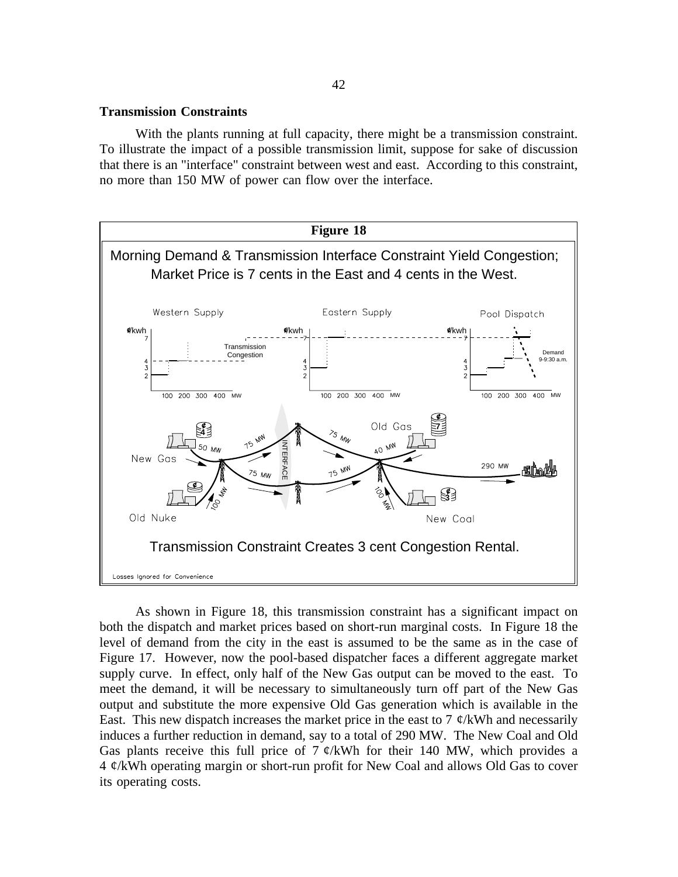## Transmission Constraints

With the plants running at full capacity, there might be a transmission constraint. To illustrate the impact of a possible transmission limit, suppose for sake of discussion that there is an "interface" constraint between west and east. According to this constraint, no more than 150 MW of power can flow over the interface.

**Figure 18**

Morning Demand & Transmission Interface Constraint Yield Congestion; Market Price is 7 cents in the East and 4 cents in the West.

Transmission Constraint Creates 3 cent Congestion Rental.

Losses Ignored for Convenience

As shown in Figure 18, this transmission constraint has a significant impact on both the dispatch and market prices based on short-run marginal costs. In Figure 18 the level of demand from the city in the east is assumed to be the same as in the case of Figure 17. However, now the pool-based dispatcher faces a different aggregate market supply curve. In effect, only half of the New Gas output can be moved to the east. To meet the demand, it will be necessary to simultaneously turn off part of the New Gas output and substitute the more expensive Old Gas generation which is available in the East. This new dispatch increases the market price in the east to 7 ¢/kWh and necessarily induces a further reduction in demand, say to a total of 290 MW. The New Coal and Old Gas plants receive this full price of 7 ¢/kWh for their 140 MW, which provides a 4 ¢/kWh operating margin or short-run profit for New Coal and allows Old Gas to cover its operating costs.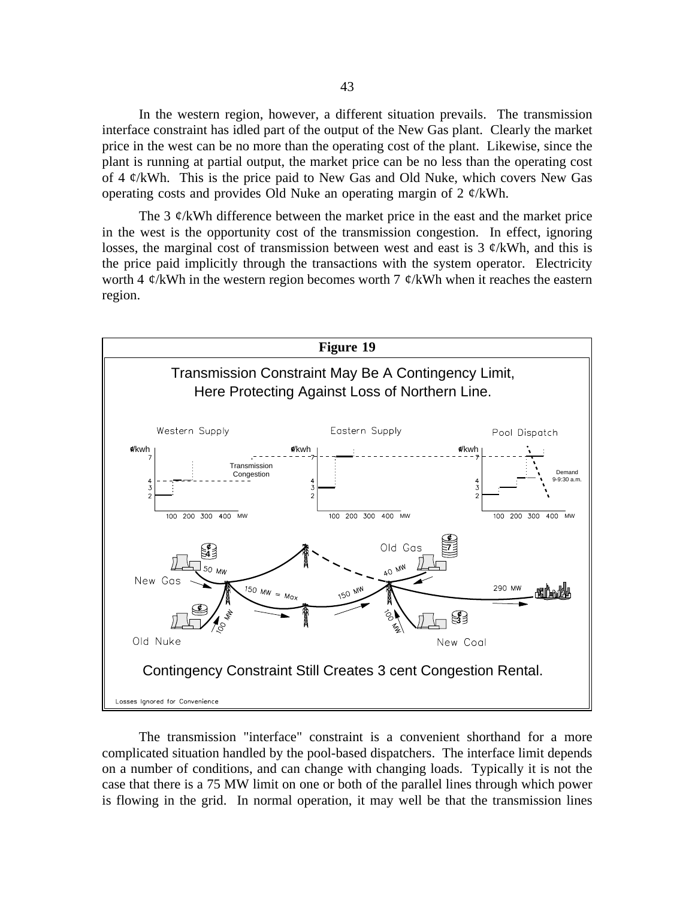In the western region, however, a different situation prevails. The transmission interface constraint has idled part of the output of the New Gas plant. Clearly the market price in the west can be no more than the operating cost of the plant. Likewise, since the plant is running at partial output, the market price can be no less than the operating cost of 4 ¢/kWh. This is the price paid to New Gas and Old Nuke, which covers New Gas operating costs and provides Old Nuke an operating margin of 2 ¢/kWh.

The 3 ¢/kWh difference between the market price in the east and the market price in the west is the opportunity cost of the transmission congestion. In effect, ignoring losses, the marginal cost of transmission between west and east is 3 ¢/kWh, and this is the price paid implicitly through the transactions with the system operator. Electricity worth 4 ¢/kWh in the western region becomes worth 7 ¢/kWh when it reaches the eastern region.

**Figure 19**

Transmission Constraint May Be A Contingency Limit, Here Protecting Against Loss of Northern Line.

Contingency Constraint Still Creates 3 cent Congestion Rental.

Losses Ignored for Convenience

The transmission "interface" constraint is a convenient shorthand for a more complicated situation handled by the pool-based dispatchers. The interface limit depends on a number of conditions, and can change with changing loads. Typically it is not the case that there is a 75 MW limit on one or both of the parallel lines through which power is flowing in the grid. In normal operation, it may well be that the transmission lines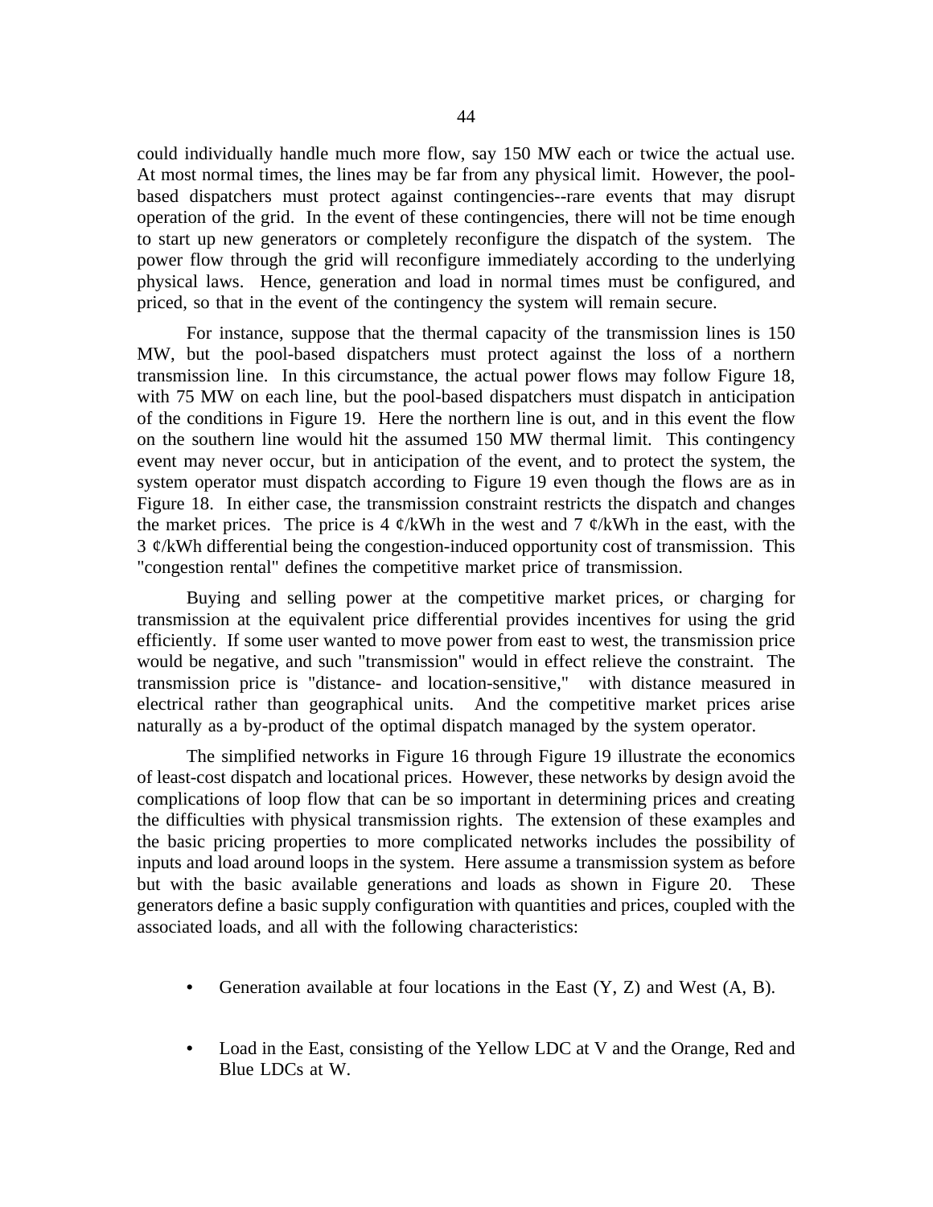could individually handle much more flow, say 150 MW each or twice the actual use. At most normal times, the lines may be far from any physical limit. However, the pool-based dispatchers must protect against contingencies--rare events that may disrupt operation of the grid. In the event of these contingencies, there will not be time enough to start up new generators or completely reconfigure the dispatch of the system. The power flow through the grid will reconfigure immediately according to the underlying physical laws. Hence, generation and load in normal times must be configured, and priced, so that in the event of the contingency the system will remain secure.

For instance, suppose that the thermal capacity of the transmission lines is 150 MW, but the pool-based dispatchers must protect against the loss of a northern transmission line. In this circumstance, the actual power flows may follow Figure 18, with 75 MW on each line, but the pool-based dispatchers must dispatch in anticipation of the conditions in Figure 19. Here the northern line is out, and in this event the flow on the southern line would hit the assumed 150 MW thermal limit. This contingency event may never occur, but in anticipation of the event, and to protect the system, the system operator must dispatch according to Figure 19 even though the flows are as in Figure 18. In either case, the transmission constraint restricts the dispatch and changes the market prices. The price is 4 ¢/kWh in the west and 7 ¢/kWh in the east, with the 3 ¢/kWh differential being the congestion-induced opportunity cost of transmission. This "congestion rental" defines the competitive market price of transmission.

Buying and selling power at the competitive market prices, or charging for transmission at the equivalent price differential provides incentives for using the grid efficiently. If some user wanted to move power from east to west, the transmission price would be negative, and such "transmission" would in effect relieve the constraint. The transmission price is "distance- and location-sensitive," with distance measured in electrical rather than geographical units. And the competitive market prices arise naturally as a by-product of the optimal dispatch managed by the system operator.

The simplified networks in Figure 16 through Figure 19 illustrate the economics of least-cost dispatch and locational prices. However, these networks by design avoid the complications of loop flow that can be so important in determining prices and creating the difficulties with physical transmission rights. The extension of these examples and the basic pricing properties to more complicated networks includes the possibility of inputs and load around loops in the system. Here assume a transmission system as before but with the basic available generations and loads as shown in Figure 20. These generators define a basic supply configuration with quantities and prices, coupled with the associated loads, and all with the following characteristics:

- Generation available at four locations in the East (Y, Z) and West (A, B).

- Load in the East, consisting of the Yellow LDC at V and the Orange, Red and Blue LDCs at W.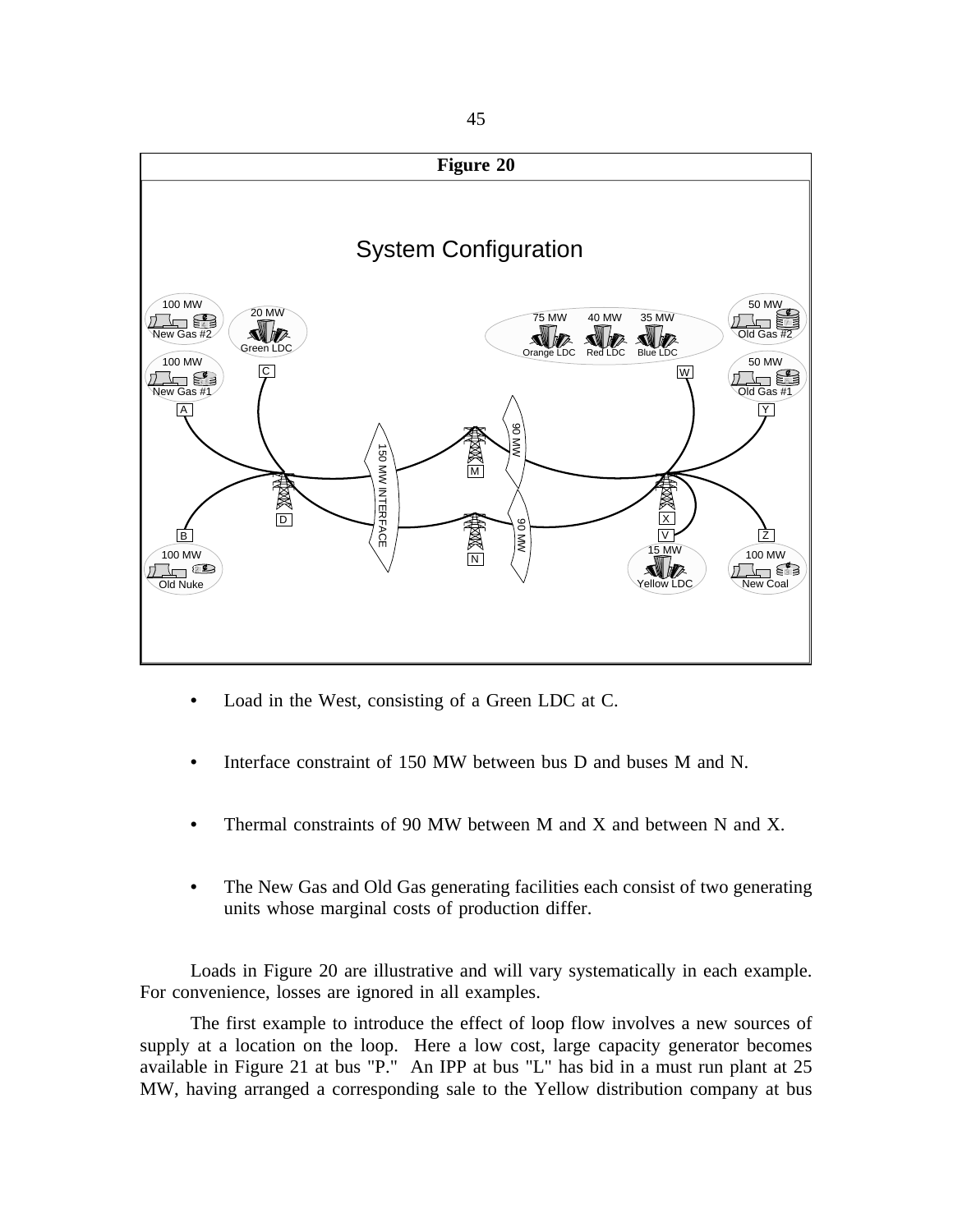**Figure 20**

System Configuration

- Load in the West, consisting of a Green LDC at C.

- Interface constraint of 150 MW between bus D and buses M and N.

- Thermal constraints of 90 MW between M and X and between N and X.

- The New Gas and Old Gas generating facilities each consist of two generating units whose marginal costs of production differ.

Loads in Figure 20 are illustrative and will vary systematically in each example. For convenience, losses are ignored in all examples.

The first example to introduce the effect of loop flow involves a new sources of supply at a location on the loop. Here a low cost, large capacity generator becomes available in Figure 21 at bus "P." An IPP at bus "L" has bid in a must run plant at 25 MW, having arranged a corresponding sale to the Yellow distribution company at bus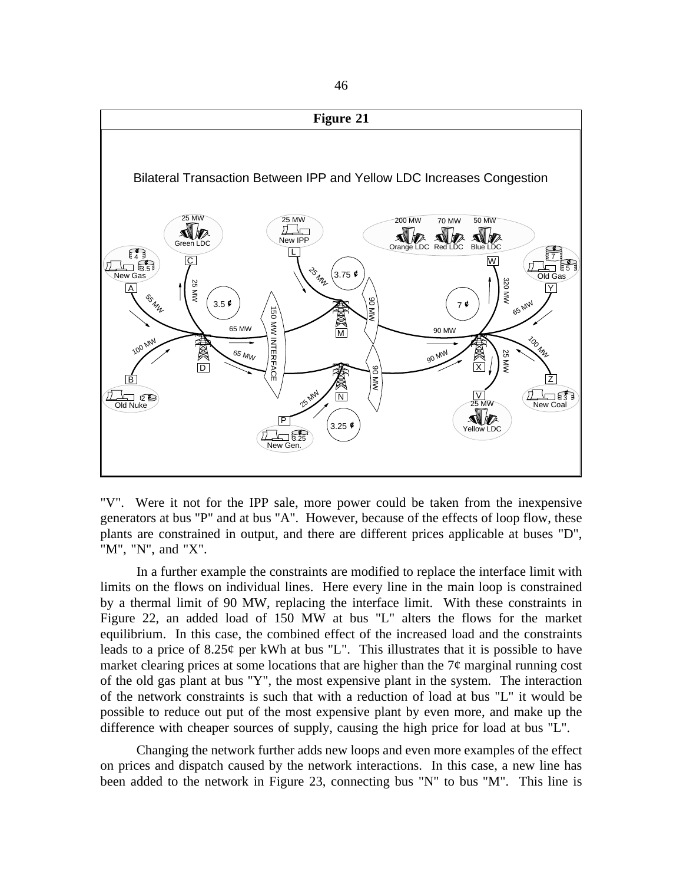**Figure 21**

Bilateral Transaction Between IPP and Yellow LDC Increases Congestion

"V". Were it not for the IPP sale, more power could be taken from the inexpensive generators at bus "P" and at bus "A". However, because of the effects of loop flow, these plants are constrained in output, and there are different prices applicable at buses "D", "M", "N", and "X".

In a further example the constraints are modified to replace the interface limit with limits on the flows on individual lines. Here every line in the main loop is constrained by a thermal limit of 90 MW, replacing the interface limit. With these constraints in Figure 22, an added load of 150 MW at bus "L" alters the flows for the market equilibrium. In this case, the combined effect of the increased load and the constraints leads to a price of 8.25¢ per kWh at bus "L". This illustrates that it is possible to have market clearing prices at some locations that are higher than the 7¢ marginal running cost of the old gas plant at bus "Y", the most expensive plant in the system. The interaction of the network constraints is such that with a reduction of load at bus "L" it would be possible to reduce out put of the most expensive plant by even more, and make up the difference with cheaper sources of supply, causing the high price for load at bus "L".

Changing the network further adds new loops and even more examples of the effect on prices and dispatch caused by the network interactions. In this case, a new line has been added to the network in Figure 23, connecting bus "N" to bus "M". This line is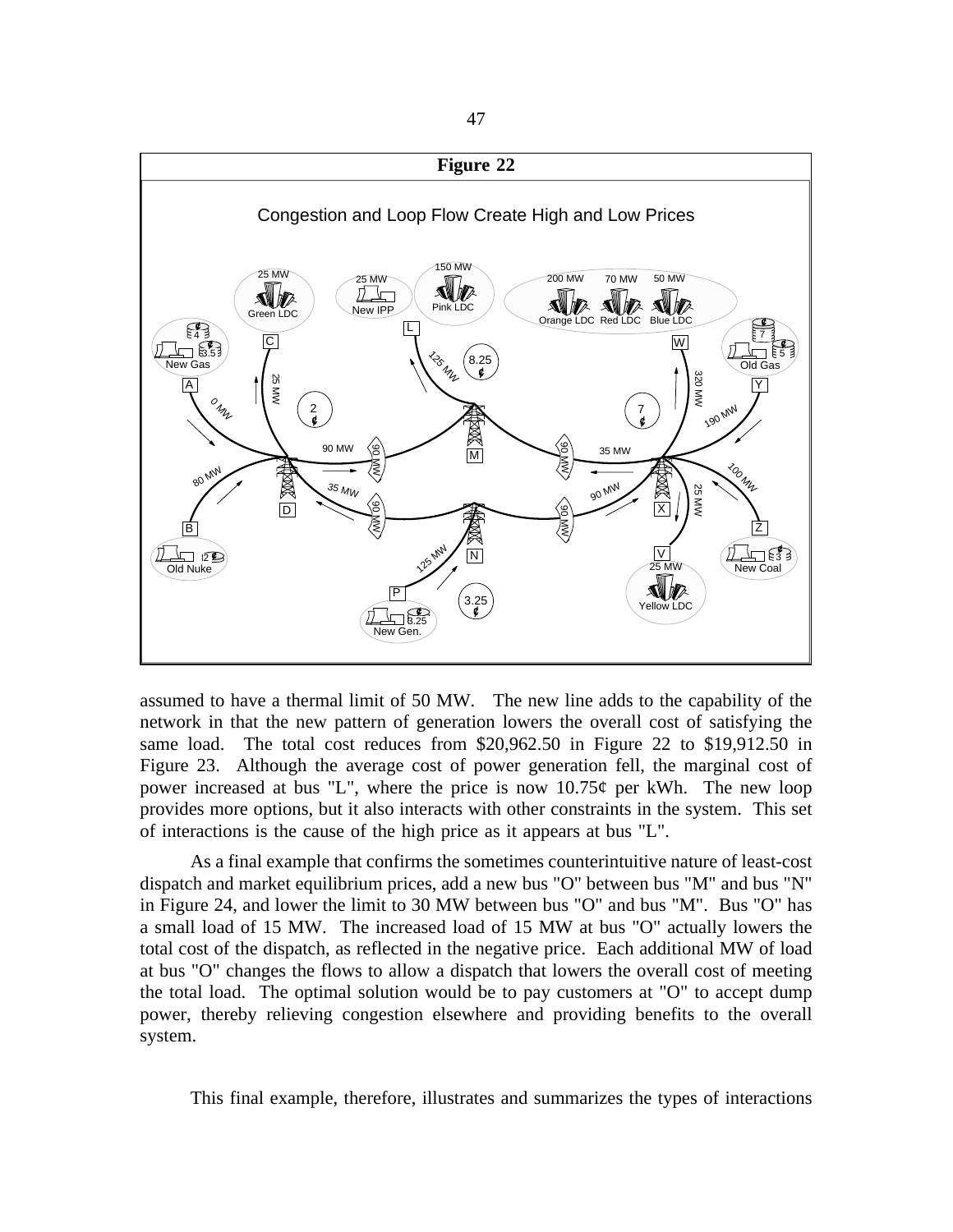**Figure 22**

Congestion and Loop Flow Create High and Low Prices

assumed to have a thermal limit of 50 MW. The new line adds to the capability of the network in that the new pattern of generation lowers the overall cost of satisfying the same load. The total cost reduces from $20,962.50 in Figure 22 to $19,912.50 in Figure 23. Although the average cost of power generation fell, the marginal cost of power increased at bus "L", where the price is now 10.75¢ per kWh. The new loop provides more options, but it also interacts with other constraints in the system. This set of interactions is the cause of the high price as it appears at bus "L".

As a final example that confirms the sometimes counterintuitive nature of least-cost dispatch and market equilibrium prices, add a new bus "O" between bus "M" and bus "N" in Figure 24, and lower the limit to 30 MW between bus "O" and bus "M". Bus "O" has a small load of 15 MW. The increased load of 15 MW at bus "O" actually lowers the total cost of the dispatch, as reflected in the negative price. Each additional MW of load at bus "O" changes the flows to allow a dispatch that lowers the overall cost of meeting the total load. The optimal solution would be to pay customers at "O" to accept dump power, thereby relieving congestion elsewhere and providing benefits to the overall system.

This final example, therefore, illustrates and summarizes the types of interactions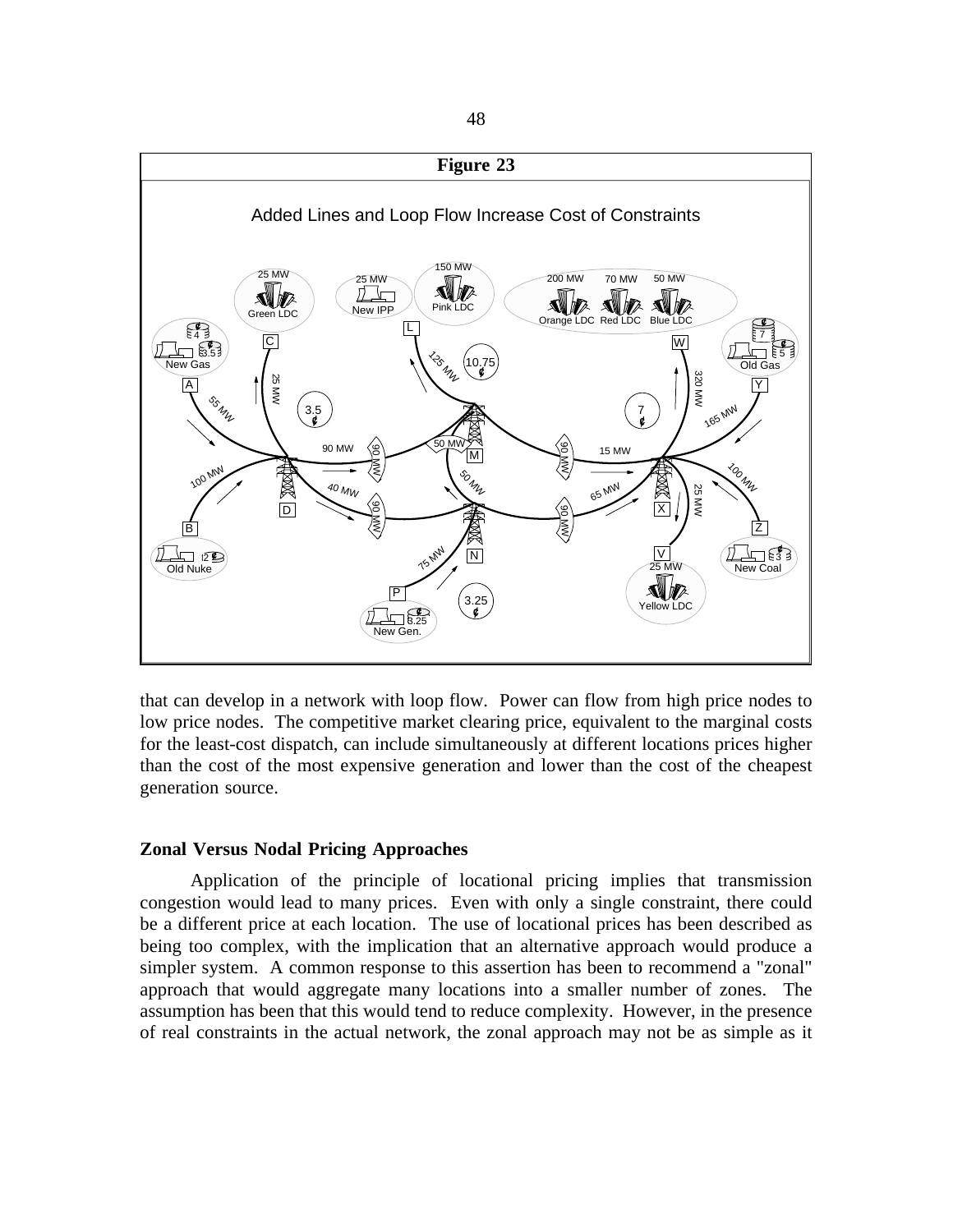**Figure 23**

Added Lines and Loop Flow Increase Cost of Constraints

that can develop in a network with loop flow. Power can flow from high price nodes to low price nodes. The competitive market clearing price, equivalent to the marginal costs for the least-cost dispatch, can include simultaneously at different locations prices higher than the cost of the most expensive generation and lower than the cost of the cheapest generation source.

## Zonal Versus Nodal Pricing Approaches

Application of the principle of locational pricing implies that transmission congestion would lead to many prices. Even with only a single constraint, there could be a different price at each location. The use of locational prices has been described as being too complex, with the implication that an alternative approach would produce a simpler system. A common response to this assertion has been to recommend a "zonal" approach that would aggregate many locations into a smaller number of zones. The assumption has been that this would tend to reduce complexity. However, in the presence of real constraints in the actual network, the zonal approach may not be as simple as it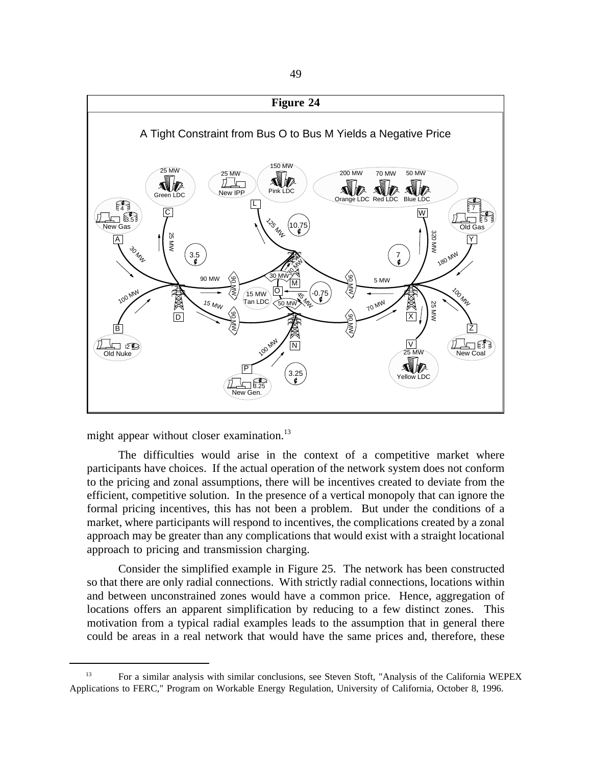**Figure 24**

A Tight Constraint from Bus O to Bus M Yields a Negative Price

might appear without closer examination.[13]

The difficulties would arise in the context of a competitive market where participants have choices. If the actual operation of the network system does not conform to the pricing and zonal assumptions, there will be incentives created to deviate from the efficient, competitive solution. In the presence of a vertical monopoly that can ignore the formal pricing incentives, this has not been a problem. But under the conditions of a market, where participants will respond to incentives, the complications created by a zonal approach may be greater than any complications that would exist with a straight locational approach to pricing and transmission charging.

Consider the simplified example in Figure 25. The network has been constructed so that there are only radial connections. With strictly radial connections, locations within and between unconstrained zones would have a common price. Hence, aggregation of locations offers an apparent simplification by reducing to a few distinct zones. This motivation from a typical radial examples leads to the assumption that in general there could be areas in a real network that would have the same prices and, therefore, these

[13] For a similar analysis with similar conclusions, see Steven Stoft, "Analysis of the California WEPEX Applications to FERC," Program on Workable Energy Regulation, University of California, October 8, 1996.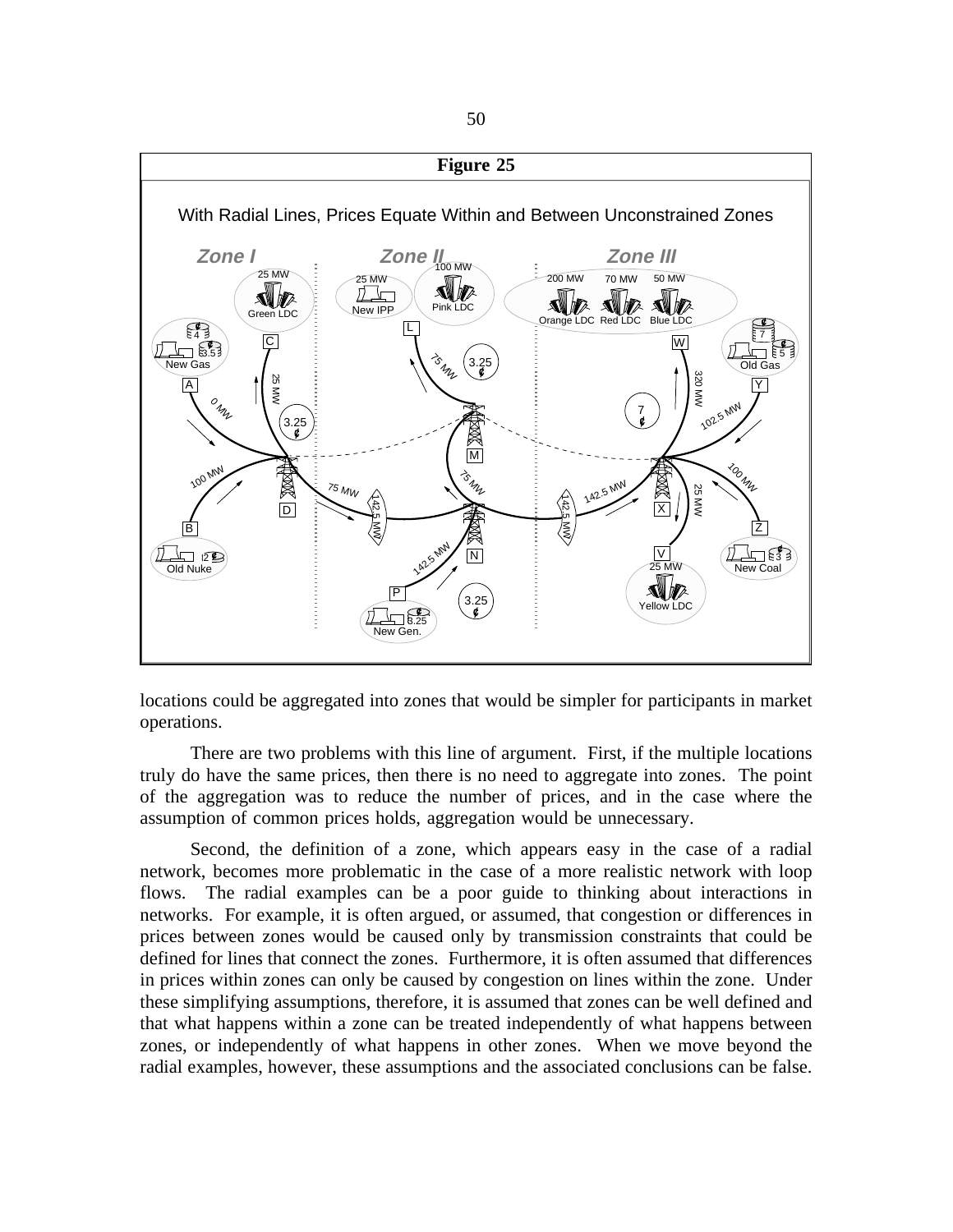**Figure 25**

With Radial Lines, Prices Equate Within and Between Unconstrained Zones

locations could be aggregated into zones that would be simpler for participants in market operations.

There are two problems with this line of argument. First, if the multiple locations truly do have the same prices, then there is no need to aggregate into zones. The point of the aggregation was to reduce the number of prices, and in the case where the assumption of common prices holds, aggregation would be unnecessary.

Second, the definition of a zone, which appears easy in the case of a radial network, becomes more problematic in the case of a more realistic network with loop flows. The radial examples can be a poor guide to thinking about interactions in networks. For example, it is often argued, or assumed, that congestion or differences in prices between zones would be caused only by transmission constraints that could be defined for lines that connect the zones. Furthermore, it is often assumed that differences in prices within zones can only be caused by congestion on lines within the zone. Under these simplifying assumptions, therefore, it is assumed that zones can be well defined and that what happens within a zone can be treated independently of what happens between zones, or independently of what happens in other zones. When we move beyond the radial examples, however, these assumptions and the associated conclusions can be false.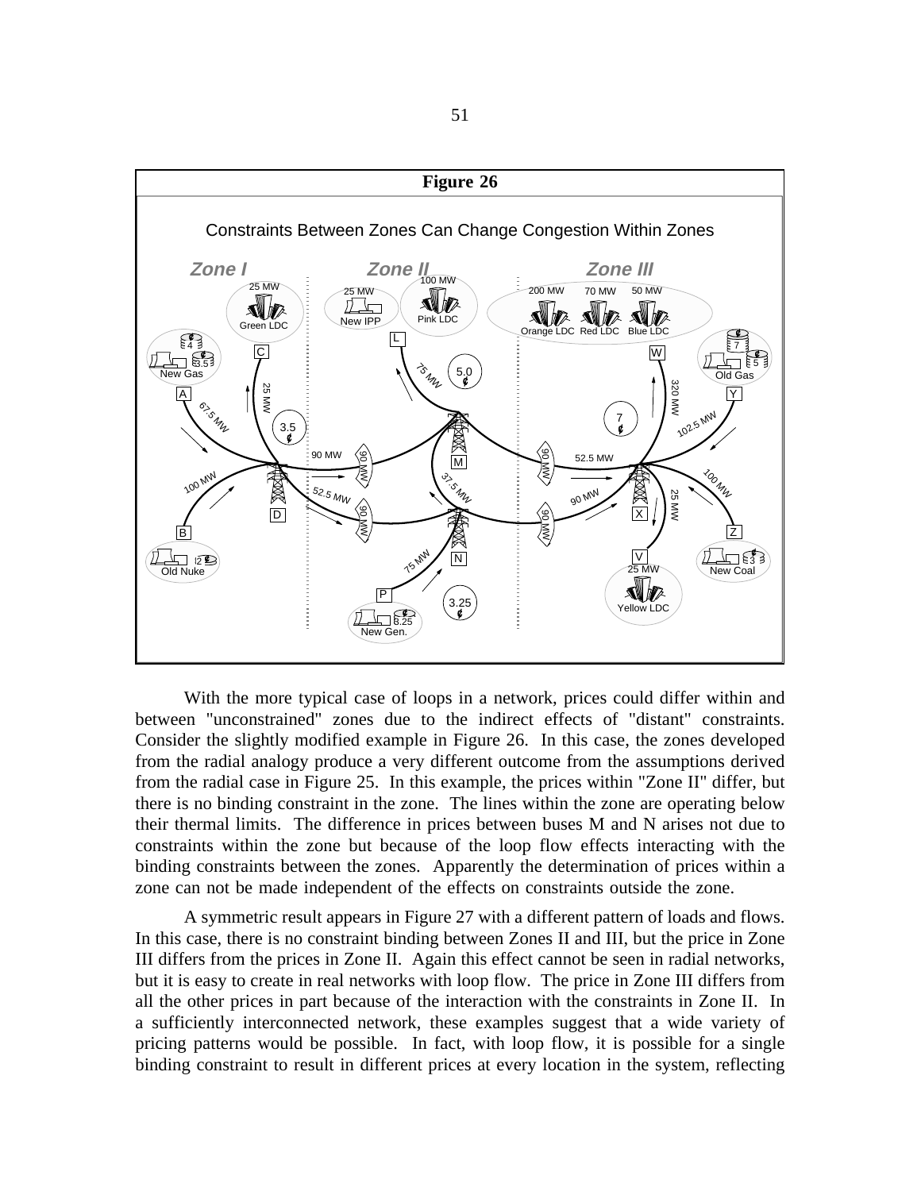**Figure 26**

Constraints Between Zones Can Change Congestion Within Zones

With the more typical case of loops in a network, prices could differ within and between "unconstrained" zones due to the indirect effects of "distant" constraints. Consider the slightly modified example in Figure 26. In this case, the zones developed from the radial analogy produce a very different outcome from the assumptions derived from the radial case in Figure 25. In this example, the prices within "Zone II" differ, but there is no binding constraint in the zone. The lines within the zone are operating below their thermal limits. The difference in prices between buses M and N arises not due to constraints within the zone but because of the loop flow effects interacting with the binding constraints between the zones. Apparently the determination of prices within a zone can not be made independent of the effects on constraints outside the zone.

A symmetric result appears in Figure 27 with a different pattern of loads and flows. In this case, there is no constraint binding between Zones II and III, but the price in Zone III differs from the prices in Zone II. Again this effect cannot be seen in radial networks, but it is easy to create in real networks with loop flow. The price in Zone III differs from all the other prices in part because of the interaction with the constraints in Zone II. In a sufficiently interconnected network, these examples suggest that a wide variety of pricing patterns would be possible. In fact, with loop flow, it is possible for a single binding constraint to result in different prices at every location in the system, reflecting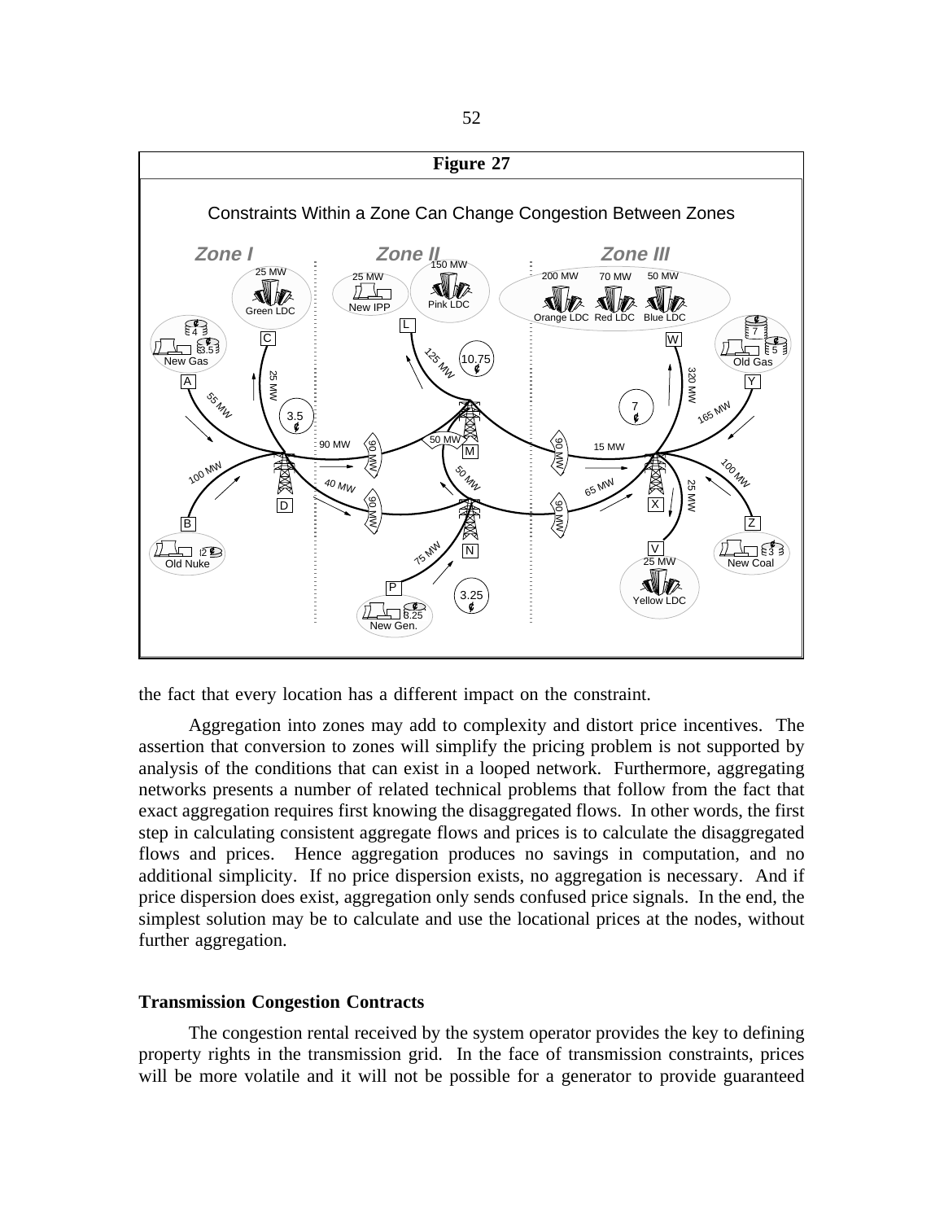**Figure 27**

Constraints Within a Zone Can Change Congestion Between Zones

the fact that every location has a different impact on the constraint.

Aggregation into zones may add to complexity and distort price incentives. The assertion that conversion to zones will simplify the pricing problem is not supported by analysis of the conditions that can exist in a looped network. Furthermore, aggregating networks presents a number of related technical problems that follow from the fact that exact aggregation requires first knowing the disaggregated flows. In other words, the first step in calculating consistent aggregate flows and prices is to calculate the disaggregated flows and prices. Hence aggregation produces no savings in computation, and no additional simplicity. If no price dispersion exists, no aggregation is necessary. And if price dispersion does exist, aggregation only sends confused price signals. In the end, the simplest solution may be to calculate and use the locational prices at the nodes, without further aggregation.

## Transmission Congestion Contracts

The congestion rental received by the system operator provides the key to defining property rights in the transmission grid. In the face of transmission constraints, prices will be more volatile and it will not be possible for a generator to provide guaranteed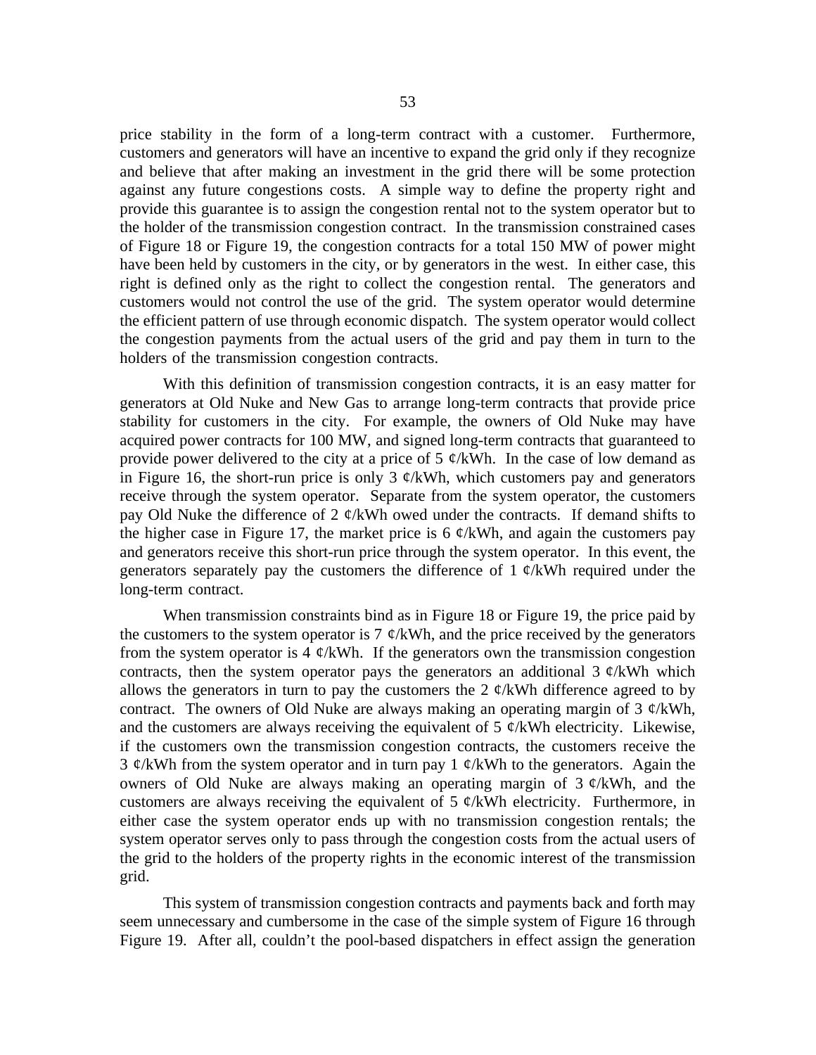price stability in the form of a long-term contract with a customer. Furthermore, customers and generators will have an incentive to expand the grid only if they recognize and believe that after making an investment in the grid there will be some protection against any future congestions costs. A simple way to define the property right and provide this guarantee is to assign the congestion rental not to the system operator but to the holder of the transmission congestion contract. In the transmission constrained cases of Figure 18 or Figure 19, the congestion contracts for a total 150 MW of power might have been held by customers in the city, or by generators in the west. In either case, this right is defined only as the right to collect the congestion rental. The generators and customers would not control the use of the grid. The system operator would determine the efficient pattern of use through economic dispatch. The system operator would collect the congestion payments from the actual users of the grid and pay them in turn to the holders of the transmission congestion contracts.

With this definition of transmission congestion contracts, it is an easy matter for generators at Old Nuke and New Gas to arrange long-term contracts that provide price stability for customers in the city. For example, the owners of Old Nuke may have acquired power contracts for 100 MW, and signed long-term contracts that guaranteed to provide power delivered to the city at a price of 5 ¢/kWh. In the case of low demand as in Figure 16, the short-run price is only 3 ¢/kWh, which customers pay and generators receive through the system operator. Separate from the system operator, the customers pay Old Nuke the difference of 2 ¢/kWh owed under the contracts. If demand shifts to the higher case in Figure 17, the market price is 6 ¢/kWh, and again the customers pay and generators receive this short-run price through the system operator. In this event, the generators separately pay the customers the difference of 1 ¢/kWh required under the long-term contract.

When transmission constraints bind as in Figure 18 or Figure 19, the price paid by the customers to the system operator is 7 ¢/kWh, and the price received by the generators from the system operator is 4 ¢/kWh. If the generators own the transmission congestion contracts, then the system operator pays the generators an additional 3 ¢/kWh which allows the generators in turn to pay the customers the 2 ¢/kWh difference agreed to by contract. The owners of Old Nuke are always making an operating margin of 3 ¢/kWh, and the customers are always receiving the equivalent of 5 ¢/kWh electricity. Likewise, if the customers own the transmission congestion contracts, the customers receive the 3 ¢/kWh from the system operator and in turn pay 1 ¢/kWh to the generators. Again the owners of Old Nuke are always making an operating margin of 3 ¢/kWh, and the customers are always receiving the equivalent of 5 ¢/kWh electricity. Furthermore, in either case the system operator ends up with no transmission congestion rentals; the system operator serves only to pass through the congestion costs from the actual users of the grid to the holders of the property rights in the economic interest of the transmission grid.

This system of transmission congestion contracts and payments back and forth may seem unnecessary and cumbersome in the case of the simple system of Figure 16 through Figure 19. After all, couldn't the pool-based dispatchers in effect assign the generation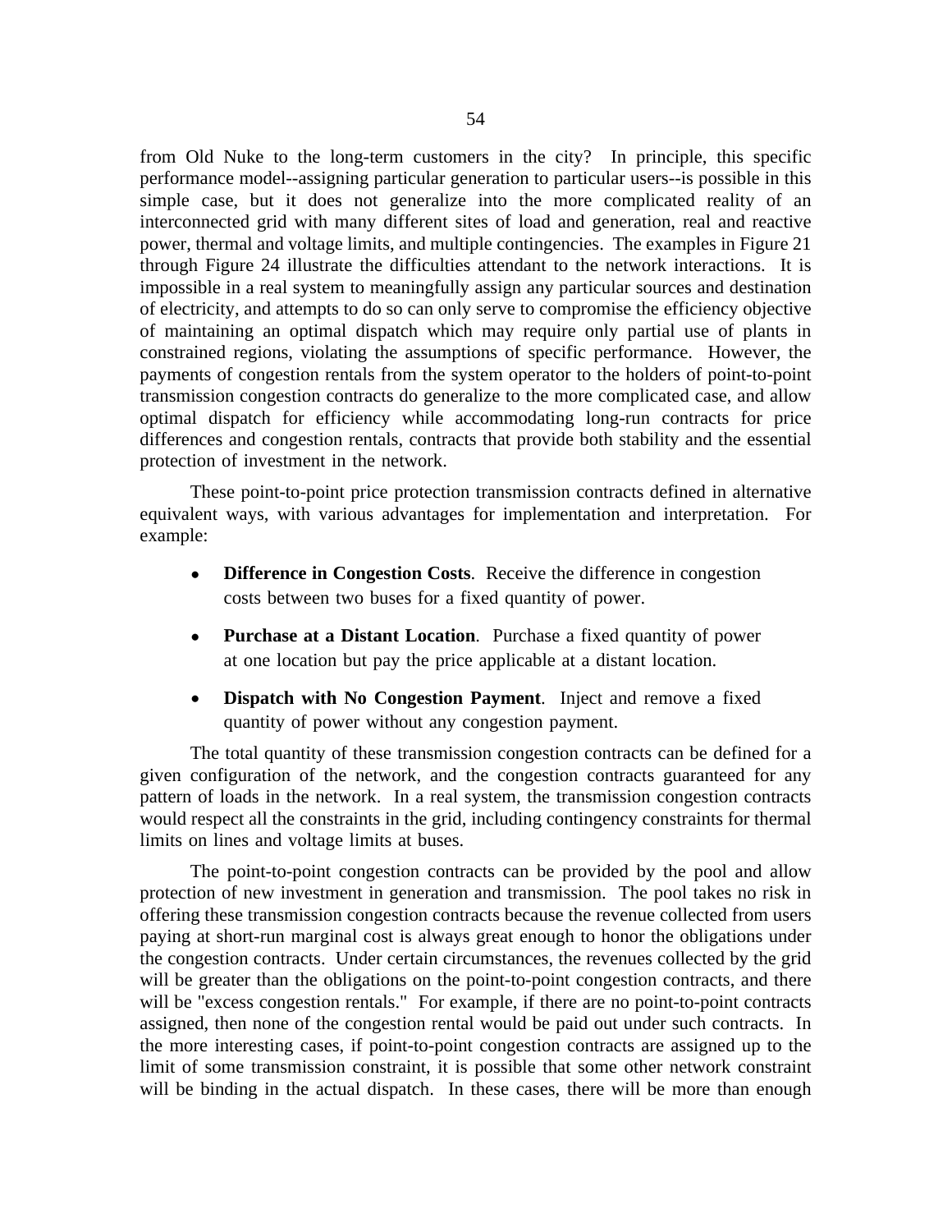from Old Nuke to the long-term customers in the city? In principle, this specific performance model--assigning particular generation to particular users--is possible in this simple case, but it does not generalize into the more complicated reality of an interconnected grid with many different sites of load and generation, real and reactive power, thermal and voltage limits, and multiple contingencies. The examples in Figure 21 through Figure 24 illustrate the difficulties attendant to the network interactions. It is impossible in a real system to meaningfully assign any particular sources and destination of electricity, and attempts to do so can only serve to compromise the efficiency objective of maintaining an optimal dispatch which may require only partial use of plants in constrained regions, violating the assumptions of specific performance. However, the payments of congestion rentals from the system operator to the holders of point-to-point transmission congestion contracts do generalize to the more complicated case, and allow optimal dispatch for efficiency while accommodating long-run contracts for price differences and congestion rentals, contracts that provide both stability and the essential protection of investment in the network.

These point-to-point price protection transmission contracts defined in alternative equivalent ways, with various advantages for implementation and interpretation. For example:

- **Difference in Congestion Costs**. Receive the difference in congestion costs between two buses for a fixed quantity of power.
- **Purchase at a Distant Location**. Purchase a fixed quantity of power at one location but pay the price applicable at a distant location.
- **Dispatch with No Congestion Payment**. Inject and remove a fixed quantity of power without any congestion payment.

The total quantity of these transmission congestion contracts can be defined for a given configuration of the network, and the congestion contracts guaranteed for any pattern of loads in the network. In a real system, the transmission congestion contracts would respect all the constraints in the grid, including contingency constraints for thermal limits on lines and voltage limits at buses.

The point-to-point congestion contracts can be provided by the pool and allow protection of new investment in generation and transmission. The pool takes no risk in offering these transmission congestion contracts because the revenue collected from users paying at short-run marginal cost is always great enough to honor the obligations under the congestion contracts. Under certain circumstances, the revenues collected by the grid will be greater than the obligations on the point-to-point congestion contracts, and there will be "excess congestion rentals." For example, if there are no point-to-point contracts assigned, then none of the congestion rental would be paid out under such contracts. In the more interesting cases, if point-to-point congestion contracts are assigned up to the limit of some transmission constraint, it is possible that some other network constraint will be binding in the actual dispatch. In these cases, there will be more than enough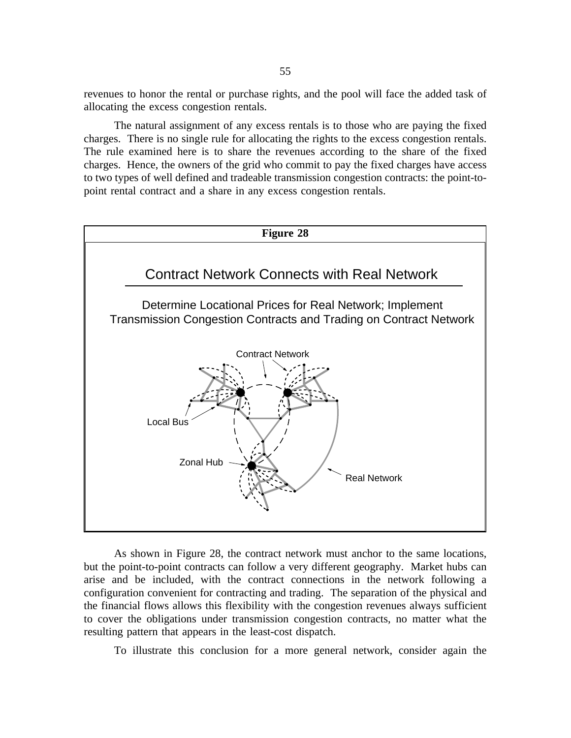revenues to honor the rental or purchase rights, and the pool will face the added task of allocating the excess congestion rentals.

The natural assignment of any excess rentals is to those who are paying the fixed charges. There is no single rule for allocating the rights to the excess congestion rentals. The rule examined here is to share the revenues according to the share of the fixed charges. Hence, the owners of the grid who commit to pay the fixed charges have access to two types of well defined and tradeable transmission congestion contracts: the point-to-point rental contract and a share in any excess congestion rentals.

**Figure 28**

## Contract Network Connects with Real Network

Determine Locational Prices for Real Network; Implement Transmission Congestion Contracts and Trading on Contract Network

Contract Network

Local Bus

Zonal Hub

Real Network

As shown in Figure 28, the contract network must anchor to the same locations, but the point-to-point contracts can follow a very different geography. Market hubs can arise and be included, with the contract connections in the network following a configuration convenient for contracting and trading. The separation of the physical and the financial flows allows this flexibility with the congestion revenues always sufficient to cover the obligations under transmission congestion contracts, no matter what the resulting pattern that appears in the least-cost dispatch.

To illustrate this conclusion for a more general network, consider again the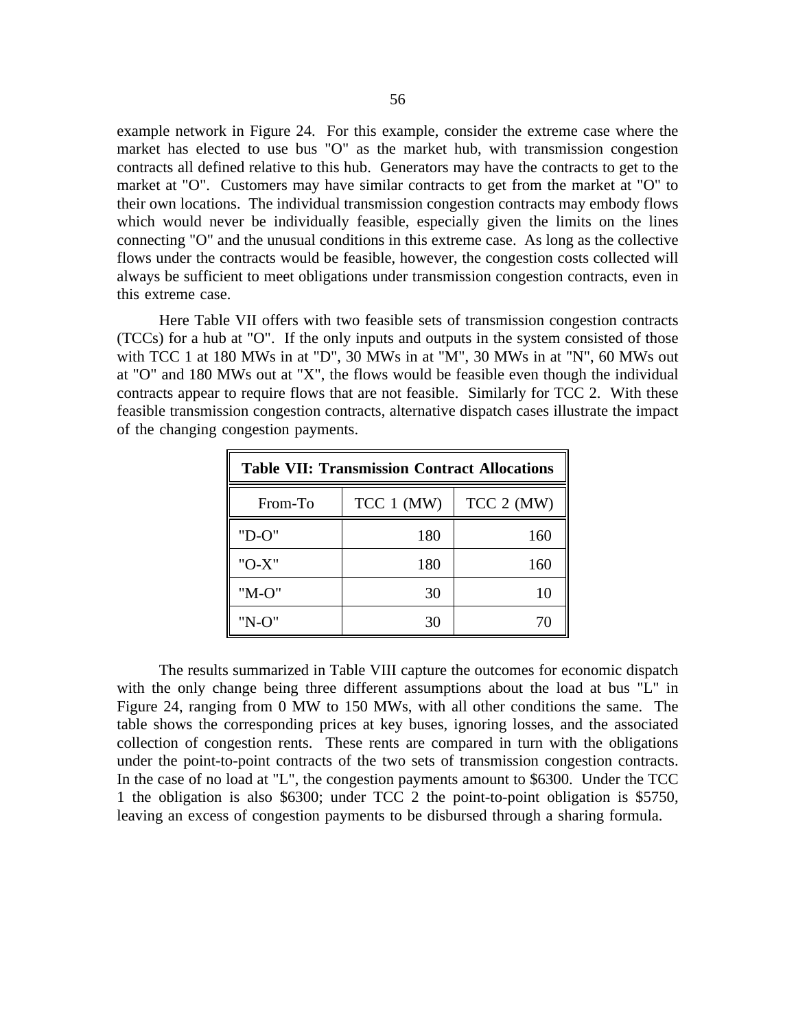example network in Figure 24. For this example, consider the extreme case where the market has elected to use bus "O" as the market hub, with transmission congestion contracts all defined relative to this hub. Generators may have the contracts to get to the market at "O". Customers may have similar contracts to get from the market at "O" to their own locations. The individual transmission congestion contracts may embody flows which would never be individually feasible, especially given the limits on the lines connecting "O" and the unusual conditions in this extreme case. As long as the collective flows under the contracts would be feasible, however, the congestion costs collected will always be sufficient to meet obligations under transmission congestion contracts, even in this extreme case.

Here Table VII offers with two feasible sets of transmission congestion contracts (TCCs) for a hub at "O". If the only inputs and outputs in the system consisted of those with TCC 1 at 180 MWs in at "D", 30 MWs in at "M", 30 MWs in at "N", 60 MWs out at "O" and 180 MWs out at "X", the flows would be feasible even though the individual contracts appear to require flows that are not feasible. Similarly for TCC 2. With these feasible transmission congestion contracts, alternative dispatch cases illustrate the impact of the changing congestion payments.

**Table VII: Transmission Contract Allocations**

| From-To | TCC 1 (MW) | TCC 2 (MW) |
|---|---|---|
| "D-O" | 180 | 160 |
| "O-X" | 180 | 160 |
| "M-O" | 30 | 10 |
| "N-O" | 30 | 70 |

The results summarized in Table VIII capture the outcomes for economic dispatch with the only change being three different assumptions about the load at bus "L" in Figure 24, ranging from 0 MW to 150 MWs, with all other conditions the same. The table shows the corresponding prices at key buses, ignoring losses, and the associated collection of congestion rents. These rents are compared in turn with the obligations under the point-to-point contracts of the two sets of transmission congestion contracts. In the case of no load at "L", the congestion payments amount to $6300. Under the TCC 1 the obligation is also $6300; under TCC 2 the point-to-point obligation is $5750, leaving an excess of congestion payments to be disbursed through a sharing formula.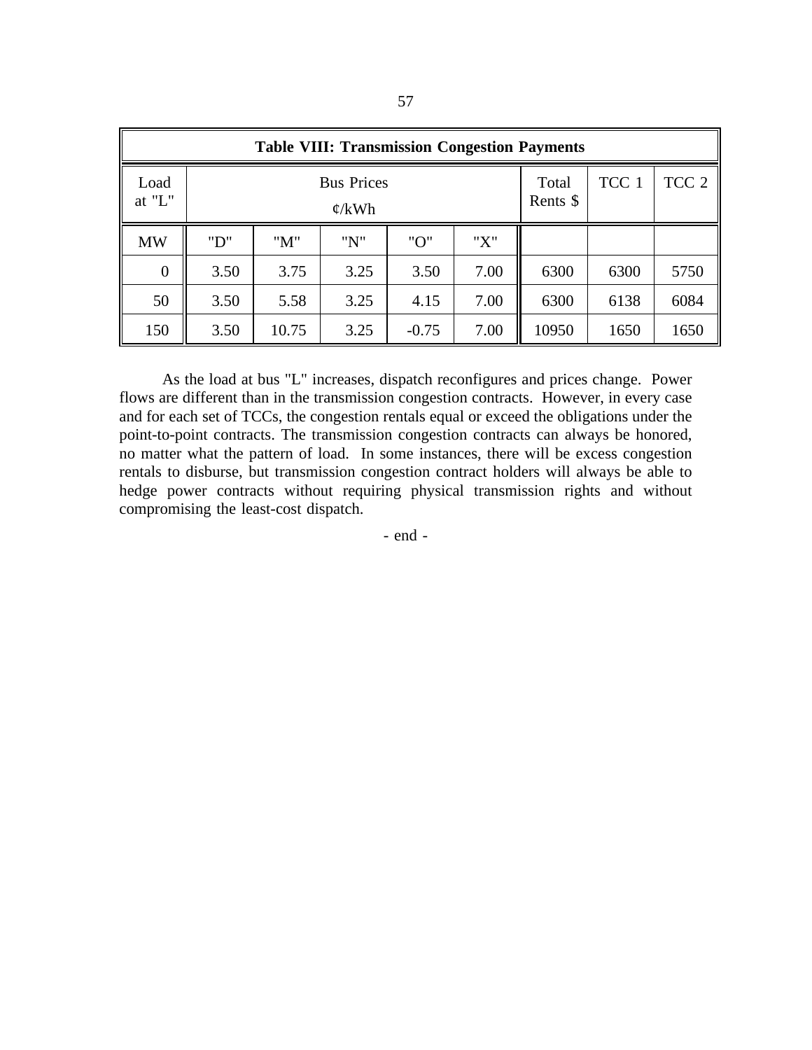| Table VIII: Transmission Congestion Payments | | | | | | | | |
|---|---|---|---|---|---|---|---|---|
| Load at "L" | Bus Prices ¢/kWh | | | | | Total Rents $ | TCC 1 | TCC 2 |
| MW | "D" | "M" | "N" | "O" | "X" | | | |
| 0 | 3.50 | 3.75 | 3.25 | 3.50 | 7.00 | 6300 | 6300 | 5750 |
| 50 | 3.50 | 5.58 | 3.25 | 4.15 | 7.00 | 6300 | 6138 | 6084 |
| 150 | 3.50 | 10.75 | 3.25 | -0.75 | 7.00 | 10950 | 1650 | 1650 |

As the load at bus "L" increases, dispatch reconfigures and prices change. Power flows are different than in the transmission congestion contracts. However, in every case and for each set of TCCs, the congestion rentals equal or exceed the obligations under the point-to-point contracts. The transmission congestion contracts can always be honored, no matter what the pattern of load. In some instances, there will be excess congestion rentals to disburse, but transmission congestion contract holders will always be able to hedge power contracts without requiring physical transmission rights and without compromising the least-cost dispatch.

- end -